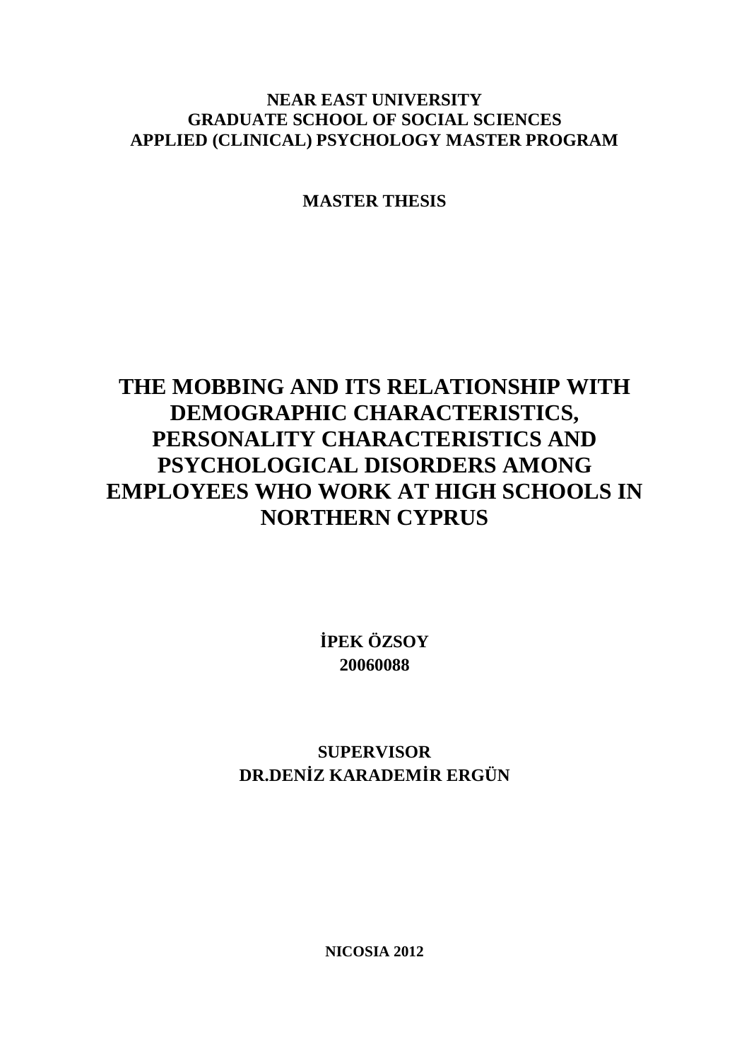**NEAR EAST UNIVERSITY**
**GRADUATE SCHOOL OF SOCIAL SCIENCES**
**APPLIED (CLINICAL) PSYCHOLOGY MASTER PROGRAM**

**MASTER THESIS**

# THE MOBBING AND ITS RELATIONSHIP WITH DEMOGRAPHIC CHARACTERISTICS, PERSONALITY CHARACTERISTICS AND PSYCHOLOGICAL DISORDERS AMONG EMPLOYEES WHO WORK AT HIGH SCHOOLS IN NORTHERN CYPRUS

**İPEK ÖZSOY**
**20060088**

**SUPERVISOR**
**DR.DENİZ KARADEMİR ERGÜN**

**NICOSIA 2012**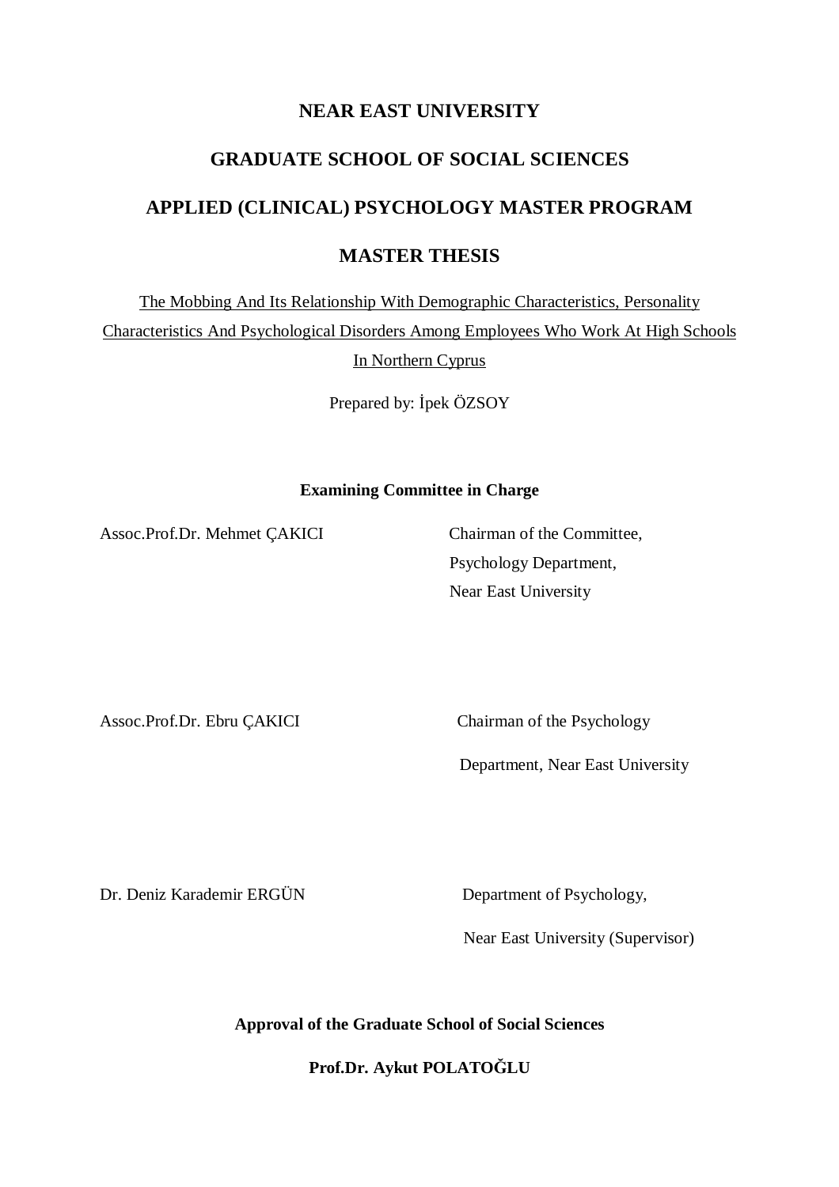**NEAR EAST UNIVERSITY**

**GRADUATE SCHOOL OF SOCIAL SCIENCES**

**APPLIED (CLINICAL) PSYCHOLOGY MASTER PROGRAM**

**MASTER THESIS**

The Mobbing And Its Relationship With Demographic Characteristics, Personality Characteristics And Psychological Disorders Among Employees Who Work At High Schools In Northern Cyprus

Prepared by: İpek ÖZSOY

**Examining Committee in Charge**

Assoc.Prof.Dr. Mehmet ÇAKICI — Chairman of the Committee, Psychology Department, Near East University

Assoc.Prof.Dr. Ebru ÇAKICI — Chairman of the Psychology Department, Near East University

Dr. Deniz Karademir ERGÜN — Department of Psychology, Near East University (Supervisor)

**Approval of the Graduate School of Social Sciences**

**Prof.Dr. Aykut POLATOĞLU**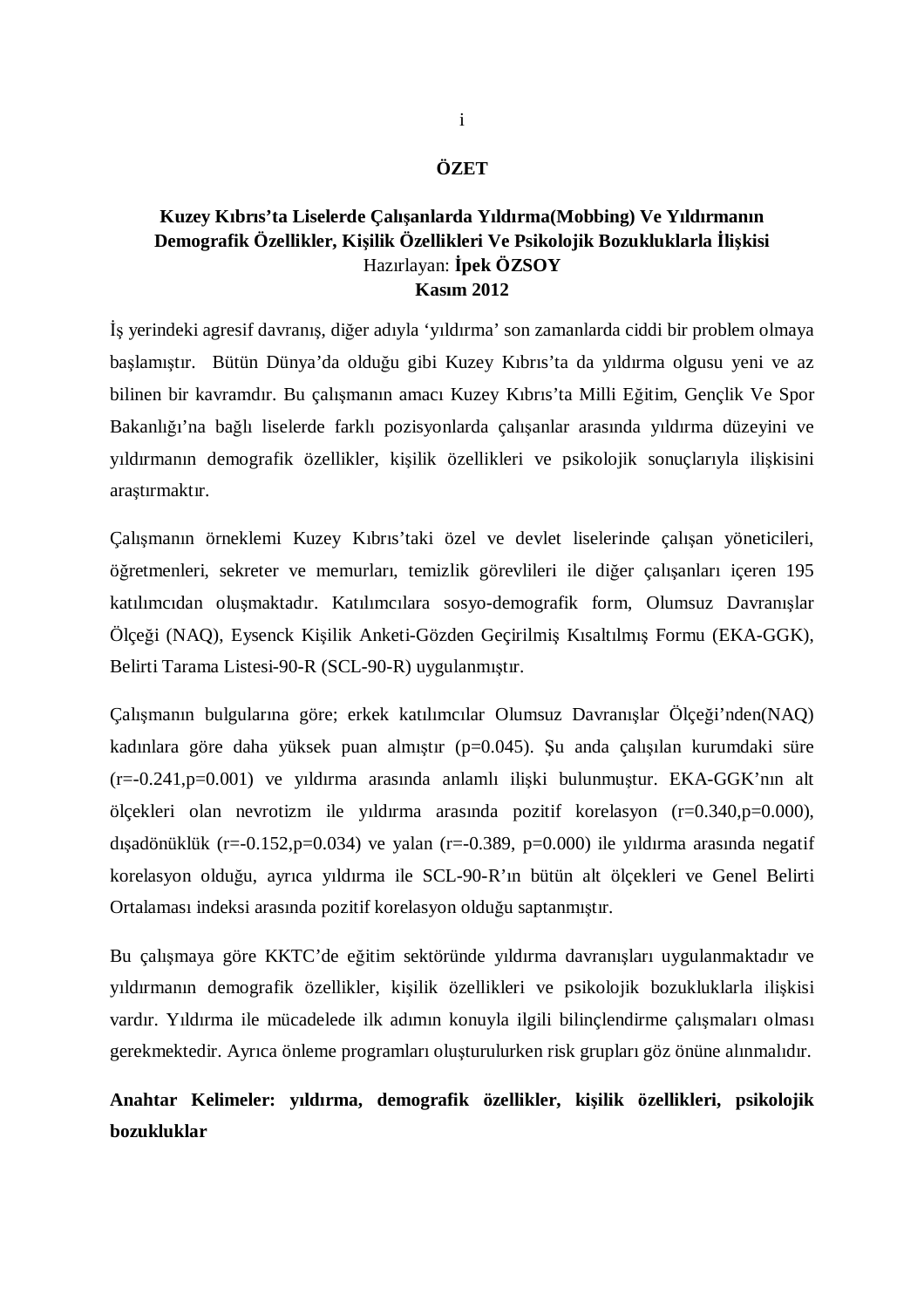## ÖZET

**Kuzey Kıbrıs'ta Liselerde Çalışanlarda Yıldırma(Mobbing) Ve Yıldırmanın Demografik Özellikler, Kişilik Özellikleri Ve Psikolojik Bozukluklarla İlişkisi**

Hazırlayan: **İpek ÖZSOY**

**Kasım 2012**

İş yerindeki agresif davranış, diğer adıyla 'yıldırma' son zamanlarda ciddi bir problem olmaya başlamıştır. Bütün Dünya'da olduğu gibi Kuzey Kıbrıs'ta da yıldırma olgusu yeni ve az bilinen bir kavramdır. Bu çalışmanın amacı Kuzey Kıbrıs'ta Milli Eğitim, Gençlik Ve Spor Bakanlığı'na bağlı liselerde farklı pozisyonlarda çalışanlar arasında yıldırma düzeyini ve yıldırmanın demografik özellikler, kişilik özellikleri ve psikolojik sonuçlarıyla ilişkisini araştırmaktır.

Çalışmanın örneklemi Kuzey Kıbrıs'taki özel ve devlet liselerinde çalışan yöneticileri, öğretmenleri, sekreter ve memurları, temizlik görevlileri ile diğer çalışanları içeren 195 katılımcıdan oluşmaktadır. Katılımcılara sosyo-demografik form, Olumsuz Davranışlar Ölçeği (NAQ), Eysenck Kişilik Anketi-Gözden Geçirilmiş Kısaltılmış Formu (EKA-GGK), Belirti Tarama Listesi-90-R (SCL-90-R) uygulanmıştır.

Çalışmanın bulgularına göre; erkek katılımcılar Olumsuz Davranışlar Ölçeği'nden(NAQ) kadınlara göre daha yüksek puan almıştır ($p=0.045$). Şu anda çalışılan kurumdaki süre ($r=-0.241, p=0.001$) ve yıldırma arasında anlamlı ilişki bulunmuştur. EKA-GGK'nın alt ölçekleri olan nevrotizm ile yıldırma arasında pozitif korelasyon ($r=0.340, p=0.000$), dışadönüklük ($r=-0.152, p=0.034$) ve yalan ($r=-0.389, p=0.000$) ile yıldırma arasında negatif korelasyon olduğu, ayrıca yıldırma ile SCL-90-R'ın bütün alt ölçekleri ve Genel Belirti Ortalaması indeksi arasında pozitif korelasyon olduğu saptanmıştır.

Bu çalışmaya göre KKTC'de eğitim sektöründe yıldırma davranışları uygulanmaktadır ve yıldırmanın demografik özellikler, kişilik özellikleri ve psikolojik bozukluklarla ilişkisi vardır. Yıldırma ile mücadelede ilk adımın konuyla ilgili bilinçlendirme çalışmaları olması gerekmektedir. Ayrıca önleme programları oluşturulurken risk grupları göz önüne alınmalıdır.

**Anahtar Kelimeler: yıldırma, demografik özellikler, kişilik özellikleri, psikolojik bozukluklar**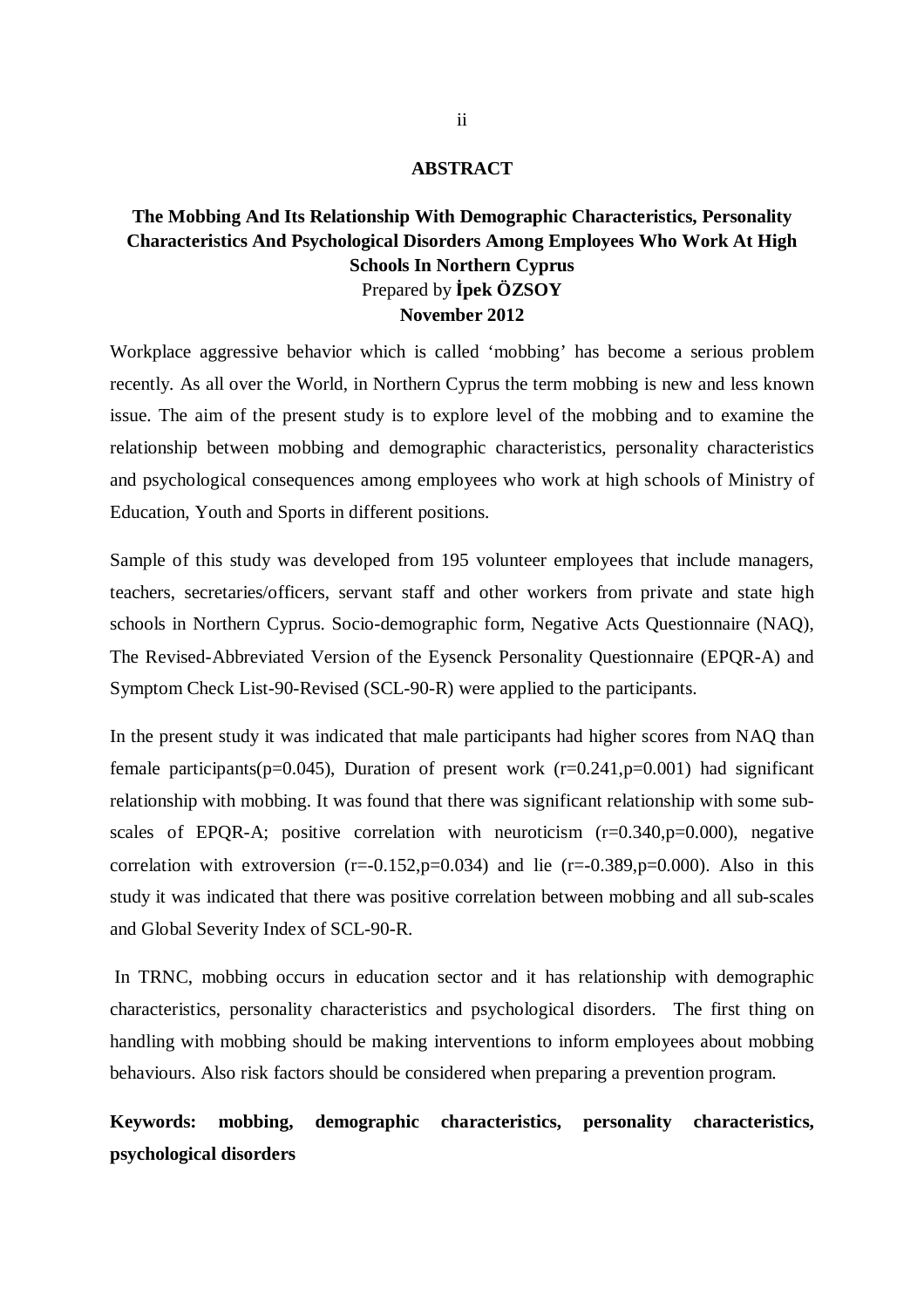## ABSTRACT

**The Mobbing And Its Relationship With Demographic Characteristics, Personality Characteristics And Psychological Disorders Among Employees Who Work At High Schools In Northern Cyprus**

Prepared by **İpek ÖZSOY**

**November 2012**

Workplace aggressive behavior which is called 'mobbing' has become a serious problem recently. As all over the World, in Northern Cyprus the term mobbing is new and less known issue. The aim of the present study is to explore level of the mobbing and to examine the relationship between mobbing and demographic characteristics, personality characteristics and psychological consequences among employees who work at high schools of Ministry of Education, Youth and Sports in different positions.

Sample of this study was developed from 195 volunteer employees that include managers, teachers, secretaries/officers, servant staff and other workers from private and state high schools in Northern Cyprus. Socio-demographic form, Negative Acts Questionnaire (NAQ), The Revised-Abbreviated Version of the Eysenck Personality Questionnaire (EPQR-A) and Symptom Check List-90-Revised (SCL-90-R) were applied to the participants.

In the present study it was indicated that male participants had higher scores from NAQ than female participants($p=0.045$), Duration of present work ($r=0.241, p=0.001$) had significant relationship with mobbing. It was found that there was significant relationship with some sub-scales of EPQR-A; positive correlation with neuroticism ($r=0.340, p=0.000$), negative correlation with extroversion ($r=-0.152, p=0.034$) and lie ($r=-0.389, p=0.000$). Also in this study it was indicated that there was positive correlation between mobbing and all sub-scales and Global Severity Index of SCL-90-R.

In TRNC, mobbing occurs in education sector and it has relationship with demographic characteristics, personality characteristics and psychological disorders. The first thing on handling with mobbing should be making interventions to inform employees about mobbing behaviours. Also risk factors should be considered when preparing a prevention program.

**Keywords: mobbing, demographic characteristics, personality characteristics, psychological disorders**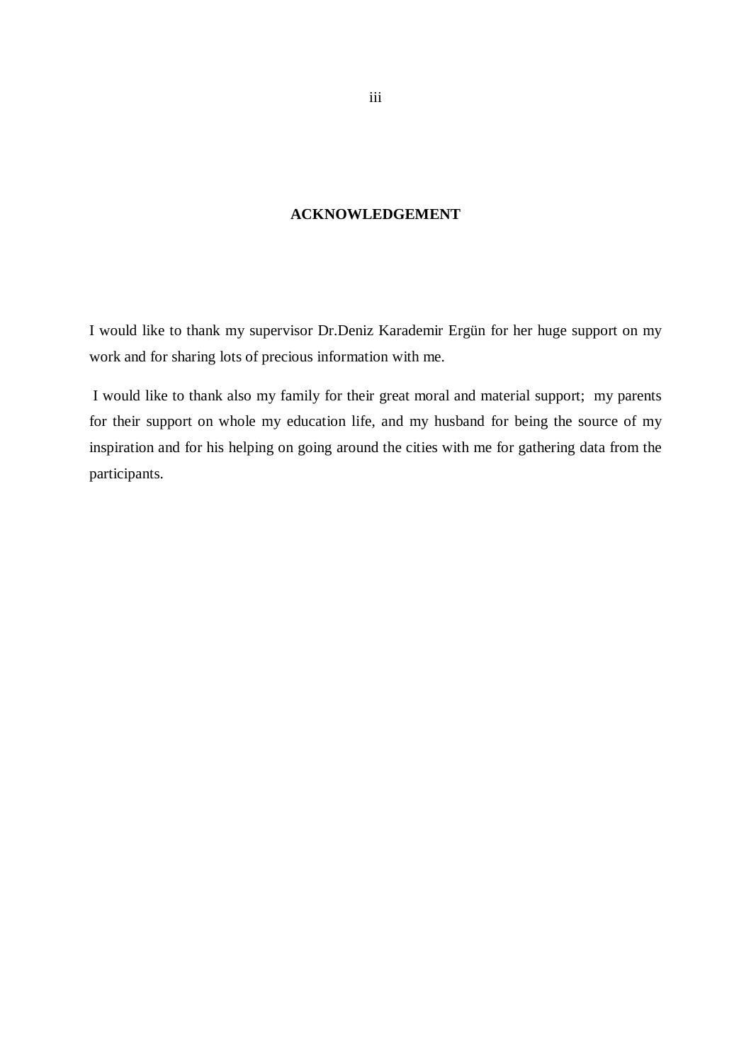# ACKNOWLEDGEMENT

I would like to thank my supervisor Dr.Deniz Karademir Ergün for her huge support on my work and for sharing lots of precious information with me.

I would like to thank also my family for their great moral and material support; my parents for their support on whole my education life, and my husband for being the source of my inspiration and for his helping on going around the cities with me for gathering data from the participants.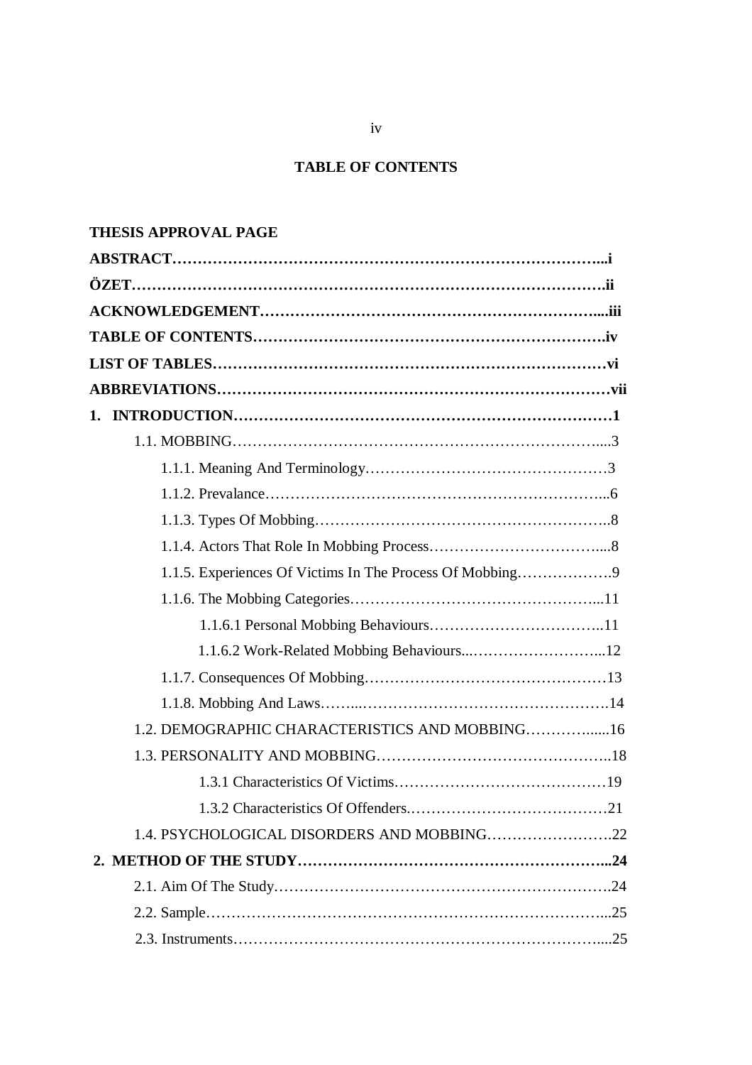# TABLE OF CONTENTS

**THESIS APPROVAL PAGE**

**ABSTRACT…………………………………………………………………………...i**

**ÖZET……………………………………………………………………………….ii**

**ACKNOWLEDGEMENT……………………………………………………….....iii**

**TABLE OF CONTENTS…………………………………………………………….iv**

**LIST OF TABLES……………………………………………………………………vi**

**ABBREVIATIONS…………………………………………………………………vii**

**1. INTRODUCTION…………………………………………………………………1**

1.1. MOBBING……………………………………………………………………....3

1.1.1. Meaning And Terminology…………………………………………3

1.1.2. Prevalance…………………………………………………………...6

1.1.3. Types Of Mobbing…………………………………………………..8

1.1.4. Actors That Role In Mobbing Process……………………………....8

1.1.5. Experiences Of Victims In The Process Of Mobbing……………….9

1.1.6. The Mobbing Categories…………………………………………...11

1.1.6.1 Personal Mobbing Behaviours……………………………..11

1.1.6.2 Work-Related Mobbing Behaviours...……………………...12

1.1.7. Consequences Of Mobbing…………………………………………13

1.1.8. Mobbing And Laws……...………………………………………….14

1.2. DEMOGRAPHIC CHARACTERISTICS AND MOBBING…………......16

1.3. PERSONALITY AND MOBBING……………………………………..18

1.3.1 Characteristics Of Victims……………………………………19

1.3.2 Characteristics Of Offenders.…………………………………21

1.4. PSYCHOLOGICAL DISORDERS AND MOBBING…………………….22

**2. METHOD OF THE STUDY……………………………………………………...24**

2.1. Aim Of The Study………………………………………………………….24

2.2. Sample……………………………………………………………………...25

2.3. Instruments………………………………………………………………....25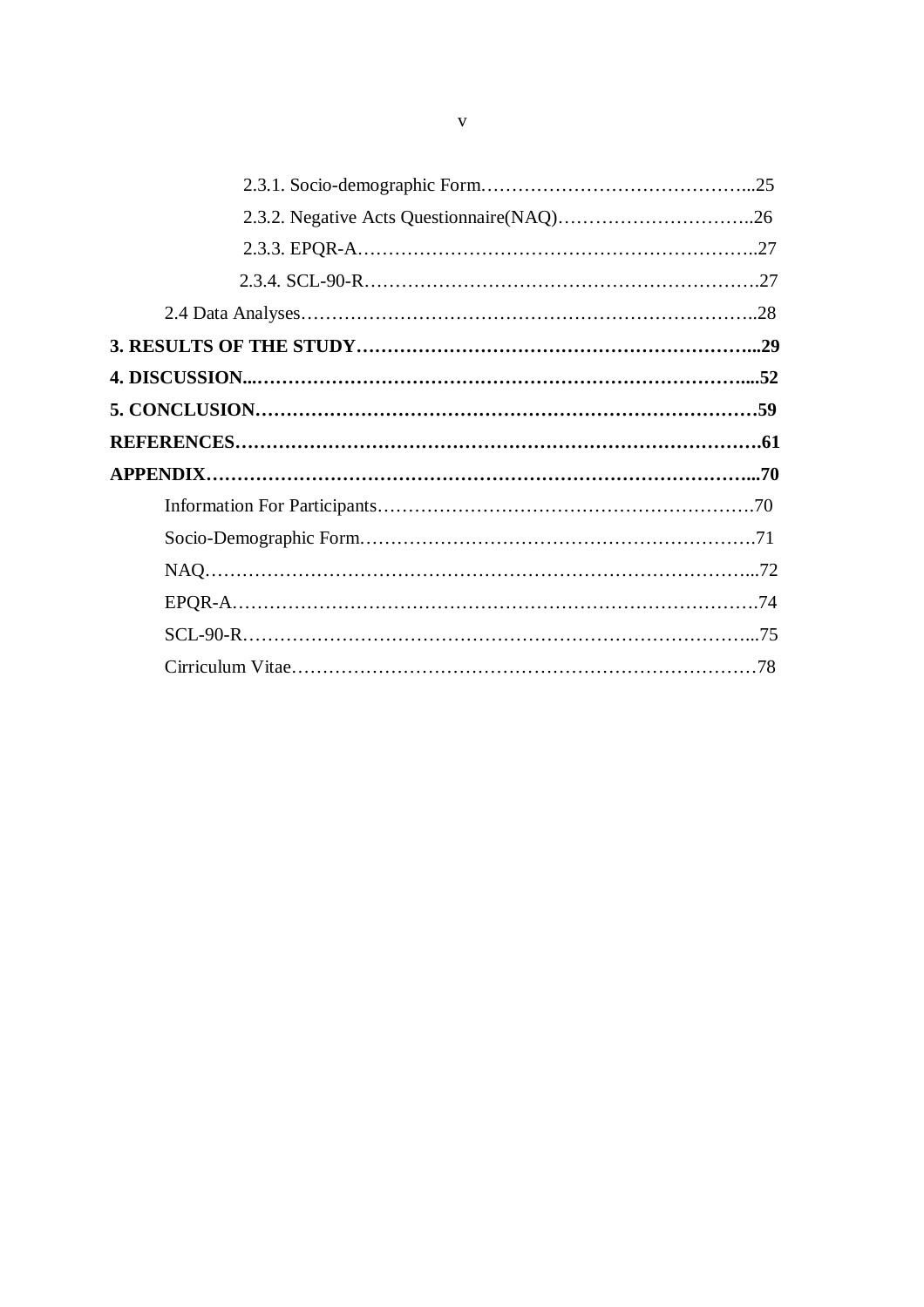2.3.1. Socio-demographic Form……………………………………...25

2.3.2. Negative Acts Questionnaire(NAQ)…………………………..26

2.3.3. EPQR-A……………………………………………………..27

2.3.4. SCL-90-R…………………………………………………….27

2.4 Data Analyses………………………………………………………………..28

**3. RESULTS OF THE STUDY………………………………………………………...29**

**4. DISCUSSION...…………………………………………………………………....52**

**5. CONCLUSION……………………………………………………………………59**

**REFERENCES……………………………………………………………………….61**

**APPENDIX…………………………………………………………………………...70**

Information For Participants…………………………………………………….70

Socio-Demographic Form……………………………………………………….71

NAQ…………………………………………………………………………...72

EPQR-A……………………………………………………………………….74

SCL-90-R……………………………………………………………………...75

Cirriculum Vitae………………………………………………………………78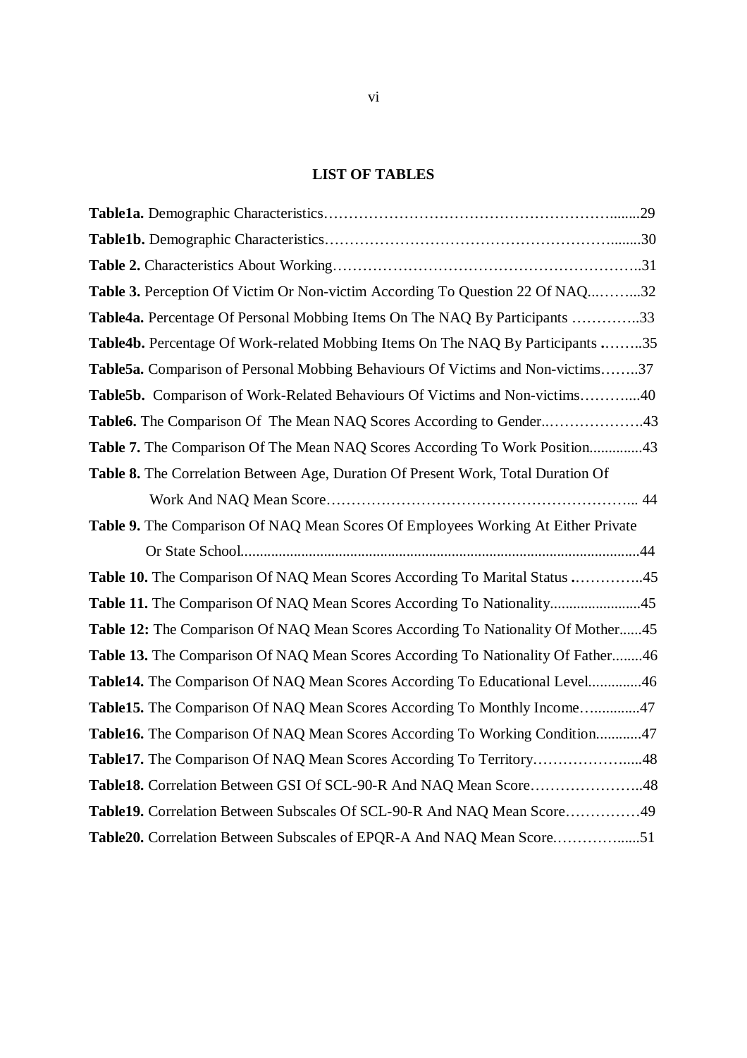## LIST OF TABLES

**Table1a.** Demographic Characteristics……………………………………………………........29

**Table1b.** Demographic Characteristics……………………………………………………........30

**Table 2.** Characteristics About Working……………………………………………………..31

**Table 3.** Perception Of Victim Or Non-victim According To Question 22 Of NAQ...……....32

**Table4a.** Percentage Of Personal Mobbing Items On The NAQ By Participants …………..33

**Table4b.** Percentage Of Work-related Mobbing Items On The NAQ By Participants .……..35

**Table5a.** Comparison of Personal Mobbing Behaviours Of Victims and Non-victims……..37

**Table5b.** Comparison of Work-Related Behaviours Of Victims and Non-victims………....40

**Table6.** The Comparison Of The Mean NAQ Scores According to Gender..……………….43

**Table 7.** The Comparison Of The Mean NAQ Scores According To Work Position..............43

**Table 8.** The Correlation Between Age, Duration Of Present Work, Total Duration Of Work And NAQ Mean Score…………………………………………………….. 44

**Table 9.** The Comparison Of NAQ Mean Scores Of Employees Working At Either Private Or State School.........................................................................................................44

**Table 10.** The Comparison Of NAQ Mean Scores According To Marital Status .…………..45

**Table 11.** The Comparison Of NAQ Mean Scores According To Nationality........................45

**Table 12:** The Comparison Of NAQ Mean Scores According To Nationality Of Mother......45

**Table 13.** The Comparison Of NAQ Mean Scores According To Nationality Of Father........46

**Table14.** The Comparison Of NAQ Mean Scores According To Educational Level..............46

**Table15.** The Comparison Of NAQ Mean Scores According To Monthly Income…............47

**Table16.** The Comparison Of NAQ Mean Scores According To Working Condition............47

**Table17.** The Comparison Of NAQ Mean Scores According To Territory……………….....48

**Table18.** Correlation Between GSI Of SCL-90-R And NAQ Mean Score…………………..48

**Table19.** Correlation Between Subscales Of SCL-90-R And NAQ Mean Score……………49

**Table20.** Correlation Between Subscales of EPQR-A And NAQ Mean Score.…………......51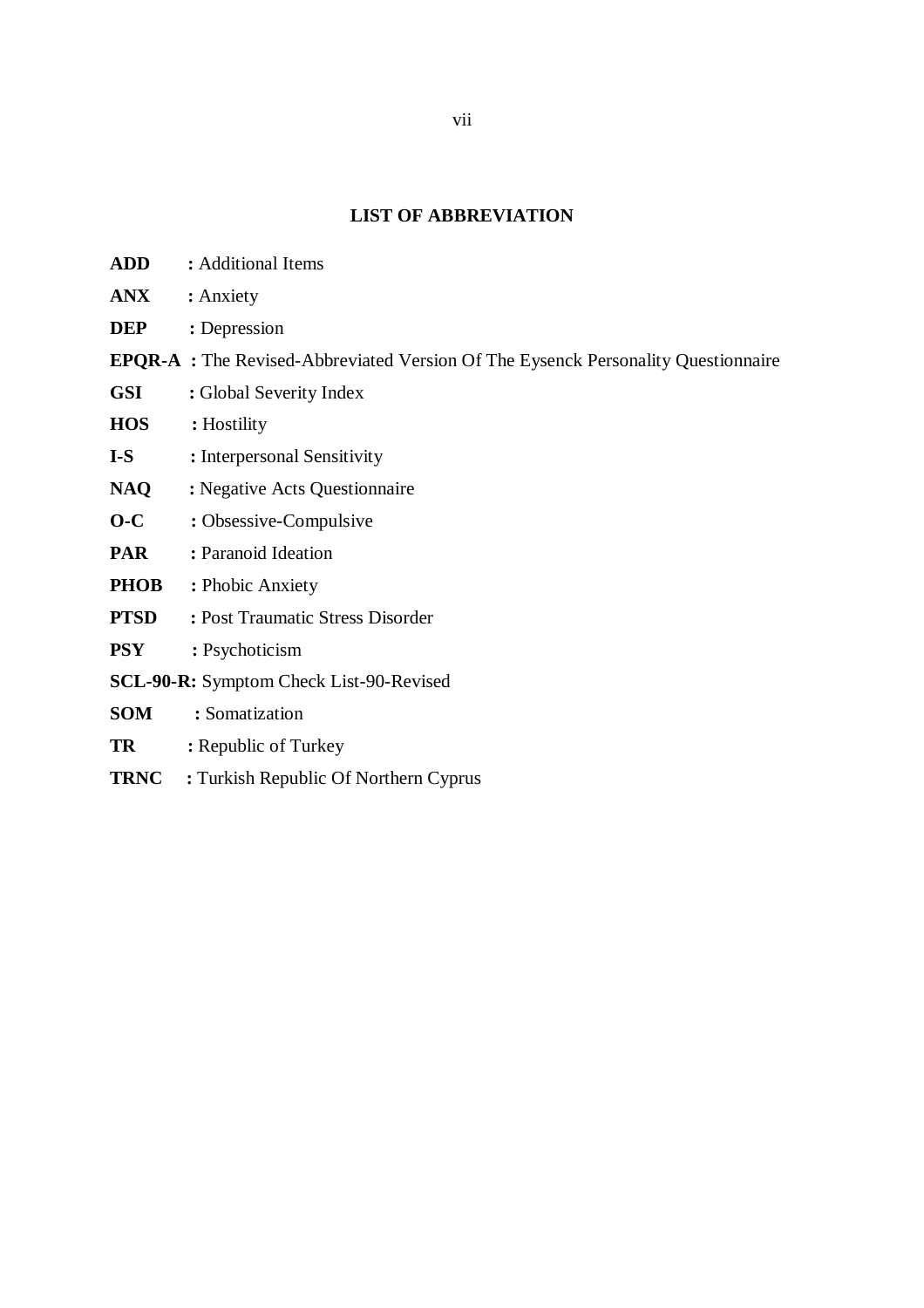## LIST OF ABBREVIATION

**ADD** : Additional Items

**ANX** : Anxiety

**DEP** : Depression

**EPQR-A** : The Revised-Abbreviated Version Of The Eysenck Personality Questionnaire

**GSI** : Global Severity Index

**HOS** : Hostility

**I-S** : Interpersonal Sensitivity

**NAQ** : Negative Acts Questionnaire

**O-C** : Obsessive-Compulsive

**PAR** : Paranoid Ideation

**PHOB** : Phobic Anxiety

**PTSD** : Post Traumatic Stress Disorder

**PSY** : Psychoticism

**SCL-90-R:** Symptom Check List-90-Revised

**SOM** : Somatization

**TR** : Republic of Turkey

**TRNC** : Turkish Republic Of Northern Cyprus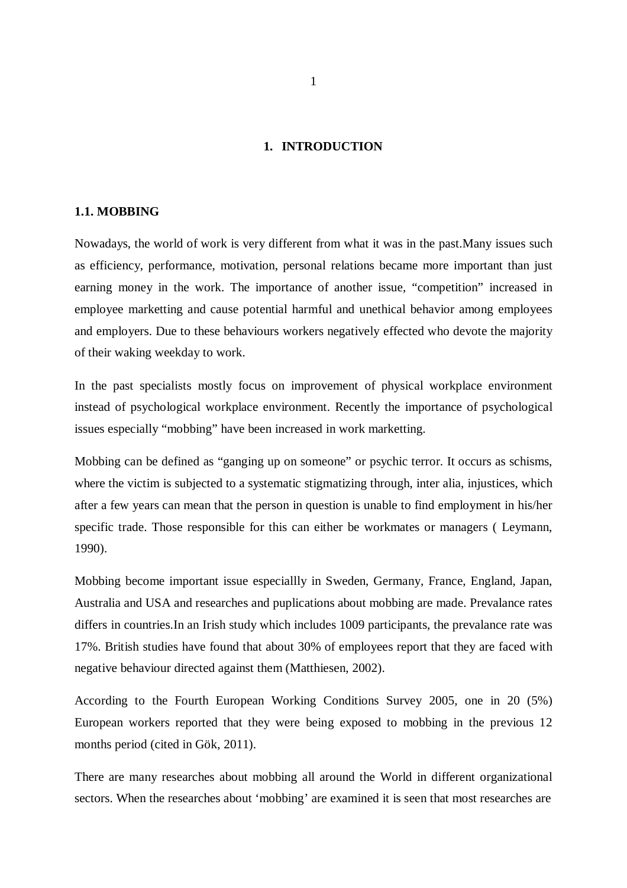# 1. INTRODUCTION

## 1.1. MOBBING

Nowadays, the world of work is very different from what it was in the past.Many issues such as efficiency, performance, motivation, personal relations became more important than just earning money in the work. The importance of another issue, "competition" increased in employee marketting and cause potential harmful and unethical behavior among employees and employers. Due to these behaviours workers negatively effected who devote the majority of their waking weekday to work.

In the past specialists mostly focus on improvement of physical workplace environment instead of psychological workplace environment. Recently the importance of psychological issues especially "mobbing" have been increased in work marketting.

Mobbing can be defined as "ganging up on someone" or psychic terror. It occurs as schisms, where the victim is subjected to a systematic stigmatizing through, inter alia, injustices, which after a few years can mean that the person in question is unable to find employment in his/her specific trade. Those responsible for this can either be workmates or managers ( Leymann, 1990).

Mobbing become important issue especiallly in Sweden, Germany, France, England, Japan, Australia and USA and researches and puplications about mobbing are made. Prevalance rates differs in countries.In an Irish study which includes 1009 participants, the prevalance rate was 17%. British studies have found that about 30% of employees report that they are faced with negative behaviour directed against them (Matthiesen, 2002).

According to the Fourth European Working Conditions Survey 2005, one in 20 (5%) European workers reported that they were being exposed to mobbing in the previous 12 months period (cited in Gök, 2011).

There are many researches about mobbing all around the World in different organizational sectors. When the researches about 'mobbing' are examined it is seen that most researches are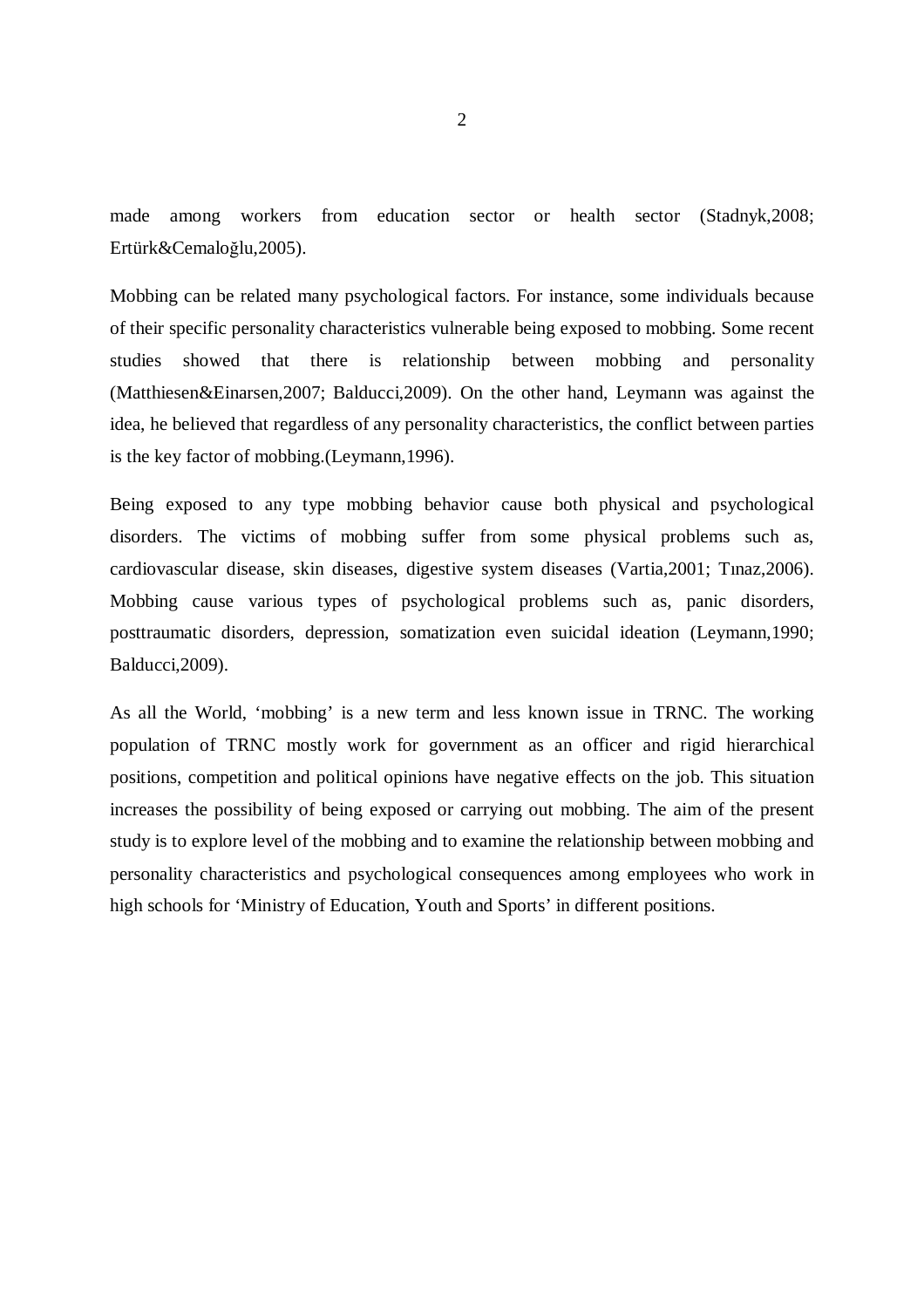made among workers from education sector or health sector (Stadnyk,2008; Ertürk&Cemaloğlu,2005).

Mobbing can be related many psychological factors. For instance, some individuals because of their specific personality characteristics vulnerable being exposed to mobbing. Some recent studies showed that there is relationship between mobbing and personality (Matthiesen&Einarsen,2007; Balducci,2009). On the other hand, Leymann was against the idea, he believed that regardless of any personality characteristics, the conflict between parties is the key factor of mobbing.(Leymann,1996).

Being exposed to any type mobbing behavior cause both physical and psychological disorders. The victims of mobbing suffer from some physical problems such as, cardiovascular disease, skin diseases, digestive system diseases (Vartia,2001; Tınaz,2006). Mobbing cause various types of psychological problems such as, panic disorders, posttraumatic disorders, depression, somatization even suicidal ideation (Leymann,1990; Balducci,2009).

As all the World, 'mobbing' is a new term and less known issue in TRNC. The working population of TRNC mostly work for government as an officer and rigid hierarchical positions, competition and political opinions have negative effects on the job. This situation increases the possibility of being exposed or carrying out mobbing. The aim of the present study is to explore level of the mobbing and to examine the relationship between mobbing and personality characteristics and psychological consequences among employees who work in high schools for 'Ministry of Education, Youth and Sports' in different positions.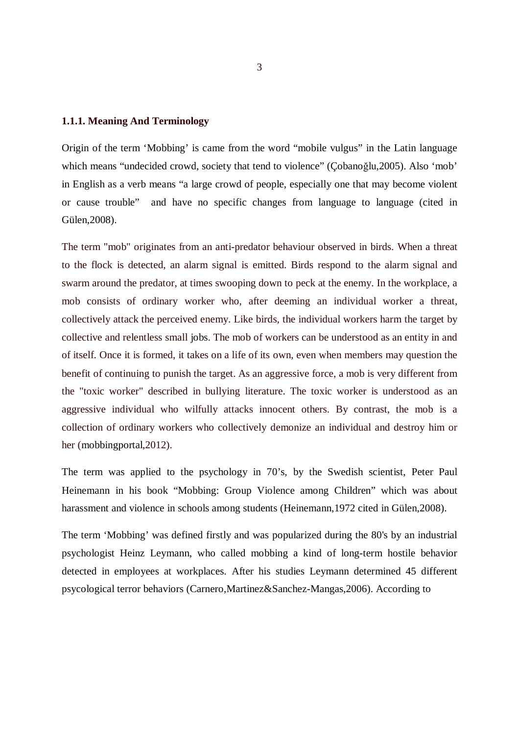### 1.1.1. Meaning And Terminology

Origin of the term 'Mobbing' is came from the word "mobile vulgus" in the Latin language which means "undecided crowd, society that tend to violence" (Çobanoğlu,2005). Also 'mob' in English as a verb means "a large crowd of people, especially one that may become violent or cause trouble" and have no specific changes from language to language (cited in Gülen,2008).

The term "mob" originates from an anti-predator behaviour observed in birds. When a threat to the flock is detected, an alarm signal is emitted. Birds respond to the alarm signal and swarm around the predator, at times swooping down to peck at the enemy. In the workplace, a mob consists of ordinary worker who, after deeming an individual worker a threat, collectively attack the perceived enemy. Like birds, the individual workers harm the target by collective and relentless small jobs. The mob of workers can be understood as an entity in and of itself. Once it is formed, it takes on a life of its own, even when members may question the benefit of continuing to punish the target. As an aggressive force, a mob is very different from the "toxic worker" described in bullying literature. The toxic worker is understood as an aggressive individual who wilfully attacks innocent others. By contrast, the mob is a collection of ordinary workers who collectively demonize an individual and destroy him or her (mobbingportal,2012).

The term was applied to the psychology in 70's, by the Swedish scientist, Peter Paul Heinemann in his book "Mobbing: Group Violence among Children" which was about harassment and violence in schools among students (Heinemann,1972 cited in Gülen,2008).

The term 'Mobbing' was defined firstly and was popularized during the 80's by an industrial psychologist Heinz Leymann, who called mobbing a kind of long-term hostile behavior detected in employees at workplaces. After his studies Leymann determined 45 different psycological terror behaviors (Carnero,Martinez&Sanchez-Mangas,2006). According to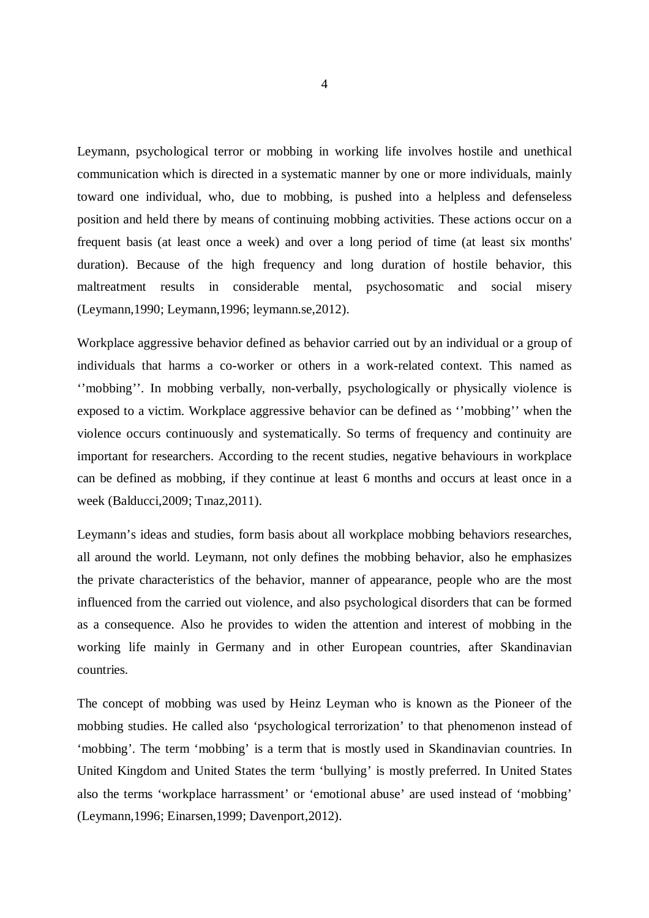Leymann, psychological terror or mobbing in working life involves hostile and unethical communication which is directed in a systematic manner by one or more individuals, mainly toward one individual, who, due to mobbing, is pushed into a helpless and defenseless position and held there by means of continuing mobbing activities. These actions occur on a frequent basis (at least once a week) and over a long period of time (at least six months' duration). Because of the high frequency and long duration of hostile behavior, this maltreatment results in considerable mental, psychosomatic and social misery (Leymann,1990; Leymann,1996; leymann.se,2012).

Workplace aggressive behavior defined as behavior carried out by an individual or a group of individuals that harms a co-worker or others in a work-related context. This named as ''mobbing''. In mobbing verbally, non-verbally, psychologically or physically violence is exposed to a victim. Workplace aggressive behavior can be defined as ''mobbing'' when the violence occurs continuously and systematically. So terms of frequency and continuity are important for researchers. According to the recent studies, negative behaviours in workplace can be defined as mobbing, if they continue at least 6 months and occurs at least once in a week (Balducci,2009; Tınaz,2011).

Leymann's ideas and studies, form basis about all workplace mobbing behaviors researches, all around the world. Leymann, not only defines the mobbing behavior, also he emphasizes the private characteristics of the behavior, manner of appearance, people who are the most influenced from the carried out violence, and also psychological disorders that can be formed as a consequence. Also he provides to widen the attention and interest of mobbing in the working life mainly in Germany and in other European countries, after Skandinavian countries.

The concept of mobbing was used by Heinz Leyman who is known as the Pioneer of the mobbing studies. He called also 'psychological terrorization' to that phenomenon instead of 'mobbing'. The term 'mobbing' is a term that is mostly used in Skandinavian countries. In United Kingdom and United States the term 'bullying' is mostly preferred. In United States also the terms 'workplace harrassment' or 'emotional abuse' are used instead of 'mobbing' (Leymann,1996; Einarsen,1999; Davenport,2012).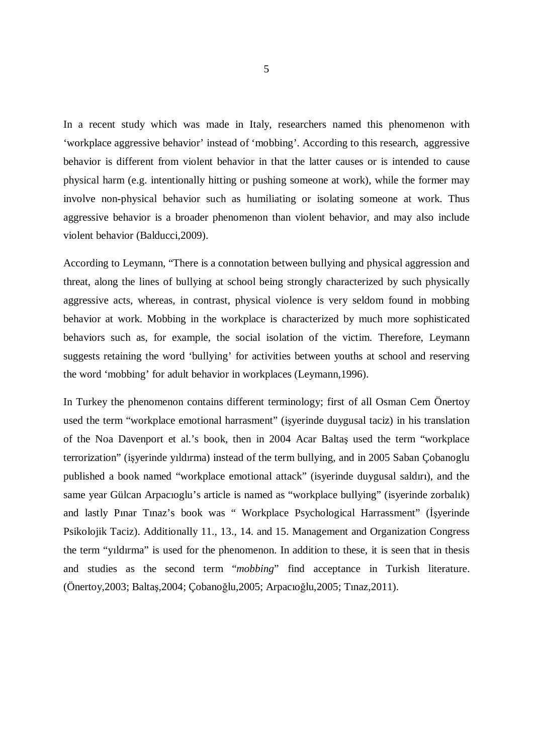In a recent study which was made in Italy, researchers named this phenomenon with 'workplace aggressive behavior' instead of 'mobbing'. According to this research, aggressive behavior is different from violent behavior in that the latter causes or is intended to cause physical harm (e.g. intentionally hitting or pushing someone at work), while the former may involve non-physical behavior such as humiliating or isolating someone at work. Thus aggressive behavior is a broader phenomenon than violent behavior, and may also include violent behavior (Balducci,2009).

According to Leymann, "There is a connotation between bullying and physical aggression and threat, along the lines of bullying at school being strongly characterized by such physically aggressive acts, whereas, in contrast, physical violence is very seldom found in mobbing behavior at work. Mobbing in the workplace is characterized by much more sophisticated behaviors such as, for example, the social isolation of the victim. Therefore, Leymann suggests retaining the word 'bullying' for activities between youths at school and reserving the word 'mobbing' for adult behavior in workplaces (Leymann,1996).

In Turkey the phenomenon contains different terminology; first of all Osman Cem Önertoy used the term "workplace emotional harrasment" (işyerinde duygusal taciz) in his translation of the Noa Davenport et al.'s book, then in 2004 Acar Baltaş used the term "workplace terrorization" (işyerinde yıldırma) instead of the term bullying, and in 2005 Saban Çobanoglu published a book named "workplace emotional attack" (isyerinde duygusal saldırı), and the same year Gülcan Arpacıoglu's article is named as "workplace bullying" (isyerinde zorbalık) and lastly Pınar Tınaz's book was " Workplace Psychological Harrassment" (İşyerinde Psikolojik Taciz). Additionally 11., 13., 14. and 15. Management and Organization Congress the term "yıldırma" is used for the phenomenon. In addition to these, it is seen that in thesis and studies as the second term "*mobbing*" find acceptance in Turkish literature. (Önertoy,2003; Baltaş,2004; Çobanoğlu,2005; Arpacıoğlu,2005; Tınaz,2011).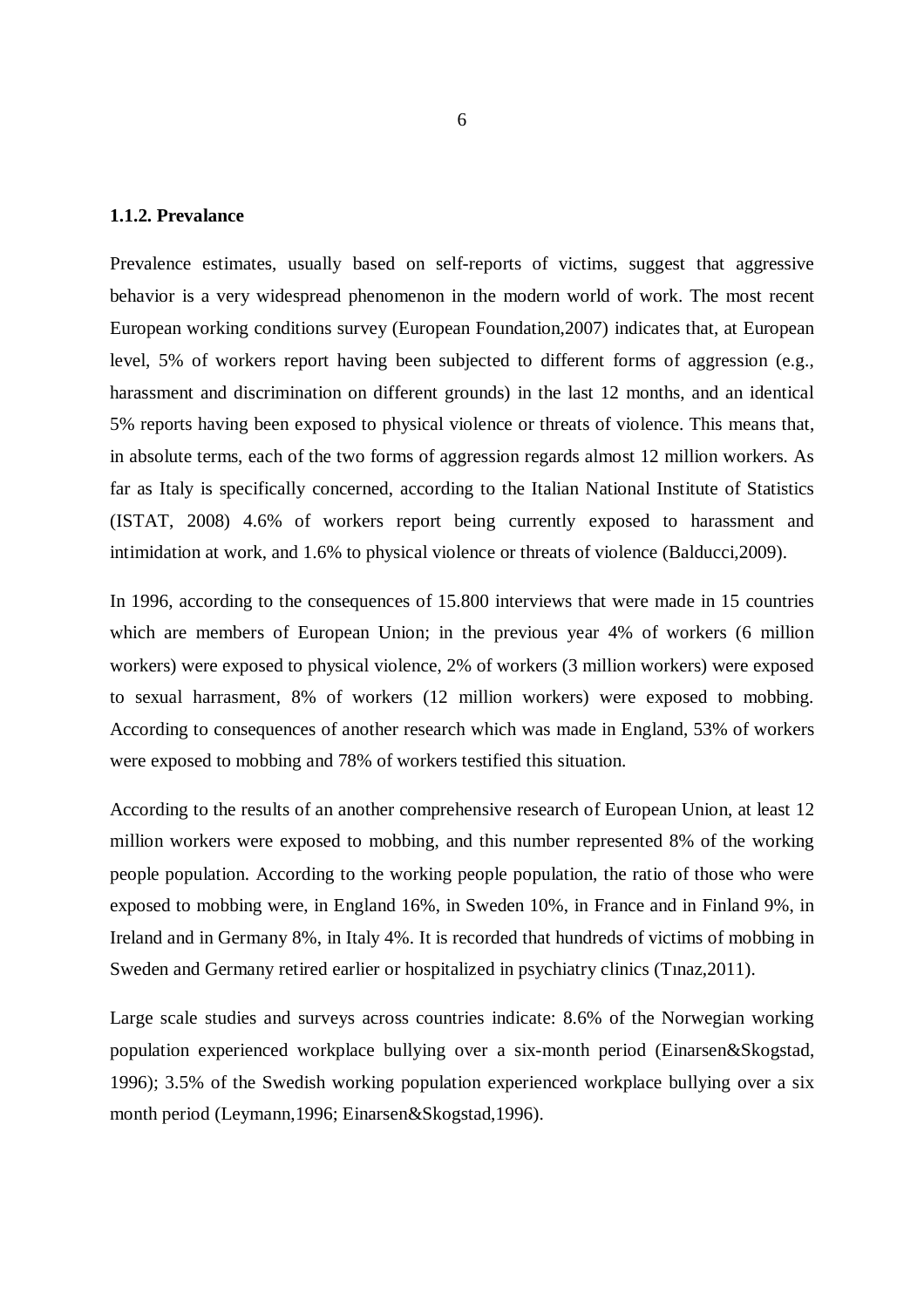### 1.1.2. Prevalance

Prevalence estimates, usually based on self-reports of victims, suggest that aggressive behavior is a very widespread phenomenon in the modern world of work. The most recent European working conditions survey (European Foundation,2007) indicates that, at European level, 5% of workers report having been subjected to different forms of aggression (e.g., harassment and discrimination on different grounds) in the last 12 months, and an identical 5% reports having been exposed to physical violence or threats of violence. This means that, in absolute terms, each of the two forms of aggression regards almost 12 million workers. As far as Italy is specifically concerned, according to the Italian National Institute of Statistics (ISTAT, 2008) 4.6% of workers report being currently exposed to harassment and intimidation at work, and 1.6% to physical violence or threats of violence (Balducci,2009).

In 1996, according to the consequences of 15.800 interviews that were made in 15 countries which are members of European Union; in the previous year 4% of workers (6 million workers) were exposed to physical violence, 2% of workers (3 million workers) were exposed to sexual harrasment, 8% of workers (12 million workers) were exposed to mobbing. According to consequences of another research which was made in England, 53% of workers were exposed to mobbing and 78% of workers testified this situation.

According to the results of an another comprehensive research of European Union, at least 12 million workers were exposed to mobbing, and this number represented 8% of the working people population. According to the working people population, the ratio of those who were exposed to mobbing were, in England 16%, in Sweden 10%, in France and in Finland 9%, in Ireland and in Germany 8%, in Italy 4%. It is recorded that hundreds of victims of mobbing in Sweden and Germany retired earlier or hospitalized in psychiatry clinics (Tınaz,2011).

Large scale studies and surveys across countries indicate: 8.6% of the Norwegian working population experienced workplace bullying over a six-month period (Einarsen&Skogstad, 1996); 3.5% of the Swedish working population experienced workplace bullying over a six month period (Leymann,1996; Einarsen&Skogstad,1996).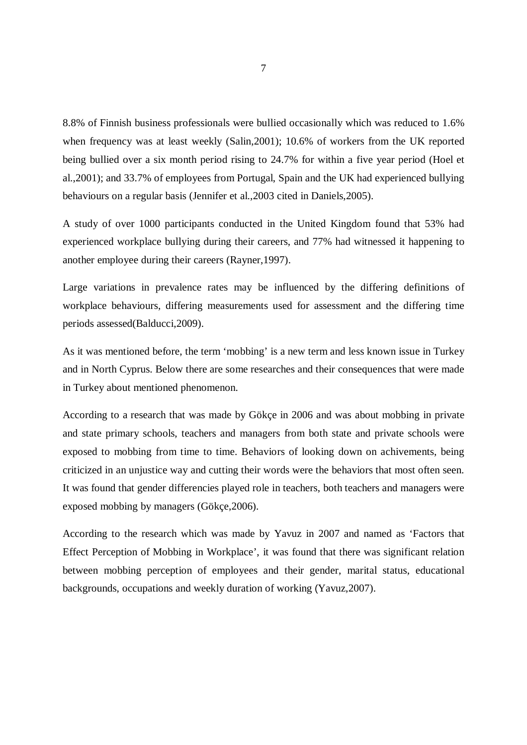8.8% of Finnish business professionals were bullied occasionally which was reduced to 1.6% when frequency was at least weekly (Salin,2001); 10.6% of workers from the UK reported being bullied over a six month period rising to 24.7% for within a five year period (Hoel et al.,2001); and 33.7% of employees from Portugal, Spain and the UK had experienced bullying behaviours on a regular basis (Jennifer et al.,2003 cited in Daniels,2005).

A study of over 1000 participants conducted in the United Kingdom found that 53% had experienced workplace bullying during their careers, and 77% had witnessed it happening to another employee during their careers (Rayner,1997).

Large variations in prevalence rates may be influenced by the differing definitions of workplace behaviours, differing measurements used for assessment and the differing time periods assessed(Balducci,2009).

As it was mentioned before, the term 'mobbing' is a new term and less known issue in Turkey and in North Cyprus. Below there are some researches and their consequences that were made in Turkey about mentioned phenomenon.

According to a research that was made by Gökçe in 2006 and was about mobbing in private and state primary schools, teachers and managers from both state and private schools were exposed to mobbing from time to time. Behaviors of looking down on achivements, being criticized in an unjustice way and cutting their words were the behaviors that most often seen. It was found that gender differencies played role in teachers, both teachers and managers were exposed mobbing by managers (Gökçe,2006).

According to the research which was made by Yavuz in 2007 and named as 'Factors that Effect Perception of Mobbing in Workplace', it was found that there was significant relation between mobbing perception of employees and their gender, marital status, educational backgrounds, occupations and weekly duration of working (Yavuz,2007).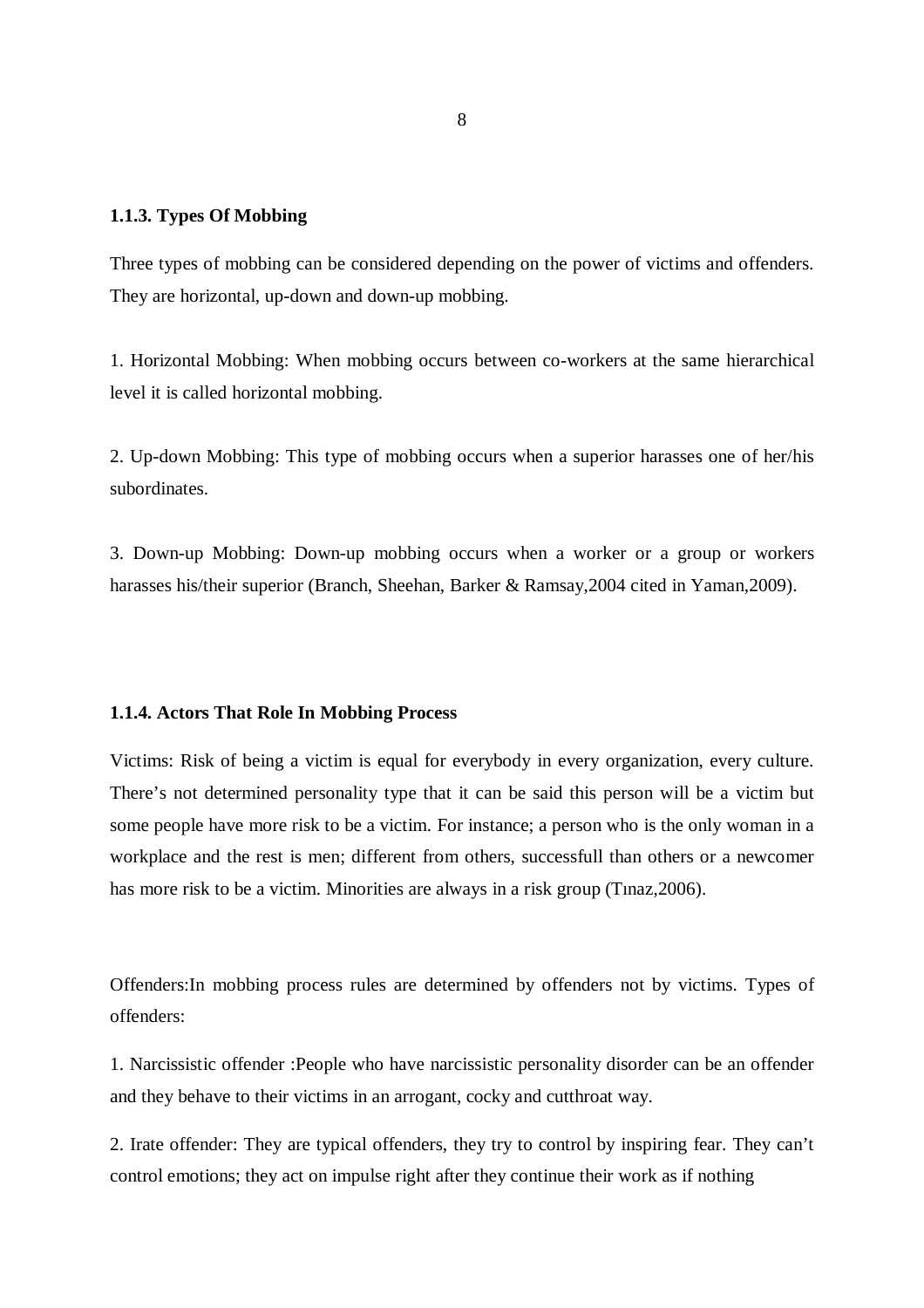### 1.1.3. Types Of Mobbing

Three types of mobbing can be considered depending on the power of victims and offenders. They are horizontal, up-down and down-up mobbing.

1. Horizontal Mobbing: When mobbing occurs between co-workers at the same hierarchical level it is called horizontal mobbing.

2. Up-down Mobbing: This type of mobbing occurs when a superior harasses one of her/his subordinates.

3. Down-up Mobbing: Down-up mobbing occurs when a worker or a group or workers harasses his/their superior (Branch, Sheehan, Barker & Ramsay,2004 cited in Yaman,2009).

### 1.1.4. Actors That Role In Mobbing Process

Victims: Risk of being a victim is equal for everybody in every organization, every culture. There's not determined personality type that it can be said this person will be a victim but some people have more risk to be a victim. For instance; a person who is the only woman in a workplace and the rest is men; different from others, successfull than others or a newcomer has more risk to be a victim. Minorities are always in a risk group (Tınaz,2006).

Offenders:In mobbing process rules are determined by offenders not by victims. Types of offenders:

1. Narcissistic offender :People who have narcissistic personality disorder can be an offender and they behave to their victims in an arrogant, cocky and cutthroat way.

2. Irate offender: They are typical offenders, they try to control by inspiring fear. They can't control emotions; they act on impulse right after they continue their work as if nothing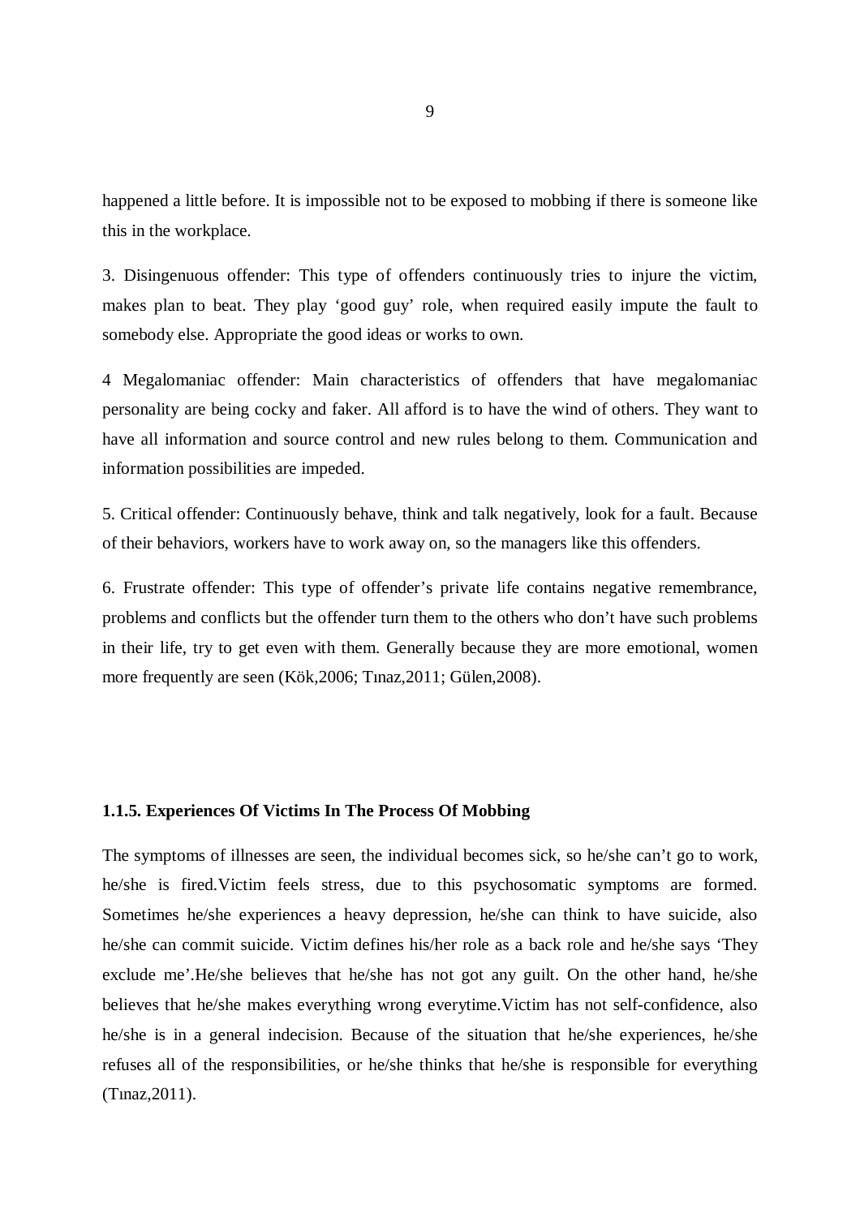happened a little before. It is impossible not to be exposed to mobbing if there is someone like this in the workplace.

3. Disingenuous offender: This type of offenders continuously tries to injure the victim, makes plan to beat. They play 'good guy' role, when required easily impute the fault to somebody else. Appropriate the good ideas or works to own.

4 Megalomaniac offender: Main characteristics of offenders that have megalomaniac personality are being cocky and faker. All afford is to have the wind of others. They want to have all information and source control and new rules belong to them. Communication and information possibilities are impeded.

5. Critical offender: Continuously behave, think and talk negatively, look for a fault. Because of their behaviors, workers have to work away on, so the managers like this offenders.

6. Frustrate offender: This type of offender's private life contains negative remembrance, problems and conflicts but the offender turn them to the others who don't have such problems in their life, try to get even with them. Generally because they are more emotional, women more frequently are seen (Kök,2006; Tınaz,2011; Gülen,2008).

### 1.1.5. Experiences Of Victims In The Process Of Mobbing

The symptoms of illnesses are seen, the individual becomes sick, so he/she can't go to work, he/she is fired.Victim feels stress, due to this psychosomatic symptoms are formed. Sometimes he/she experiences a heavy depression, he/she can think to have suicide, also he/she can commit suicide. Victim defines his/her role as a back role and he/she says 'They exclude me'.He/she believes that he/she has not got any guilt. On the other hand, he/she believes that he/she makes everything wrong everytime.Victim has not self-confidence, also he/she is in a general indecision. Because of the situation that he/she experiences, he/she refuses all of the responsibilities, or he/she thinks that he/she is responsible for everything (Tınaz,2011).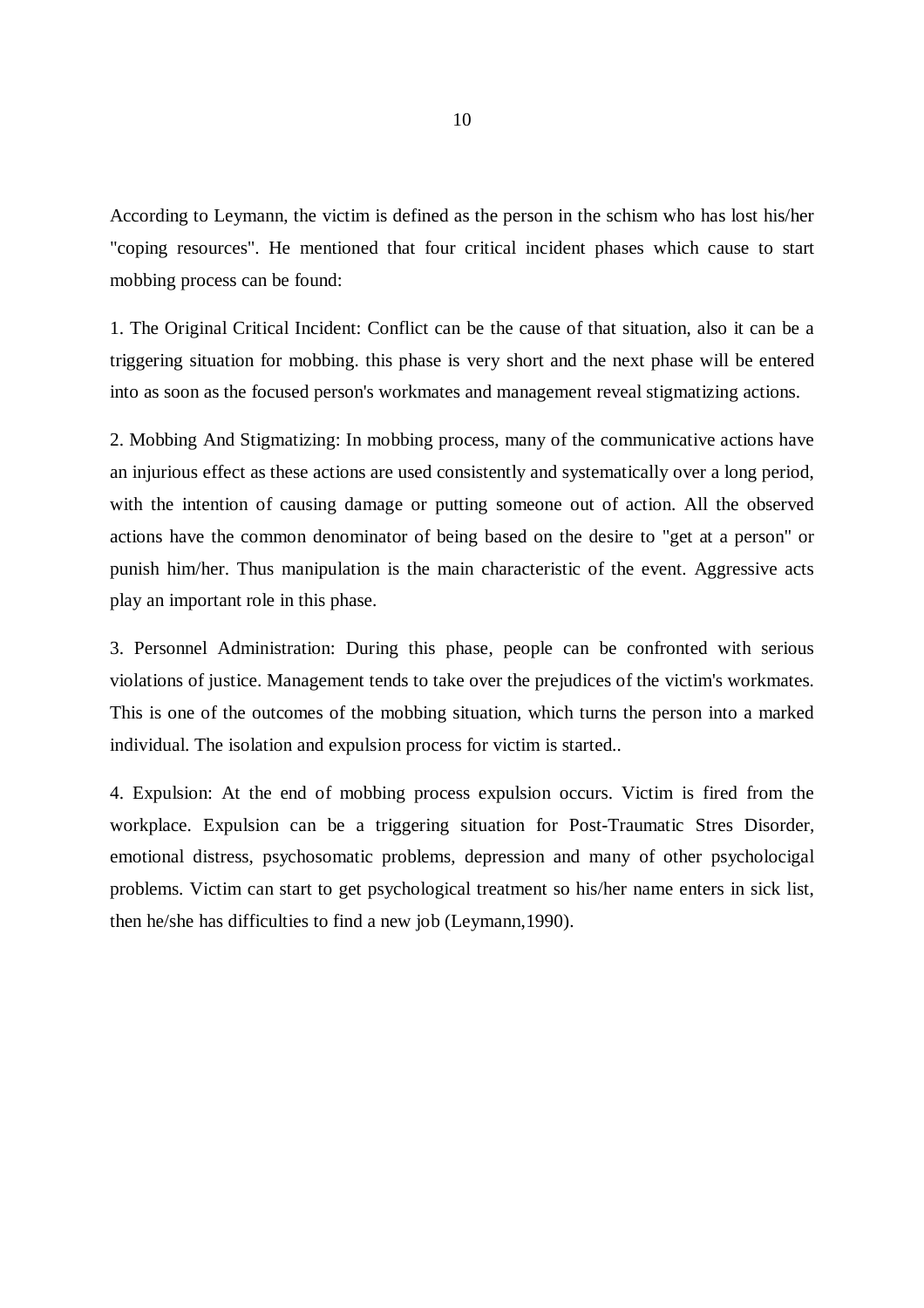According to Leymann, the victim is defined as the person in the schism who has lost his/her "coping resources". He mentioned that four critical incident phases which cause to start mobbing process can be found:

1. The Original Critical Incident: Conflict can be the cause of that situation, also it can be a triggering situation for mobbing. this phase is very short and the next phase will be entered into as soon as the focused person's workmates and management reveal stigmatizing actions.

2. Mobbing And Stigmatizing: In mobbing process, many of the communicative actions have an injurious effect as these actions are used consistently and systematically over a long period, with the intention of causing damage or putting someone out of action. All the observed actions have the common denominator of being based on the desire to "get at a person" or punish him/her. Thus manipulation is the main characteristic of the event. Aggressive acts play an important role in this phase.

3. Personnel Administration: During this phase, people can be confronted with serious violations of justice. Management tends to take over the prejudices of the victim's workmates. This is one of the outcomes of the mobbing situation, which turns the person into a marked individual. The isolation and expulsion process for victim is started..

4. Expulsion: At the end of mobbing process expulsion occurs. Victim is fired from the workplace. Expulsion can be a triggering situation for Post-Traumatic Stres Disorder, emotional distress, psychosomatic problems, depression and many of other psycholocigal problems. Victim can start to get psychological treatment so his/her name enters in sick list, then he/she has difficulties to find a new job (Leymann,1990).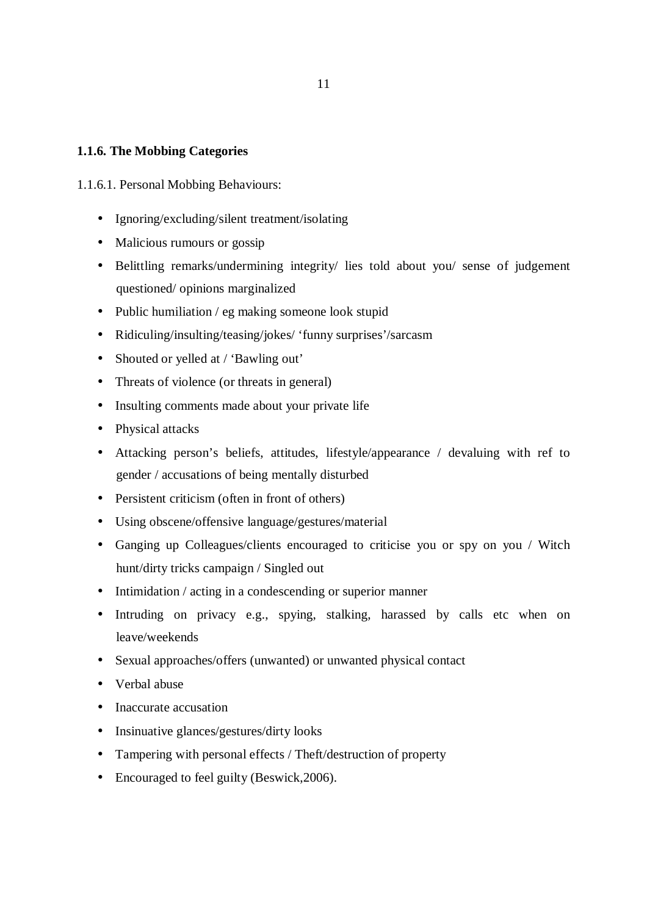### 1.1.6. The Mobbing Categories

1.1.6.1. Personal Mobbing Behaviours:

- Ignoring/excluding/silent treatment/isolating
- Malicious rumours or gossip
- Belittling remarks/undermining integrity/ lies told about you/ sense of judgement questioned/ opinions marginalized
- Public humiliation / eg making someone look stupid
- Ridiculing/insulting/teasing/jokes/ ‘funny surprises’/sarcasm
- Shouted or yelled at / ‘Bawling out’
- Threats of violence (or threats in general)
- Insulting comments made about your private life
- Physical attacks
- Attacking person’s beliefs, attitudes, lifestyle/appearance / devaluing with ref to gender / accusations of being mentally disturbed
- Persistent criticism (often in front of others)
- Using obscene/offensive language/gestures/material
- Ganging up Colleagues/clients encouraged to criticise you or spy on you / Witch hunt/dirty tricks campaign / Singled out
- Intimidation / acting in a condescending or superior manner
- Intruding on privacy e.g., spying, stalking, harassed by calls etc when on leave/weekends
- Sexual approaches/offers (unwanted) or unwanted physical contact
- Verbal abuse
- Inaccurate accusation
- Insinuative glances/gestures/dirty looks
- Tampering with personal effects / Theft/destruction of property
- Encouraged to feel guilty (Beswick,2006).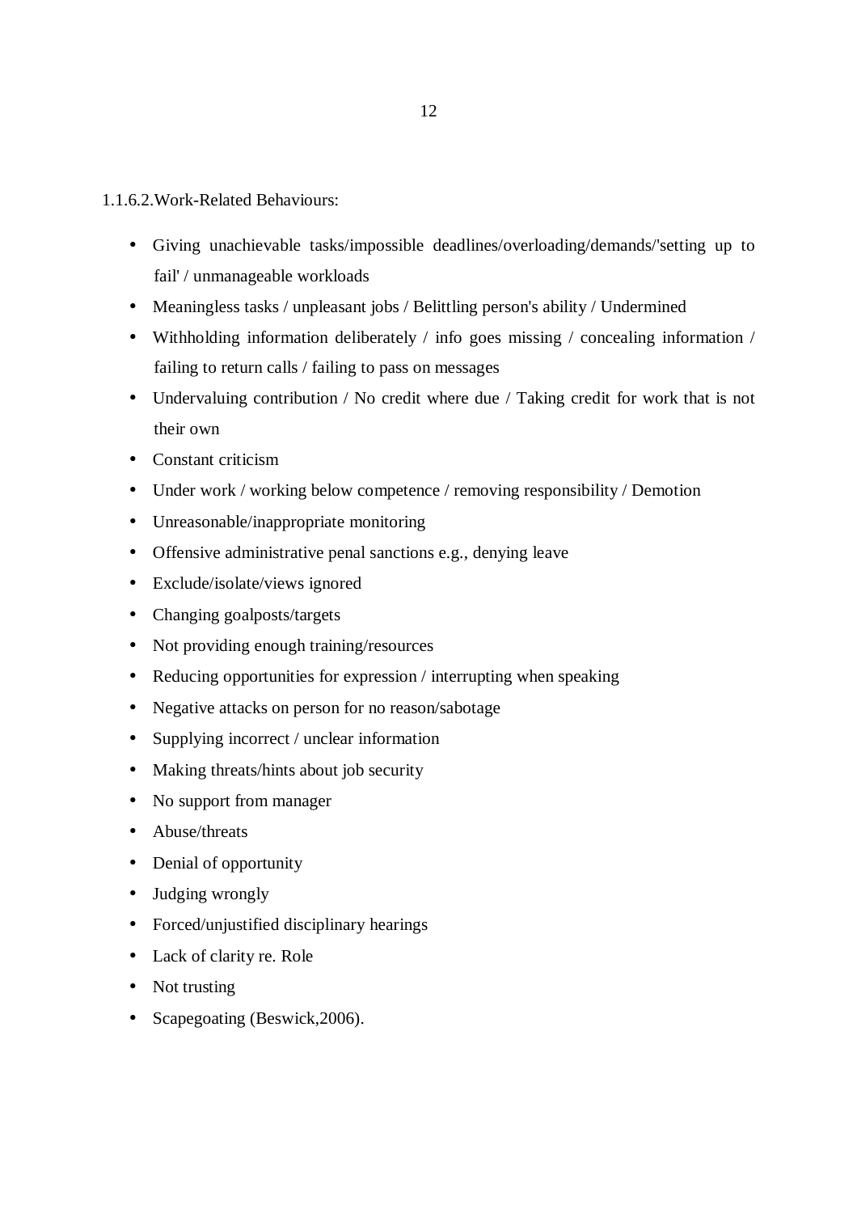1.1.6.2.Work-Related Behaviours:

- Giving unachievable tasks/impossible deadlines/overloading/demands/'setting up to fail' / unmanageable workloads
- Meaningless tasks / unpleasant jobs / Belittling person's ability / Undermined
- Withholding information deliberately / info goes missing / concealing information / failing to return calls / failing to pass on messages
- Undervaluing contribution / No credit where due / Taking credit for work that is not their own
- Constant criticism
- Under work / working below competence / removing responsibility / Demotion
- Unreasonable/inappropriate monitoring
- Offensive administrative penal sanctions e.g., denying leave
- Exclude/isolate/views ignored
- Changing goalposts/targets
- Not providing enough training/resources
- Reducing opportunities for expression / interrupting when speaking
- Negative attacks on person for no reason/sabotage
- Supplying incorrect / unclear information
- Making threats/hints about job security
- No support from manager
- Abuse/threats
- Denial of opportunity
- Judging wrongly
- Forced/unjustified disciplinary hearings
- Lack of clarity re. Role
- Not trusting
- Scapegoating (Beswick,2006).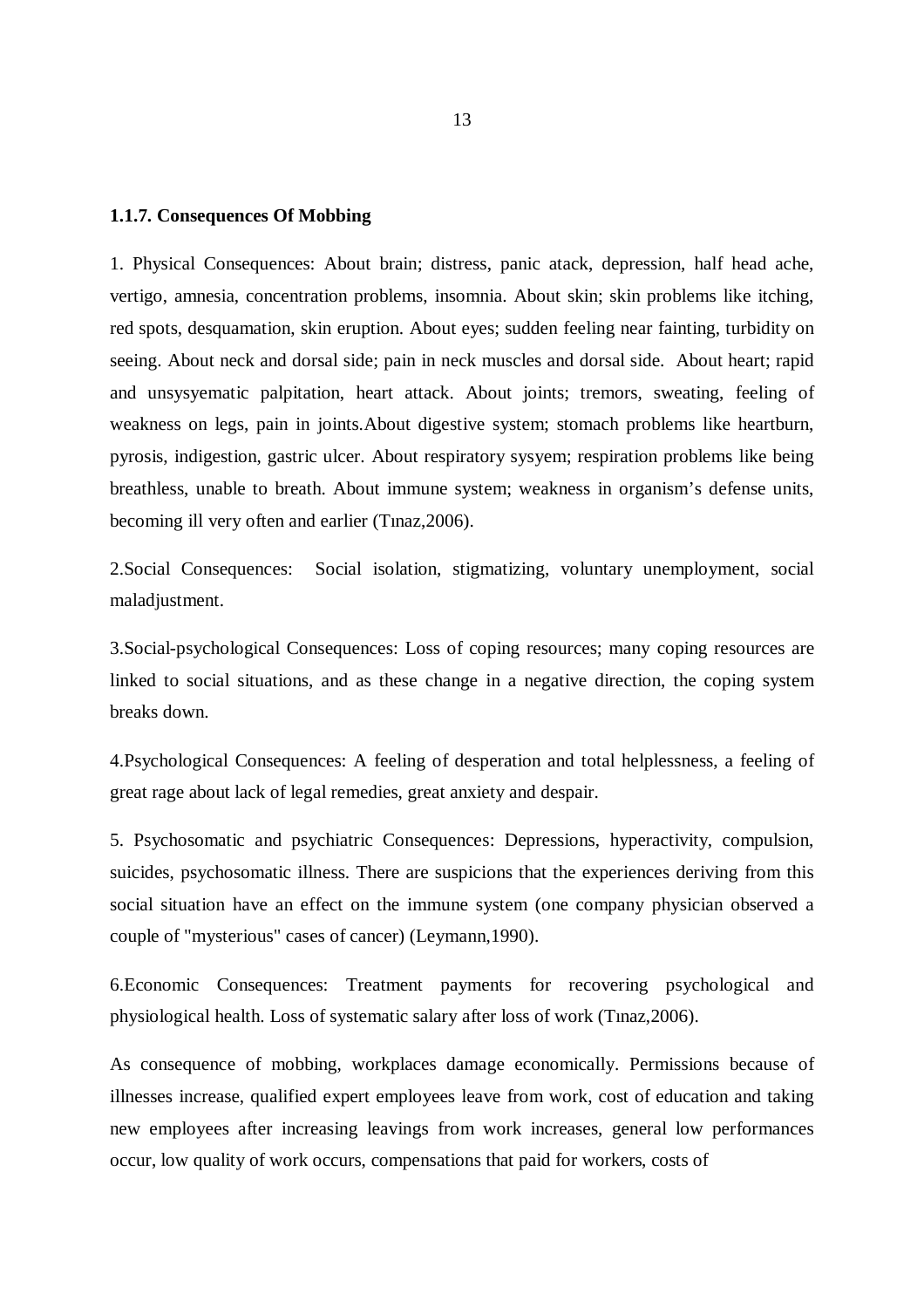### 1.1.7. Consequences Of Mobbing

1. Physical Consequences: About brain; distress, panic atack, depression, half head ache, vertigo, amnesia, concentration problems, insomnia. About skin; skin problems like itching, red spots, desquamation, skin eruption. About eyes; sudden feeling near fainting, turbidity on seeing. About neck and dorsal side; pain in neck muscles and dorsal side. About heart; rapid and unsysyematic palpitation, heart attack. About joints; tremors, sweating, feeling of weakness on legs, pain in joints.About digestive system; stomach problems like heartburn, pyrosis, indigestion, gastric ulcer. About respiratory sysyem; respiration problems like being breathless, unable to breath. About immune system; weakness in organism's defense units, becoming ill very often and earlier (Tınaz,2006).

2.Social Consequences: Social isolation, stigmatizing, voluntary unemployment, social maladjustment.

3.Social-psychological Consequences: Loss of coping resources; many coping resources are linked to social situations, and as these change in a negative direction, the coping system breaks down.

4.Psychological Consequences: A feeling of desperation and total helplessness, a feeling of great rage about lack of legal remedies, great anxiety and despair.

5. Psychosomatic and psychiatric Consequences: Depressions, hyperactivity, compulsion, suicides, psychosomatic illness. There are suspicions that the experiences deriving from this social situation have an effect on the immune system (one company physician observed a couple of "mysterious" cases of cancer) (Leymann,1990).

6.Economic Consequences: Treatment payments for recovering psychological and physiological health. Loss of systematic salary after loss of work (Tınaz,2006).

As consequence of mobbing, workplaces damage economically. Permissions because of illnesses increase, qualified expert employees leave from work, cost of education and taking new employees after increasing leavings from work increases, general low performances occur, low quality of work occurs, compensations that paid for workers, costs of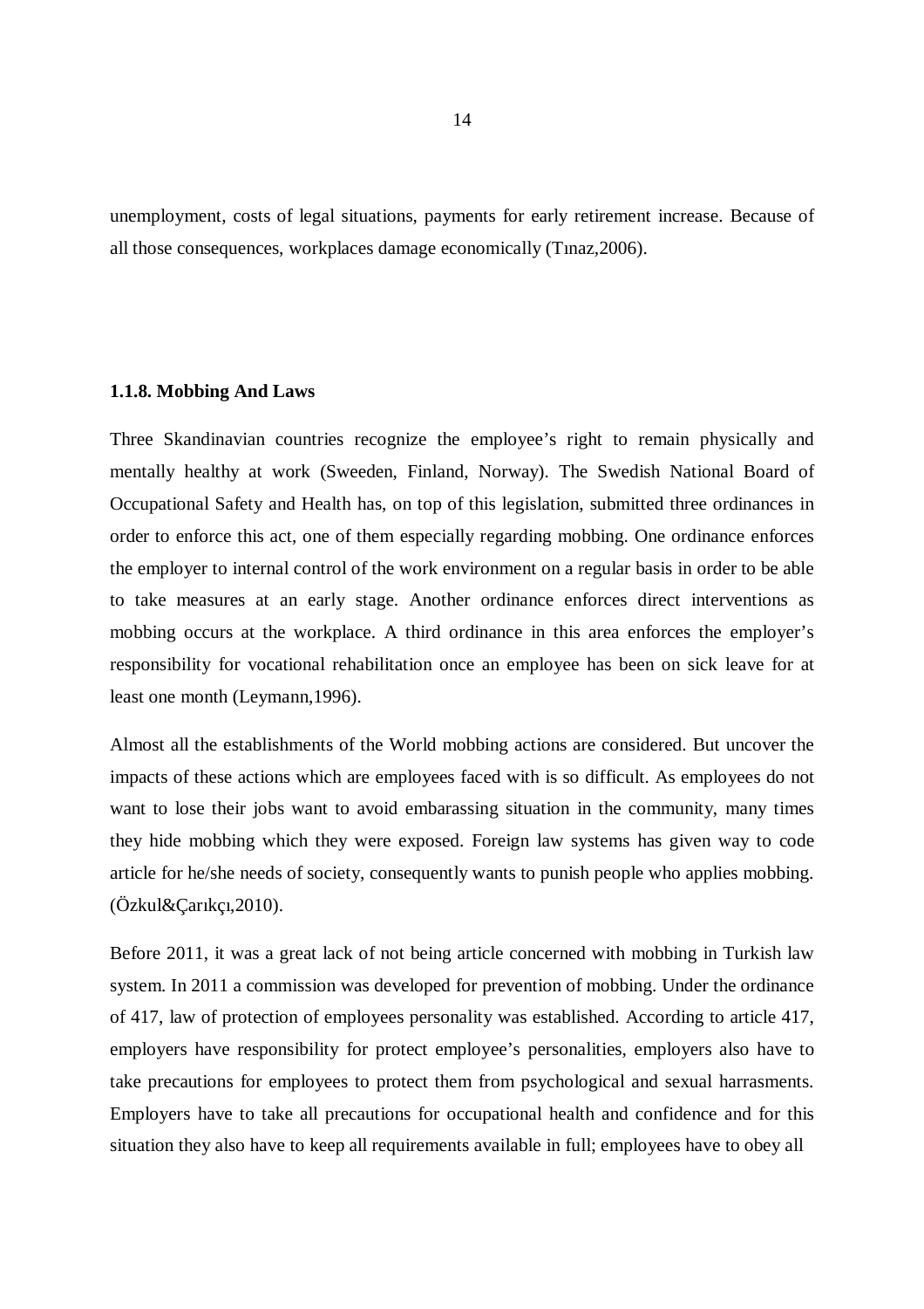unemployment, costs of legal situations, payments for early retirement increase. Because of all those consequences, workplaces damage economically (Tınaz,2006).

### 1.1.8. Mobbing And Laws

Three Skandinavian countries recognize the employee's right to remain physically and mentally healthy at work (Sweeden, Finland, Norway). The Swedish National Board of Occupational Safety and Health has, on top of this legislation, submitted three ordinances in order to enforce this act, one of them especially regarding mobbing. One ordinance enforces the employer to internal control of the work environment on a regular basis in order to be able to take measures at an early stage. Another ordinance enforces direct interventions as mobbing occurs at the workplace. A third ordinance in this area enforces the employer's responsibility for vocational rehabilitation once an employee has been on sick leave for at least one month (Leymann,1996).

Almost all the establishments of the World mobbing actions are considered. But uncover the impacts of these actions which are employees faced with is so difficult. As employees do not want to lose their jobs want to avoid embarassing situation in the community, many times they hide mobbing which they were exposed. Foreign law systems has given way to code article for he/she needs of society, consequently wants to punish people who applies mobbing. (Özkul&Çarıkçı,2010).

Before 2011, it was a great lack of not being article concerned with mobbing in Turkish law system. In 2011 a commission was developed for prevention of mobbing. Under the ordinance of 417, law of protection of employees personality was established. According to article 417, employers have responsibility for protect employee's personalities, employers also have to take precautions for employees to protect them from psychological and sexual harrasments. Employers have to take all precautions for occupational health and confidence and for this situation they also have to keep all requirements available in full; employees have to obey all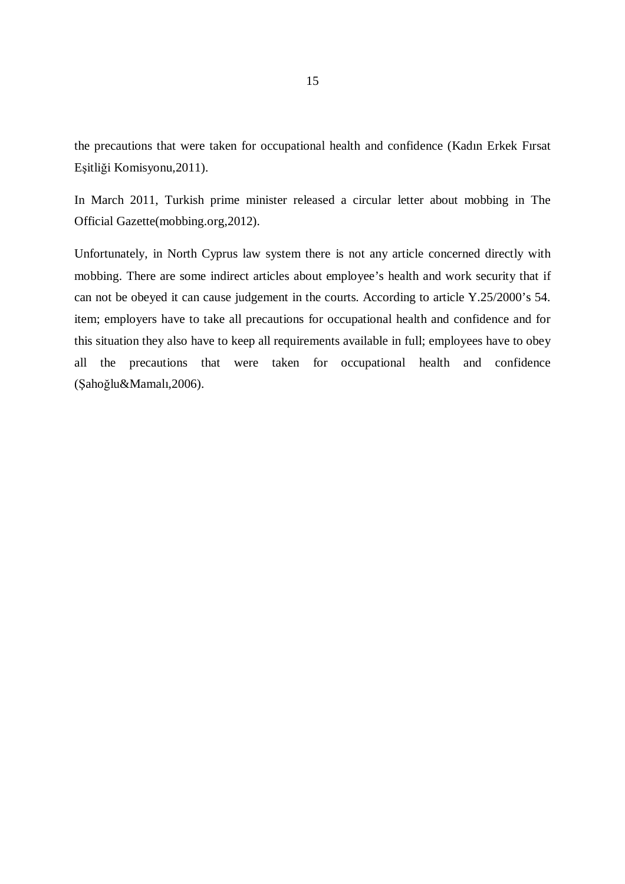the precautions that were taken for occupational health and confidence (Kadın Erkek Fırsat Eşitliği Komisyonu,2011).

In March 2011, Turkish prime minister released a circular letter about mobbing in The Official Gazette(mobbing.org,2012).

Unfortunately, in North Cyprus law system there is not any article concerned directly with mobbing. There are some indirect articles about employee's health and work security that if can not be obeyed it can cause judgement in the courts. According to article Y.25/2000's 54. item; employers have to take all precautions for occupational health and confidence and for this situation they also have to keep all requirements available in full; employees have to obey all the precautions that were taken for occupational health and confidence (Şahoğlu&Mamalı,2006).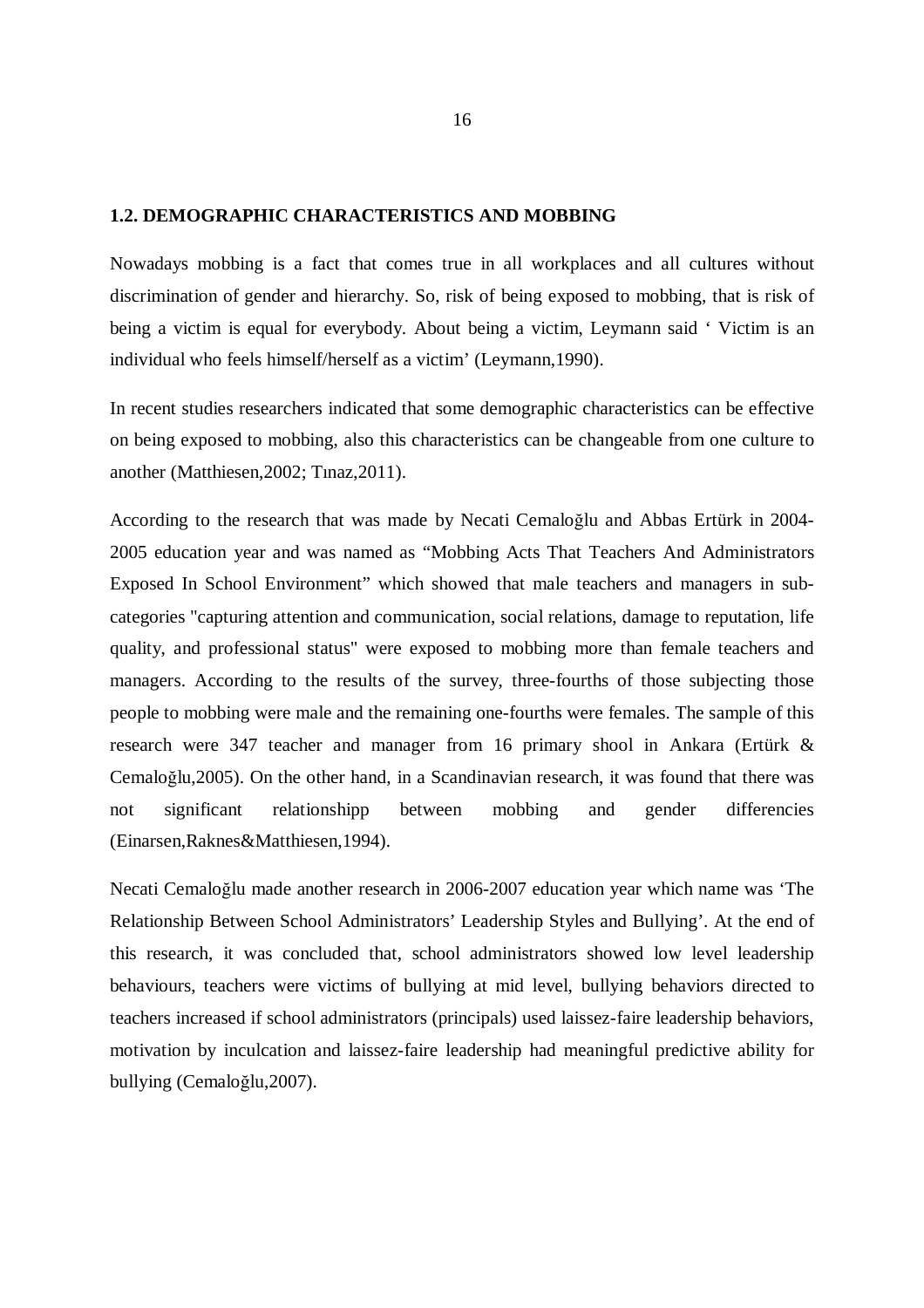## 1.2. DEMOGRAPHIC CHARACTERISTICS AND MOBBING

Nowadays mobbing is a fact that comes true in all workplaces and all cultures without discrimination of gender and hierarchy. So, risk of being exposed to mobbing, that is risk of being a victim is equal for everybody. About being a victim, Leymann said ‘ Victim is an individual who feels himself/herself as a victim’ (Leymann,1990).

In recent studies researchers indicated that some demographic characteristics can be effective on being exposed to mobbing, also this characteristics can be changeable from one culture to another (Matthiesen,2002; Tınaz,2011).

According to the research that was made by Necati Cemaloğlu and Abbas Ertürk in 2004-2005 education year and was named as “Mobbing Acts That Teachers And Administrators Exposed In School Environment” which showed that male teachers and managers in sub-categories "capturing attention and communication, social relations, damage to reputation, life quality, and professional status" were exposed to mobbing more than female teachers and managers. According to the results of the survey, three-fourths of those subjecting those people to mobbing were male and the remaining one-fourths were females. The sample of this research were 347 teacher and manager from 16 primary shool in Ankara (Ertürk & Cemaloğlu,2005). On the other hand, in a Scandinavian research, it was found that there was not significant relationshipp between mobbing and gender differencies (Einarsen,Raknes&Matthiesen,1994).

Necati Cemaloğlu made another research in 2006-2007 education year which name was ‘The Relationship Between School Administrators’ Leadership Styles and Bullying’. At the end of this research, it was concluded that, school administrators showed low level leadership behaviours, teachers were victims of bullying at mid level, bullying behaviors directed to teachers increased if school administrators (principals) used laissez-faire leadership behaviors, motivation by inculcation and laissez-faire leadership had meaningful predictive ability for bullying (Cemaloğlu,2007).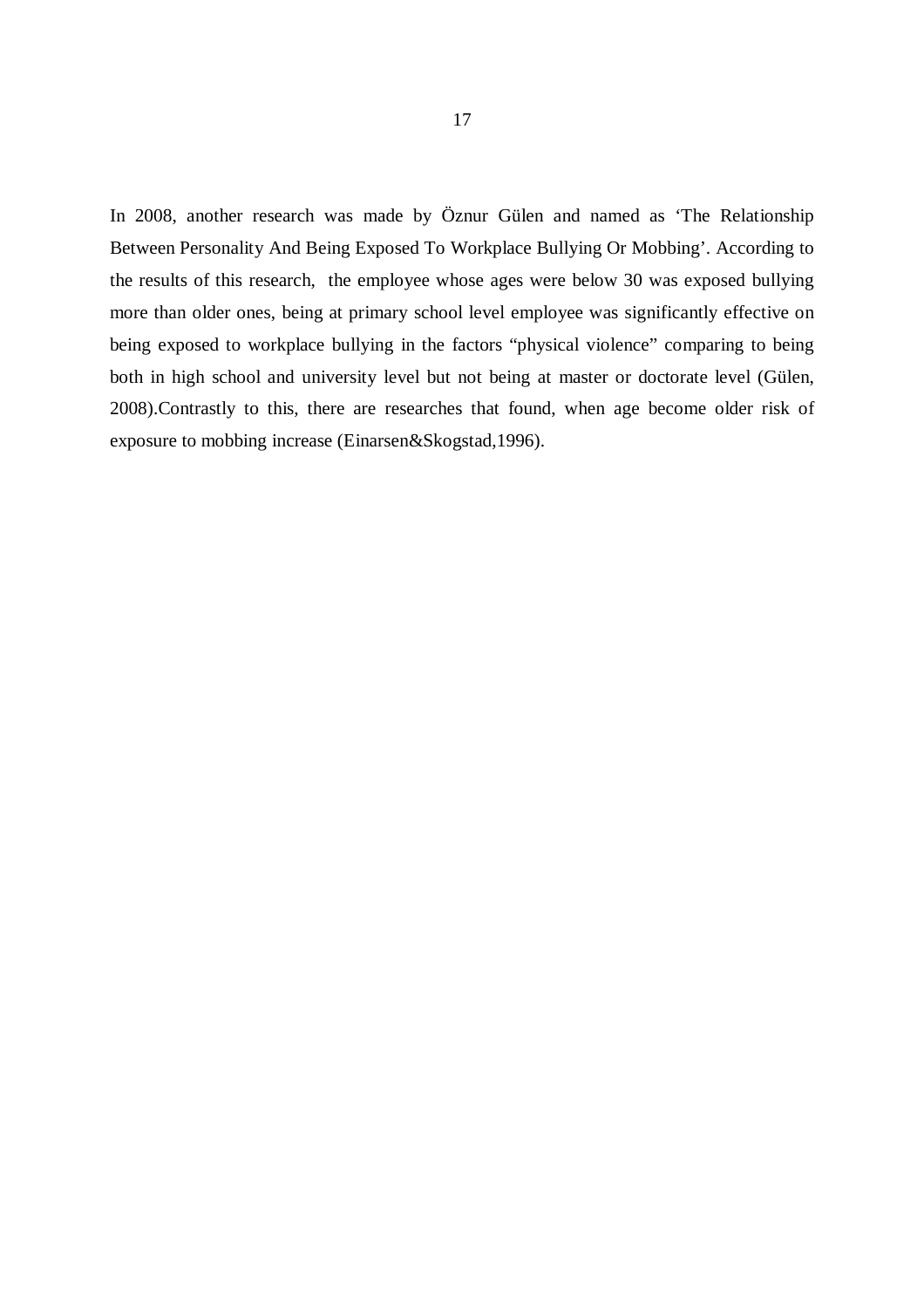In 2008, another research was made by Öznur Gülen and named as 'The Relationship Between Personality And Being Exposed To Workplace Bullying Or Mobbing'. According to the results of this research,  the employee whose ages were below 30 was exposed bullying more than older ones, being at primary school level employee was significantly effective on being exposed to workplace bullying in the factors "physical violence" comparing to being both in high school and university level but not being at master or doctorate level (Gülen, 2008).Contrastly to this, there are researches that found, when age become older risk of exposure to mobbing increase (Einarsen&Skogstad,1996).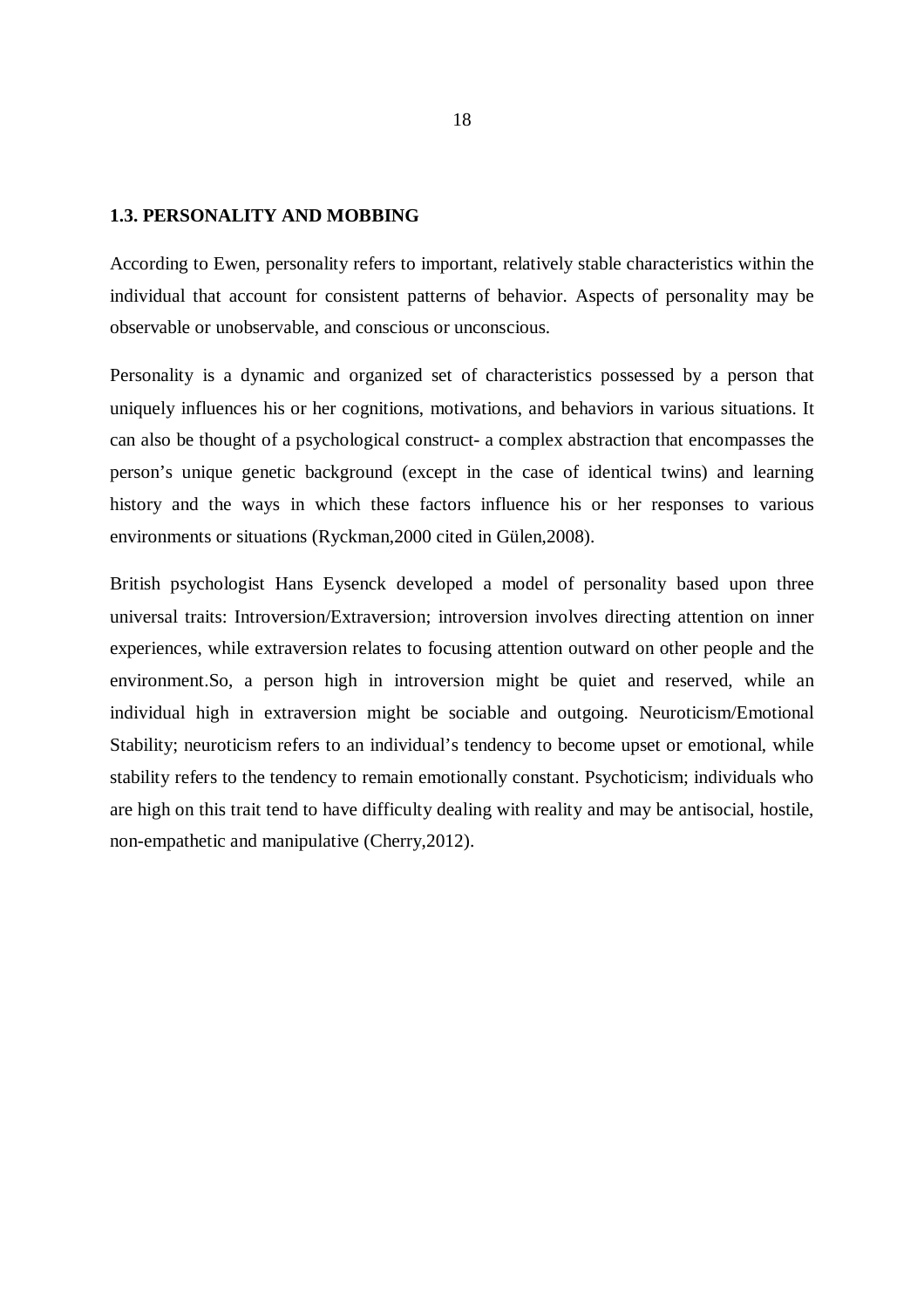## 1.3. PERSONALITY AND MOBBING

According to Ewen, personality refers to important, relatively stable characteristics within the individual that account for consistent patterns of behavior. Aspects of personality may be observable or unobservable, and conscious or unconscious.

Personality is a dynamic and organized set of characteristics possessed by a person that uniquely influences his or her cognitions, motivations, and behaviors in various situations. It can also be thought of a psychological construct- a complex abstraction that encompasses the person's unique genetic background (except in the case of identical twins) and learning history and the ways in which these factors influence his or her responses to various environments or situations (Ryckman,2000 cited in Gülen,2008).

British psychologist Hans Eysenck developed a model of personality based upon three universal traits: Introversion/Extraversion; introversion involves directing attention on inner experiences, while extraversion relates to focusing attention outward on other people and the environment.So, a person high in introversion might be quiet and reserved, while an individual high in extraversion might be sociable and outgoing. Neuroticism/Emotional Stability; neuroticism refers to an individual's tendency to become upset or emotional, while stability refers to the tendency to remain emotionally constant. Psychoticism; individuals who are high on this trait tend to have difficulty dealing with reality and may be antisocial, hostile, non-empathetic and manipulative (Cherry,2012).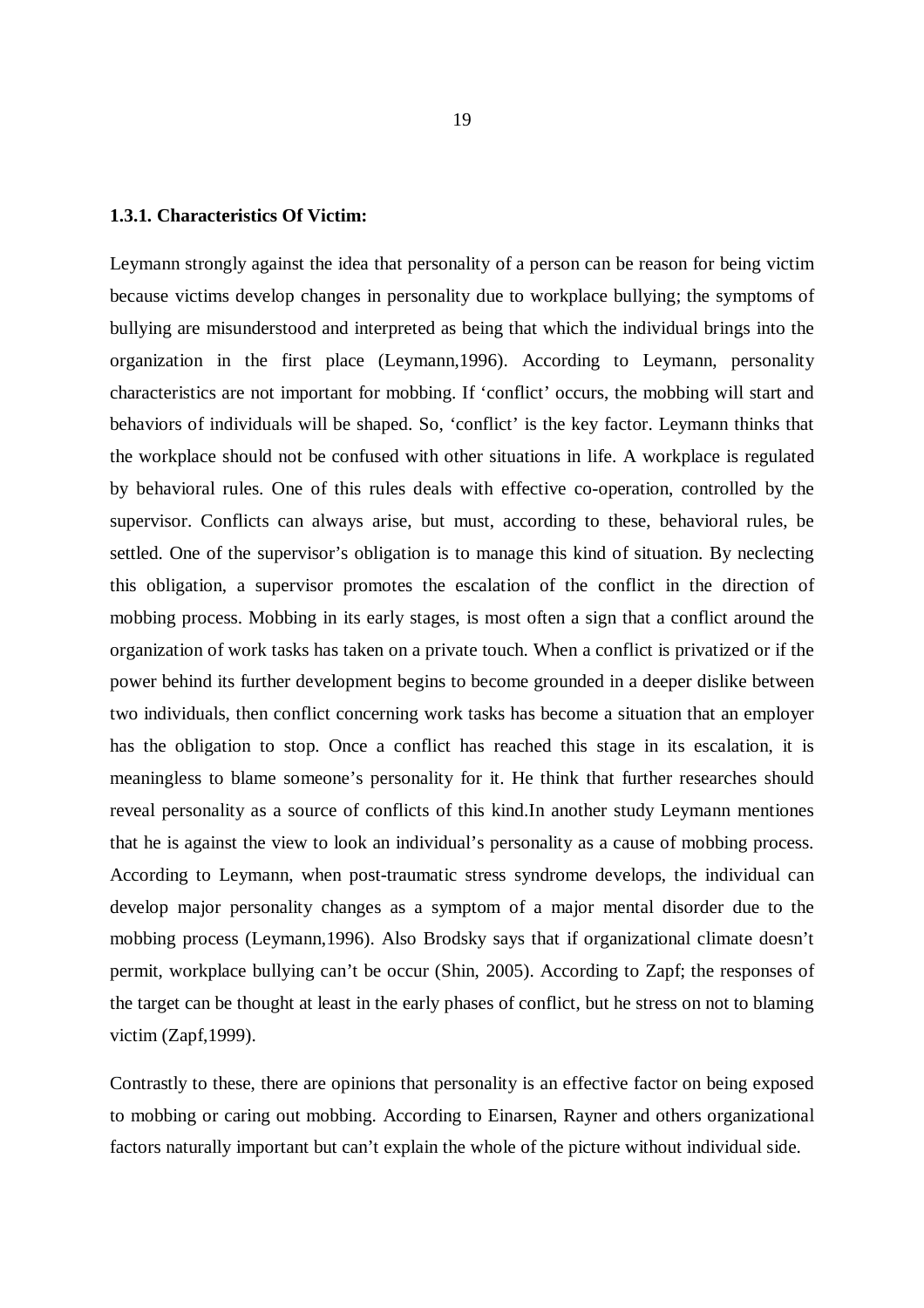### 1.3.1. Characteristics Of Victim:

Leymann strongly against the idea that personality of a person can be reason for being victim because victims develop changes in personality due to workplace bullying; the symptoms of bullying are misunderstood and interpreted as being that which the individual brings into the organization in the first place (Leymann,1996). According to Leymann, personality characteristics are not important for mobbing. If 'conflict' occurs, the mobbing will start and behaviors of individuals will be shaped. So, 'conflict' is the key factor. Leymann thinks that the workplace should not be confused with other situations in life. A workplace is regulated by behavioral rules. One of this rules deals with effective co-operation, controlled by the supervisor. Conflicts can always arise, but must, according to these, behavioral rules, be settled. One of the supervisor's obligation is to manage this kind of situation. By neclecting this obligation, a supervisor promotes the escalation of the conflict in the direction of mobbing process. Mobbing in its early stages, is most often a sign that a conflict around the organization of work tasks has taken on a private touch. When a conflict is privatized or if the power behind its further development begins to become grounded in a deeper dislike between two individuals, then conflict concerning work tasks has become a situation that an employer has the obligation to stop. Once a conflict has reached this stage in its escalation, it is meaningless to blame someone's personality for it. He think that further researches should reveal personality as a source of conflicts of this kind.In another study Leymann mentiones that he is against the view to look an individual's personality as a cause of mobbing process. According to Leymann, when post-traumatic stress syndrome develops, the individual can develop major personality changes as a symptom of a major mental disorder due to the mobbing process (Leymann,1996). Also Brodsky says that if organizational climate doesn't permit, workplace bullying can't be occur (Shin, 2005). According to Zapf; the responses of the target can be thought at least in the early phases of conflict, but he stress on not to blaming victim (Zapf,1999).

Contrastly to these, there are opinions that personality is an effective factor on being exposed to mobbing or caring out mobbing. According to Einarsen, Rayner and others organizational factors naturally important but can't explain the whole of the picture without individual side.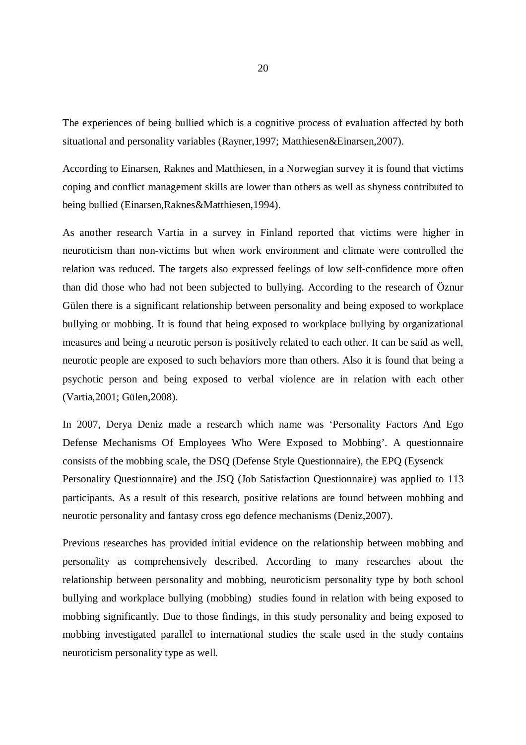The experiences of being bullied which is a cognitive process of evaluation affected by both situational and personality variables (Rayner,1997; Matthiesen&Einarsen,2007).

According to Einarsen, Raknes and Matthiesen, in a Norwegian survey it is found that victims coping and conflict management skills are lower than others as well as shyness contributed to being bullied (Einarsen,Raknes&Matthiesen,1994).

As another research Vartia in a survey in Finland reported that victims were higher in neuroticism than non-victims but when work environment and climate were controlled the relation was reduced. The targets also expressed feelings of low self-confidence more often than did those who had not been subjected to bullying. According to the research of Öznur Gülen there is a significant relationship between personality and being exposed to workplace bullying or mobbing. It is found that being exposed to workplace bullying by organizational measures and being a neurotic person is positively related to each other. It can be said as well, neurotic people are exposed to such behaviors more than others. Also it is found that being a psychotic person and being exposed to verbal violence are in relation with each other (Vartia,2001; Gülen,2008).

In 2007, Derya Deniz made a research which name was 'Personality Factors And Ego Defense Mechanisms Of Employees Who Were Exposed to Mobbing'. A questionnaire consists of the mobbing scale, the DSQ (Defense Style Questionnaire), the EPQ (Eysenck Personality Questionnaire) and the JSQ (Job Satisfaction Questionnaire) was applied to 113 participants. As a result of this research, positive relations are found between mobbing and neurotic personality and fantasy cross ego defence mechanisms (Deniz,2007).

Previous researches has provided initial evidence on the relationship between mobbing and personality as comprehensively described. According to many researches about the relationship between personality and mobbing, neuroticism personality type by both school bullying and workplace bullying (mobbing) studies found in relation with being exposed to mobbing significantly. Due to those findings, in this study personality and being exposed to mobbing investigated parallel to international studies the scale used in the study contains neuroticism personality type as well.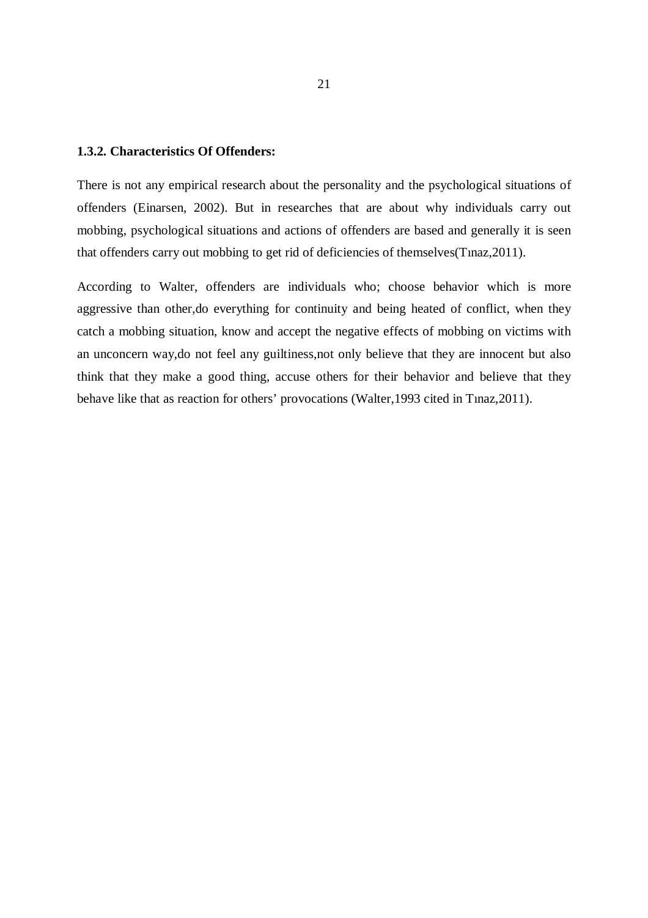### 1.3.2. Characteristics Of Offenders:

There is not any empirical research about the personality and the psychological situations of offenders (Einarsen, 2002). But in researches that are about why individuals carry out mobbing, psychological situations and actions of offenders are based and generally it is seen that offenders carry out mobbing to get rid of deficiencies of themselves(Tınaz,2011).

According to Walter, offenders are individuals who; choose behavior which is more aggressive than other,do everything for continuity and being heated of conflict, when they catch a mobbing situation, know and accept the negative effects of mobbing on victims with an unconcern way,do not feel any guiltiness,not only believe that they are innocent but also think that they make a good thing, accuse others for their behavior and believe that they behave like that as reaction for others' provocations (Walter,1993 cited in Tınaz,2011).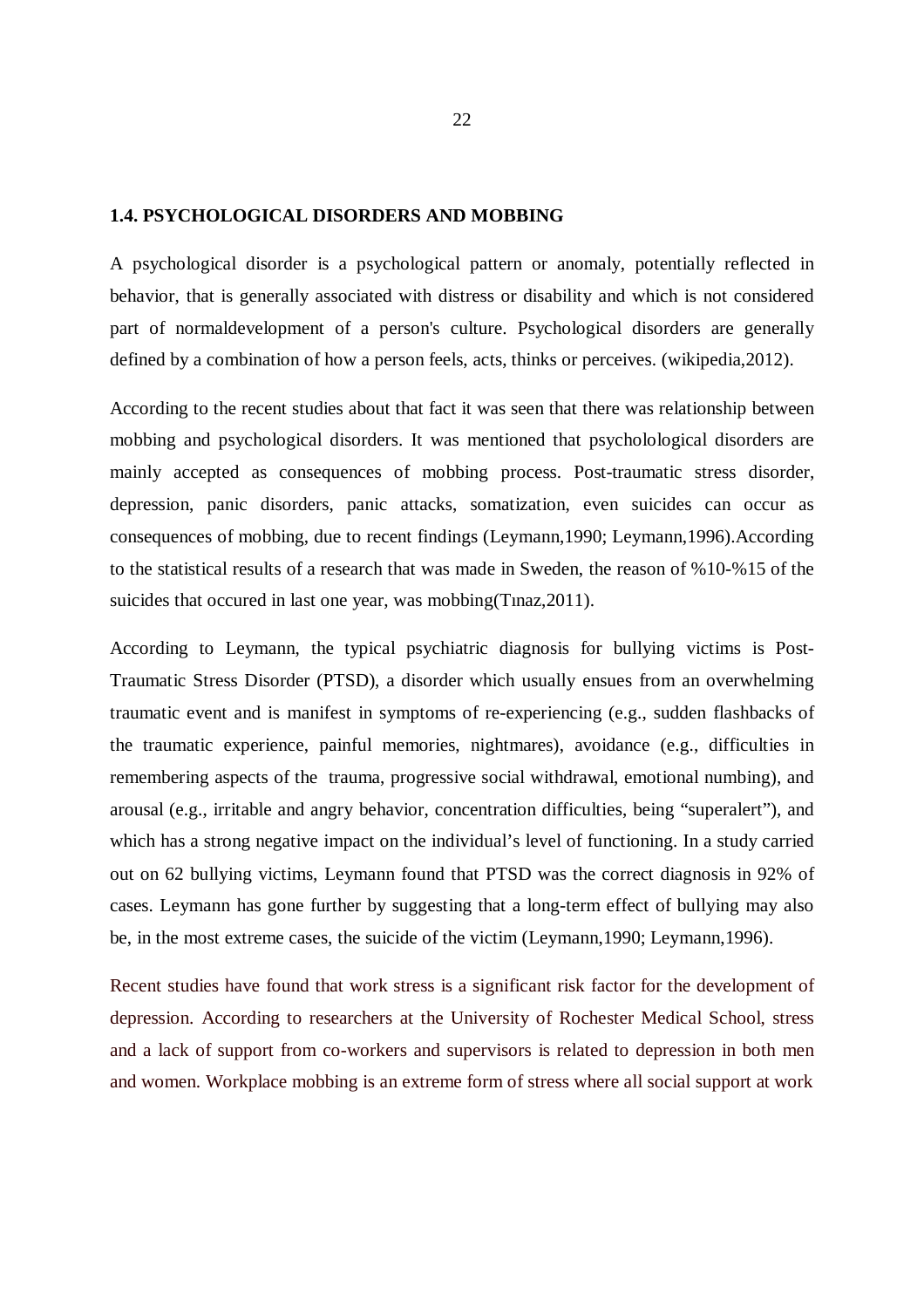## 1.4. PSYCHOLOGICAL DISORDERS AND MOBBING

A psychological disorder is a psychological pattern or anomaly, potentially reflected in behavior, that is generally associated with distress or disability and which is not considered part of normaldevelopment of a person's culture. Psychological disorders are generally defined by a combination of how a person feels, acts, thinks or perceives. (wikipedia,2012).

According to the recent studies about that fact it was seen that there was relationship between mobbing and psychological disorders. It was mentioned that psycholological disorders are mainly accepted as consequences of mobbing process. Post-traumatic stress disorder, depression, panic disorders, panic attacks, somatization, even suicides can occur as consequences of mobbing, due to recent findings (Leymann,1990; Leymann,1996).According to the statistical results of a research that was made in Sweden, the reason of %10-%15 of the suicides that occured in last one year, was mobbing(Tınaz,2011).

According to Leymann, the typical psychiatric diagnosis for bullying victims is Post-Traumatic Stress Disorder (PTSD), a disorder which usually ensues from an overwhelming traumatic event and is manifest in symptoms of re-experiencing (e.g., sudden flashbacks of the traumatic experience, painful memories, nightmares), avoidance (e.g., difficulties in remembering aspects of the trauma, progressive social withdrawal, emotional numbing), and arousal (e.g., irritable and angry behavior, concentration difficulties, being "superalert"), and which has a strong negative impact on the individual's level of functioning. In a study carried out on 62 bullying victims, Leymann found that PTSD was the correct diagnosis in 92% of cases. Leymann has gone further by suggesting that a long-term effect of bullying may also be, in the most extreme cases, the suicide of the victim (Leymann,1990; Leymann,1996).

Recent studies have found that work stress is a significant risk factor for the development of depression. According to researchers at the University of Rochester Medical School, stress and a lack of support from co-workers and supervisors is related to depression in both men and women. Workplace mobbing is an extreme form of stress where all social support at work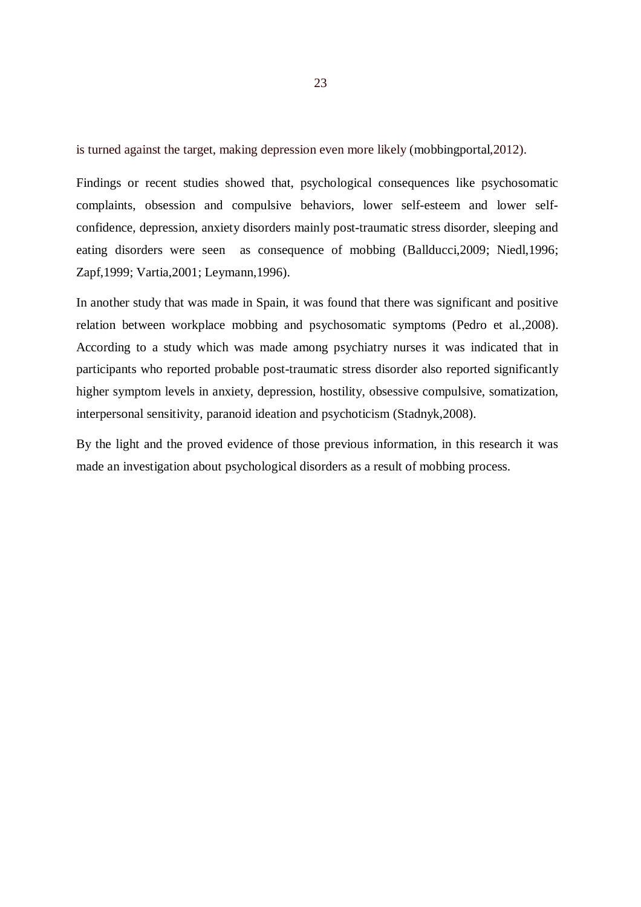is turned against the target, making depression even more likely (mobbingportal,2012).

Findings or recent studies showed that, psychological consequences like psychosomatic complaints, obsession and compulsive behaviors, lower self-esteem and lower self-confidence, depression, anxiety disorders mainly post-traumatic stress disorder, sleeping and eating disorders were seen as consequence of mobbing (Ballducci,2009; Niedl,1996; Zapf,1999; Vartia,2001; Leymann,1996).

In another study that was made in Spain, it was found that there was significant and positive relation between workplace mobbing and psychosomatic symptoms (Pedro et al.,2008). According to a study which was made among psychiatry nurses it was indicated that in participants who reported probable post-traumatic stress disorder also reported significantly higher symptom levels in anxiety, depression, hostility, obsessive compulsive, somatization, interpersonal sensitivity, paranoid ideation and psychoticism (Stadnyk,2008).

By the light and the proved evidence of those previous information, in this research it was made an investigation about psychological disorders as a result of mobbing process.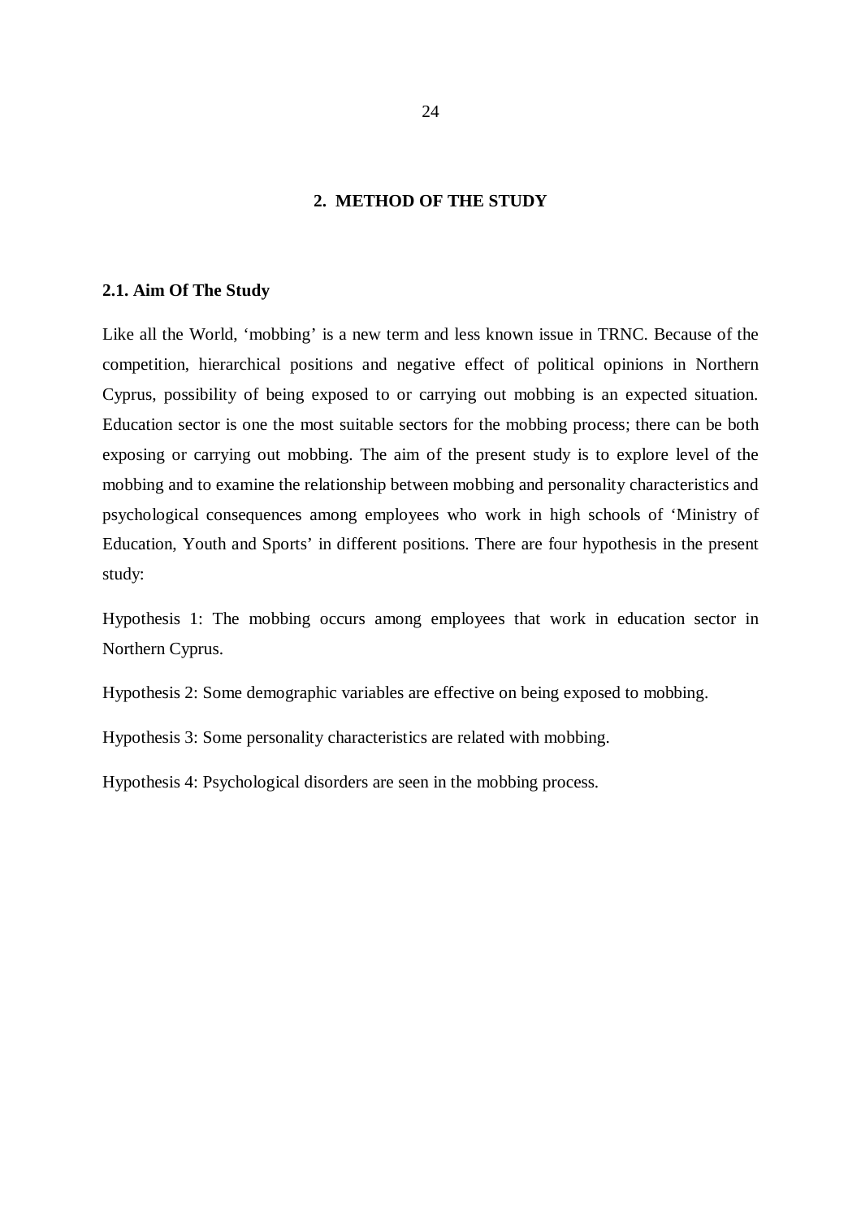# 2. METHOD OF THE STUDY

## 2.1. Aim Of The Study

Like all the World, 'mobbing' is a new term and less known issue in TRNC. Because of the competition, hierarchical positions and negative effect of political opinions in Northern Cyprus, possibility of being exposed to or carrying out mobbing is an expected situation. Education sector is one the most suitable sectors for the mobbing process; there can be both exposing or carrying out mobbing. The aim of the present study is to explore level of the mobbing and to examine the relationship between mobbing and personality characteristics and psychological consequences among employees who work in high schools of 'Ministry of Education, Youth and Sports' in different positions. There are four hypothesis in the present study:

Hypothesis 1: The mobbing occurs among employees that work in education sector in Northern Cyprus.

Hypothesis 2: Some demographic variables are effective on being exposed to mobbing.

Hypothesis 3: Some personality characteristics are related with mobbing.

Hypothesis 4: Psychological disorders are seen in the mobbing process.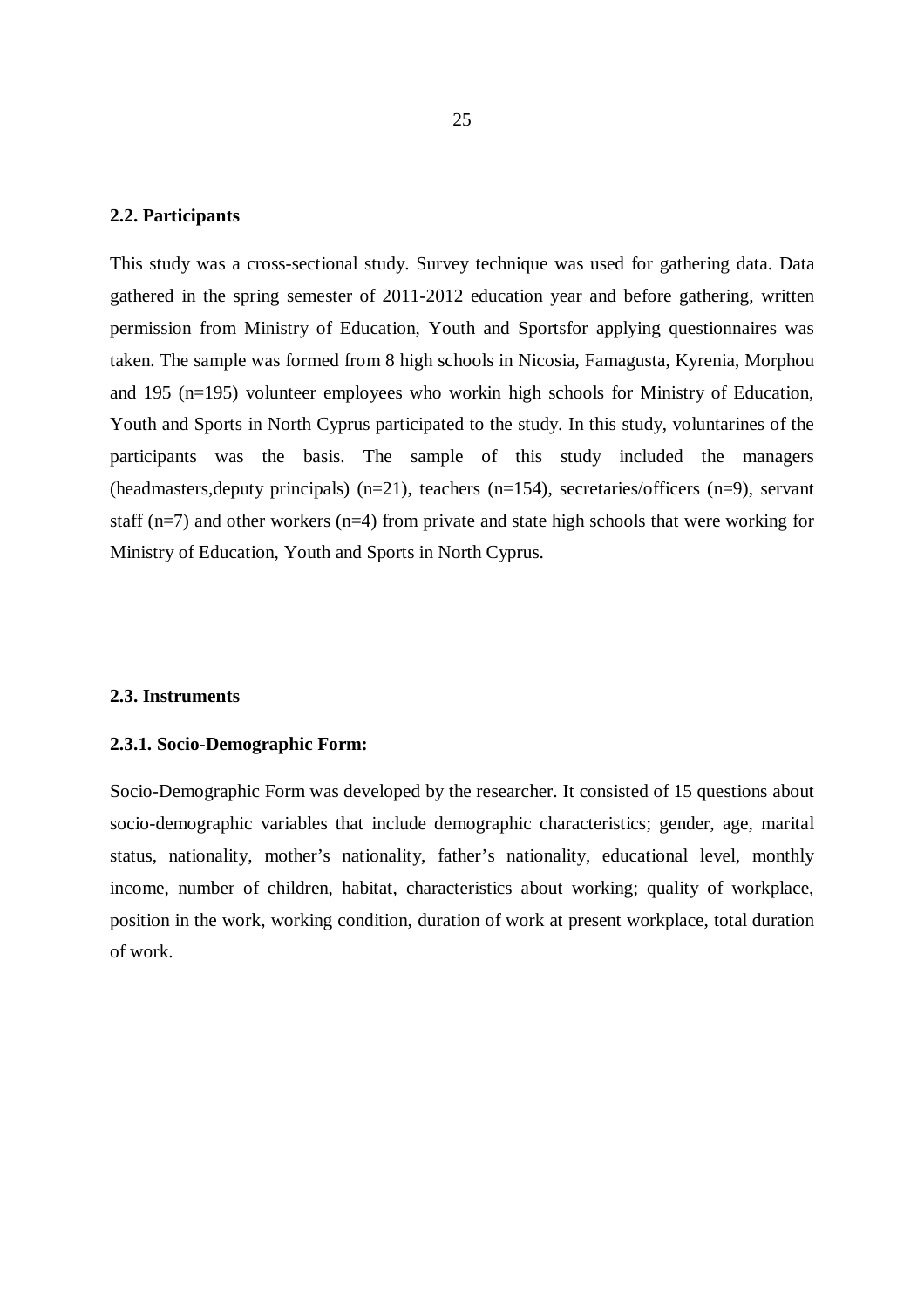## 2.2. Participants

This study was a cross-sectional study. Survey technique was used for gathering data. Data gathered in the spring semester of 2011-2012 education year and before gathering, written permission from Ministry of Education, Youth and Sportsfor applying questionnaires was taken. The sample was formed from 8 high schools in Nicosia, Famagusta, Kyrenia, Morphou and 195 (n=195) volunteer employees who workin high schools for Ministry of Education, Youth and Sports in North Cyprus participated to the study. In this study, voluntarines of the participants was the basis. The sample of this study included the managers (headmasters,deputy principals) (n=21), teachers (n=154), secretaries/officers (n=9), servant staff (n=7) and other workers (n=4) from private and state high schools that were working for Ministry of Education, Youth and Sports in North Cyprus.

## 2.3. Instruments

### 2.3.1. Socio-Demographic Form:

Socio-Demographic Form was developed by the researcher. It consisted of 15 questions about socio-demographic variables that include demographic characteristics; gender, age, marital status, nationality, mother's nationality, father's nationality, educational level, monthly income, number of children, habitat, characteristics about working; quality of workplace, position in the work, working condition, duration of work at present workplace, total duration of work.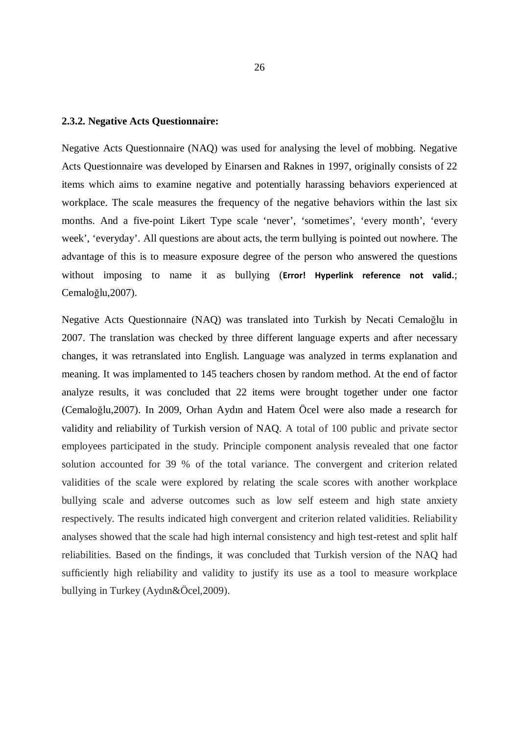### 2.3.2. Negative Acts Questionnaire:

Negative Acts Questionnaire (NAQ) was used for analysing the level of mobbing. Negative Acts Questionnaire was developed by Einarsen and Raknes in 1997, originally consists of 22 items which aims to examine negative and potentially harassing behaviors experienced at workplace. The scale measures the frequency of the negative behaviors within the last six months. And a five-point Likert Type scale 'never', 'sometimes', 'every month', 'every week', 'everyday'. All questions are about acts, the term bullying is pointed out nowhere. The advantage of this is to measure exposure degree of the person who answered the questions without imposing to name it as bullying (**Error! Hyperlink reference not valid.**; Cemaloğlu,2007).

Negative Acts Questionnaire (NAQ) was translated into Turkish by Necati Cemaloğlu in 2007. The translation was checked by three different language experts and after necessary changes, it was retranslated into English. Language was analyzed in terms explanation and meaning. It was implamented to 145 teachers chosen by random method. At the end of factor analyze results, it was concluded that 22 items were brought together under one factor (Cemaloğlu,2007). In 2009, Orhan Aydın and Hatem Öcel were also made a research for validity and reliability of Turkish version of NAQ. A total of 100 public and private sector employees participated in the study. Principle component analysis revealed that one factor solution accounted for 39 % of the total variance. The convergent and criterion related validities of the scale were explored by relating the scale scores with another workplace bullying scale and adverse outcomes such as low self esteem and high state anxiety respectively. The results indicated high convergent and criterion related validities. Reliability analyses showed that the scale had high internal consistency and high test-retest and split half reliabilities. Based on the findings, it was concluded that Turkish version of the NAQ had sufficiently high reliability and validity to justify its use as a tool to measure workplace bullying in Turkey (Aydın&Öcel,2009).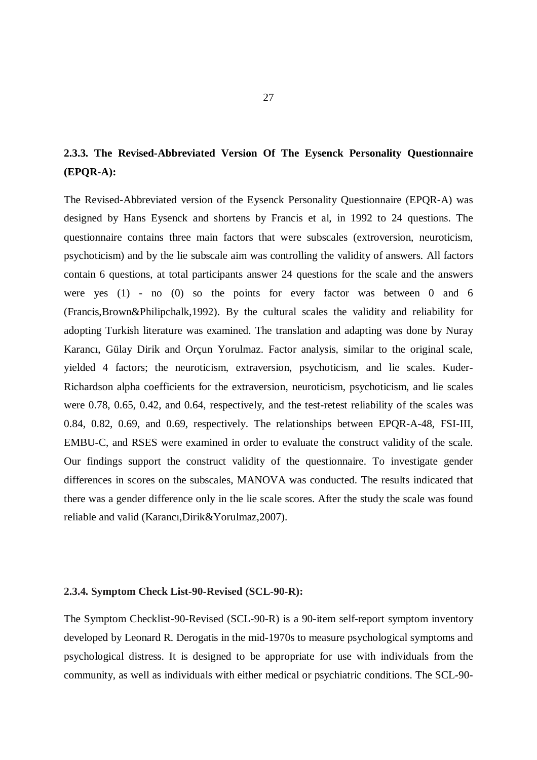### 2.3.3. The Revised-Abbreviated Version Of The Eysenck Personality Questionnaire (EPQR-A):

The Revised-Abbreviated version of the Eysenck Personality Questionnaire (EPQR-A) was designed by Hans Eysenck and shortens by Francis et al, in 1992 to 24 questions. The questionnaire contains three main factors that were subscales (extroversion, neuroticism, psychoticism) and by the lie subscale aim was controlling the validity of answers. All factors contain 6 questions, at total participants answer 24 questions for the scale and the answers were yes (1) - no (0) so the points for every factor was between 0 and 6 (Francis,Brown&Philipchalk,1992). By the cultural scales the validity and reliability for adopting Turkish literature was examined. The translation and adapting was done by Nuray Karancı, Gülay Dirik and Orçun Yorulmaz. Factor analysis, similar to the original scale, yielded 4 factors; the neuroticism, extraversion, psychoticism, and lie scales. Kuder-Richardson alpha coefficients for the extraversion, neuroticism, psychoticism, and lie scales were 0.78, 0.65, 0.42, and 0.64, respectively, and the test-retest reliability of the scales was 0.84, 0.82, 0.69, and 0.69, respectively. The relationships between EPQR-A-48, FSI-III, EMBU-C, and RSES were examined in order to evaluate the construct validity of the scale. Our findings support the construct validity of the questionnaire. To investigate gender differences in scores on the subscales, MANOVA was conducted. The results indicated that there was a gender difference only in the lie scale scores. After the study the scale was found reliable and valid (Karancı,Dirik&Yorulmaz,2007).

### 2.3.4. Symptom Check List-90-Revised (SCL-90-R):

The Symptom Checklist-90-Revised (SCL-90-R) is a 90-item self-report symptom inventory developed by Leonard R. Derogatis in the mid-1970s to measure psychological symptoms and psychological distress. It is designed to be appropriate for use with individuals from the community, as well as individuals with either medical or psychiatric conditions. The SCL-90-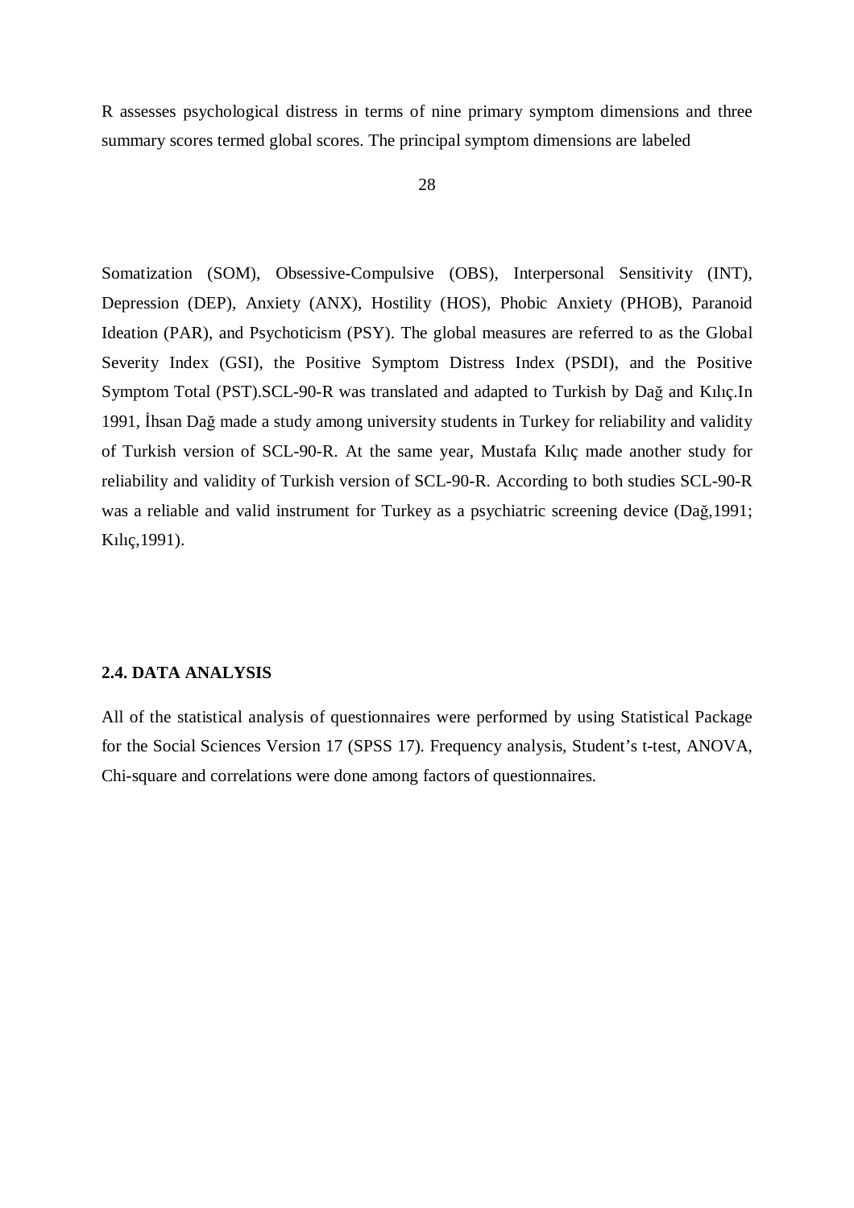R assesses psychological distress in terms of nine primary symptom dimensions and three summary scores termed global scores. The principal symptom dimensions are labeled

Somatization (SOM), Obsessive-Compulsive (OBS), Interpersonal Sensitivity (INT), Depression (DEP), Anxiety (ANX), Hostility (HOS), Phobic Anxiety (PHOB), Paranoid Ideation (PAR), and Psychoticism (PSY). The global measures are referred to as the Global Severity Index (GSI), the Positive Symptom Distress Index (PSDI), and the Positive Symptom Total (PST).SCL-90-R was translated and adapted to Turkish by Dağ and Kılıç.In 1991, İhsan Dağ made a study among university students in Turkey for reliability and validity of Turkish version of SCL-90-R. At the same year, Mustafa Kılıç made another study for reliability and validity of Turkish version of SCL-90-R. According to both studies SCL-90-R was a reliable and valid instrument for Turkey as a psychiatric screening device (Dağ,1991; Kılıç,1991).

## 2.4. DATA ANALYSIS

All of the statistical analysis of questionnaires were performed by using Statistical Package for the Social Sciences Version 17 (SPSS 17). Frequency analysis, Student's t-test, ANOVA, Chi-square and correlations were done among factors of questionnaires.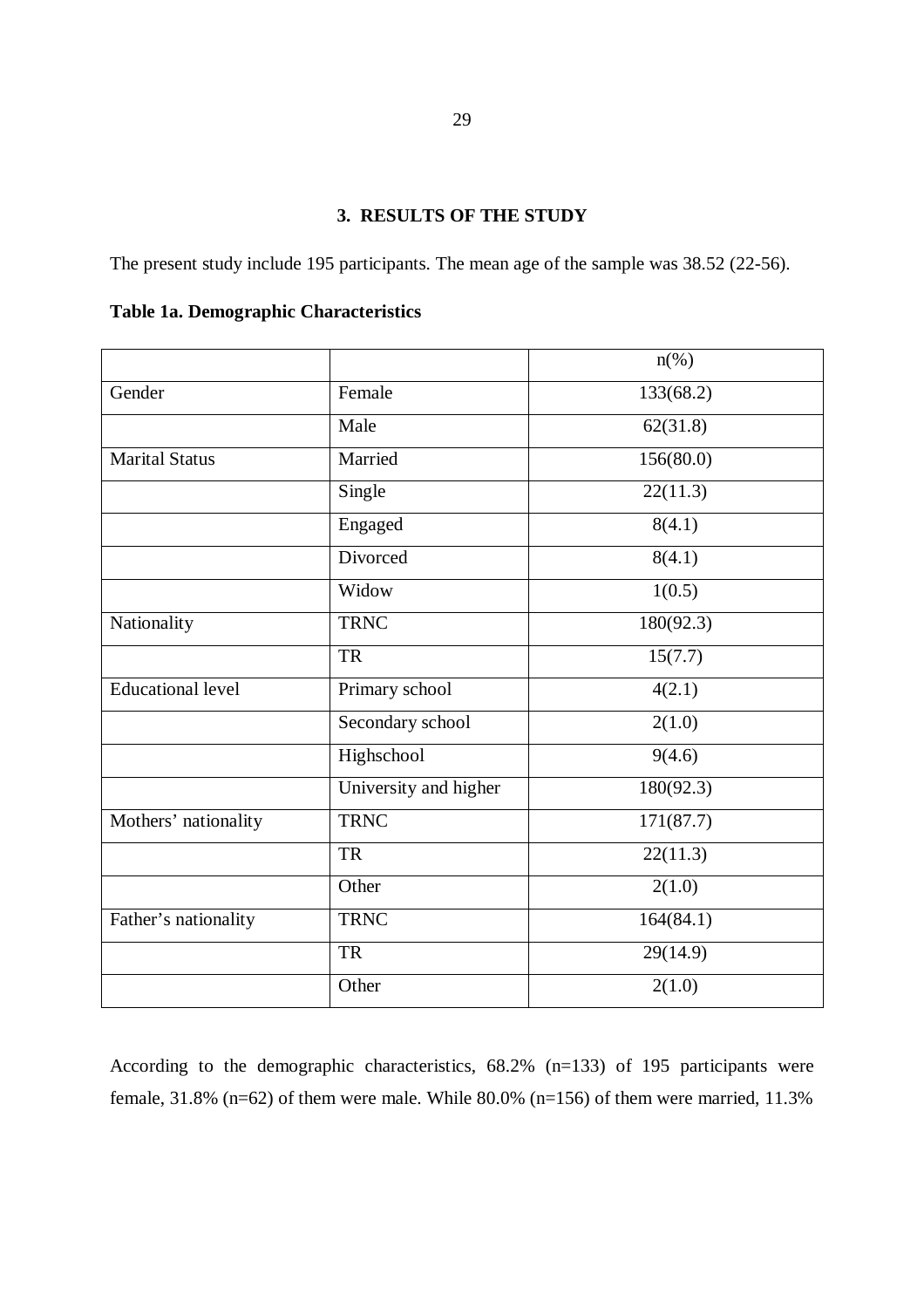## 3. RESULTS OF THE STUDY

The present study include 195 participants. The mean age of the sample was 38.52 (22-56).

**Table 1a. Demographic Characteristics**

| | | n(%) |
|---|---|---|
| Gender | Female | 133(68.2) |
| | Male | 62(31.8) |
| Marital Status | Married | 156(80.0) |
| | Single | 22(11.3) |
| | Engaged | 8(4.1) |
| | Divorced | 8(4.1) |
| | Widow | 1(0.5) |
| Nationality | TRNC | 180(92.3) |
| | TR | 15(7.7) |
| Educational level | Primary school | 4(2.1) |
| | Secondary school | 2(1.0) |
| | Highschool | 9(4.6) |
| | University and higher | 180(92.3) |
| Mothers' nationality | TRNC | 171(87.7) |
| | TR | 22(11.3) |
| | Other | 2(1.0) |
| Father's nationality | TRNC | 164(84.1) |
| | TR | 29(14.9) |
| | Other | 2(1.0) |

According to the demographic characteristics, 68.2% (n=133) of 195 participants were female, 31.8% (n=62) of them were male. While 80.0% (n=156) of them were married, 11.3%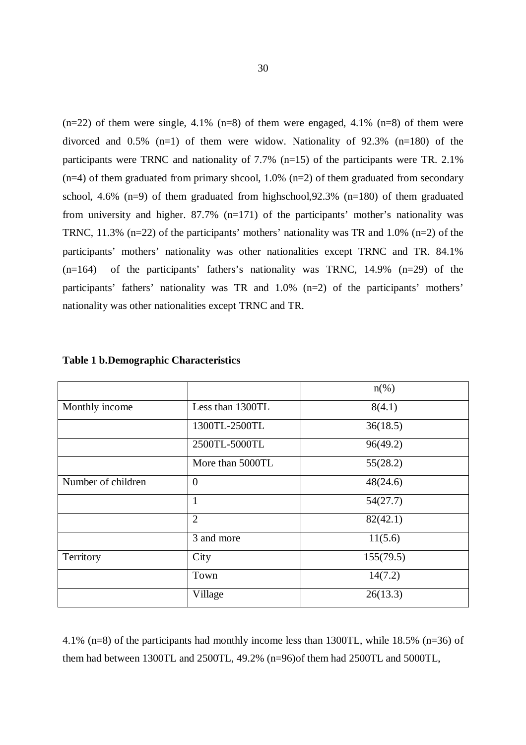(n=22) of them were single, 4.1% (n=8) of them were engaged, 4.1% (n=8) of them were divorced and 0.5% (n=1) of them were widow. Nationality of 92.3% (n=180) of the participants were TRNC and nationality of 7.7% (n=15) of the participants were TR. 2.1% (n=4) of them graduated from primary shcool, 1.0% (n=2) of them graduated from secondary school, 4.6% (n=9) of them graduated from highschool,92.3% (n=180) of them graduated from university and higher. 87.7% (n=171) of the participants' mother's nationality was TRNC, 11.3% (n=22) of the participants' mothers' nationality was TR and 1.0% (n=2) of the participants' mothers' nationality was other nationalities except TRNC and TR. 84.1% (n=164) of the participants' fathers's nationality was TRNC, 14.9% (n=29) of the participants' fathers' nationality was TR and 1.0% (n=2) of the participants' mothers' nationality was other nationalities except TRNC and TR.

**Table 1 b.Demographic Characteristics**

| | | n(%) |
|---|---|---|
| Monthly income | Less than 1300TL | 8(4.1) |
| | 1300TL-2500TL | 36(18.5) |
| | 2500TL-5000TL | 96(49.2) |
| | More than 5000TL | 55(28.2) |
| Number of children | 0 | 48(24.6) |
| | 1 | 54(27.7) |
| | 2 | 82(42.1) |
| | 3 and more | 11(5.6) |
| Territory | City | 155(79.5) |
| | Town | 14(7.2) |
| | Village | 26(13.3) |

4.1% (n=8) of the participants had monthly income less than 1300TL, while 18.5% (n=36) of them had between 1300TL and 2500TL, 49.2% (n=96)of them had 2500TL and 5000TL,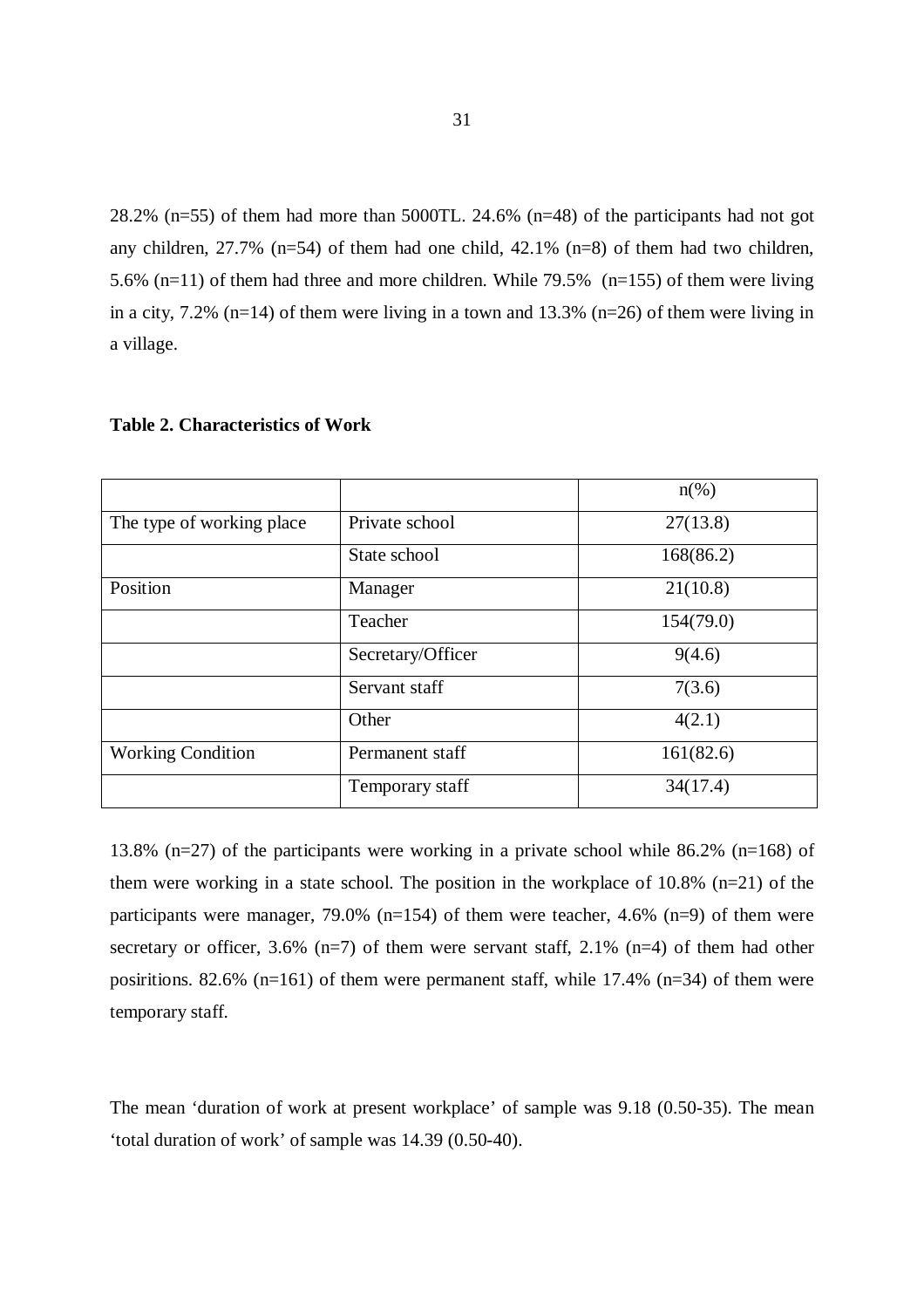28.2% (n=55) of them had more than 5000TL. 24.6% (n=48) of the participants had not got any children, 27.7% (n=54) of them had one child, 42.1% (n=8) of them had two children, 5.6% (n=11) of them had three and more children. While 79.5% (n=155) of them were living in a city, 7.2% (n=14) of them were living in a town and 13.3% (n=26) of them were living in a village.

**Table 2. Characteristics of Work**

| | | n(%) |
|---|---|---|
| The type of working place | Private school | 27(13.8) |
| | State school | 168(86.2) |
| Position | Manager | 21(10.8) |
| | Teacher | 154(79.0) |
| | Secretary/Officer | 9(4.6) |
| | Servant staff | 7(3.6) |
| | Other | 4(2.1) |
| Working Condition | Permanent staff | 161(82.6) |
| | Temporary staff | 34(17.4) |

13.8% (n=27) of the participants were working in a private school while 86.2% (n=168) of them were working in a state school. The position in the workplace of 10.8% (n=21) of the participants were manager, 79.0% (n=154) of them were teacher, 4.6% (n=9) of them were secretary or officer, 3.6% (n=7) of them were servant staff, 2.1% (n=4) of them had other posiritions. 82.6% (n=161) of them were permanent staff, while 17.4% (n=34) of them were temporary staff.

The mean 'duration of work at present workplace' of sample was 9.18 (0.50-35). The mean 'total duration of work' of sample was 14.39 (0.50-40).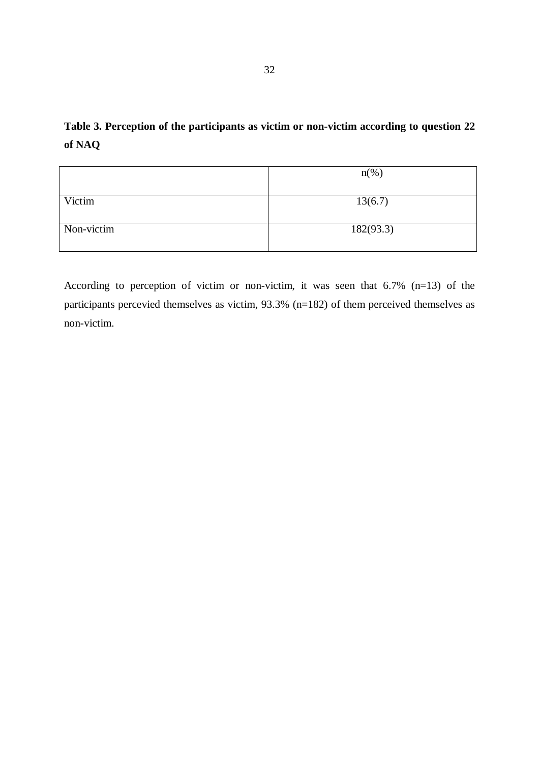**Table 3. Perception of the participants as victim or non-victim according to question 22 of NAQ**

| | n(%) |
|---|---|
| Victim | 13(6.7) |
| Non-victim | 182(93.3) |

According to perception of victim or non-victim, it was seen that 6.7% (n=13) of the participants percevied themselves as victim, 93.3% (n=182) of them perceived themselves as non-victim.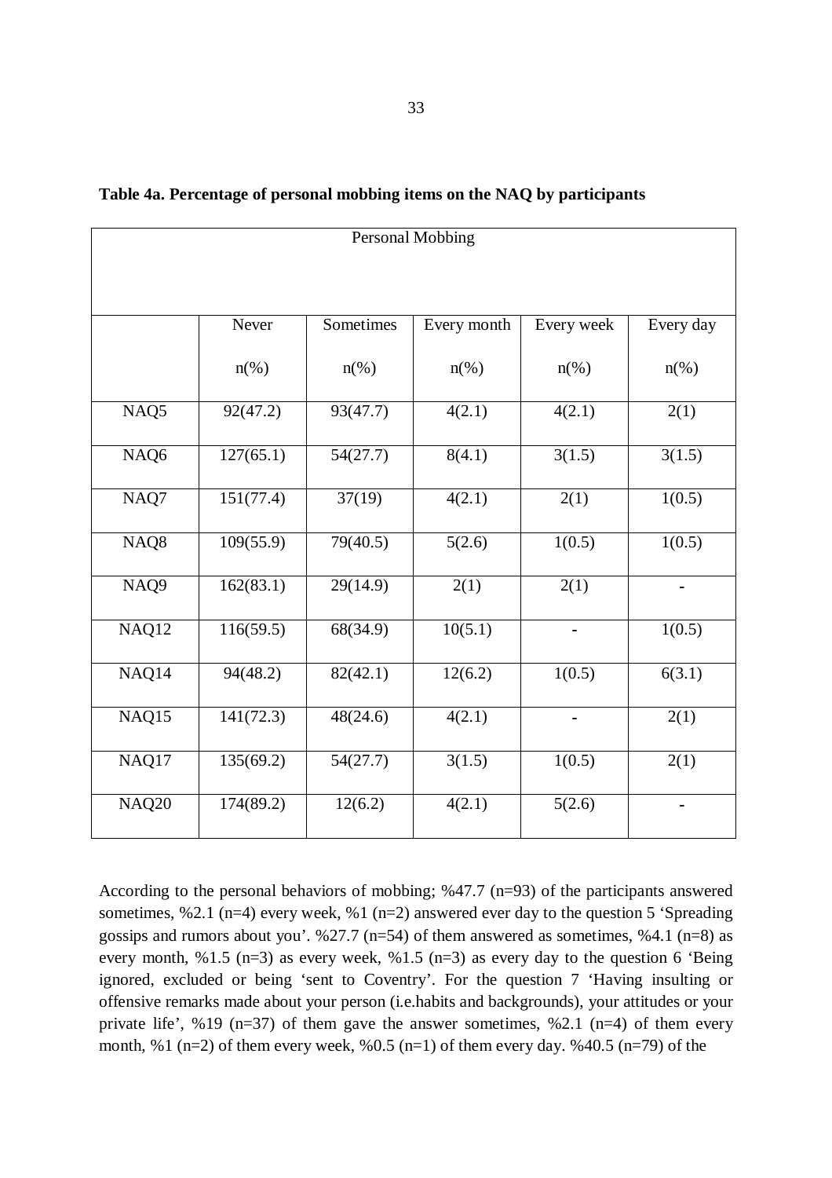**Table 4a. Percentage of personal mobbing items on the NAQ by participants**

| Personal Mobbing | | | | | |
|---|---|---|---|---|---|
| | Never n(%) | Sometimes n(%) | Every month n(%) | Every week n(%) | Every day n(%) |
| NAQ5 | 92(47.2) | 93(47.7) | 4(2.1) | 4(2.1) | 2(1) |
| NAQ6 | 127(65.1) | 54(27.7) | 8(4.1) | 3(1.5) | 3(1.5) |
| NAQ7 | 151(77.4) | 37(19) | 4(2.1) | 2(1) | 1(0.5) |
| NAQ8 | 109(55.9) | 79(40.5) | 5(2.6) | 1(0.5) | 1(0.5) |
| NAQ9 | 162(83.1) | 29(14.9) | 2(1) | 2(1) | - |
| NAQ12 | 116(59.5) | 68(34.9) | 10(5.1) | - | 1(0.5) |
| NAQ14 | 94(48.2) | 82(42.1) | 12(6.2) | 1(0.5) | 6(3.1) |
| NAQ15 | 141(72.3) | 48(24.6) | 4(2.1) | - | 2(1) |
| NAQ17 | 135(69.2) | 54(27.7) | 3(1.5) | 1(0.5) | 2(1) |
| NAQ20 | 174(89.2) | 12(6.2) | 4(2.1) | 5(2.6) | - |

According to the personal behaviors of mobbing; %47.7 (n=93) of the participants answered sometimes, %2.1 (n=4) every week, %1 (n=2) answered ever day to the question 5 'Spreading gossips and rumors about you'. %27.7 (n=54) of them answered as sometimes, %4.1 (n=8) as every month, %1.5 (n=3) as every week, %1.5 (n=3) as every day to the question 6 'Being ignored, excluded or being 'sent to Coventry'. For the question 7 'Having insulting or offensive remarks made about your person (i.e.habits and backgrounds), your attitudes or your private life', %19 (n=37) of them gave the answer sometimes, %2.1 (n=4) of them every month, %1 (n=2) of them every week, %0.5 (n=1) of them every day. %40.5 (n=79) of the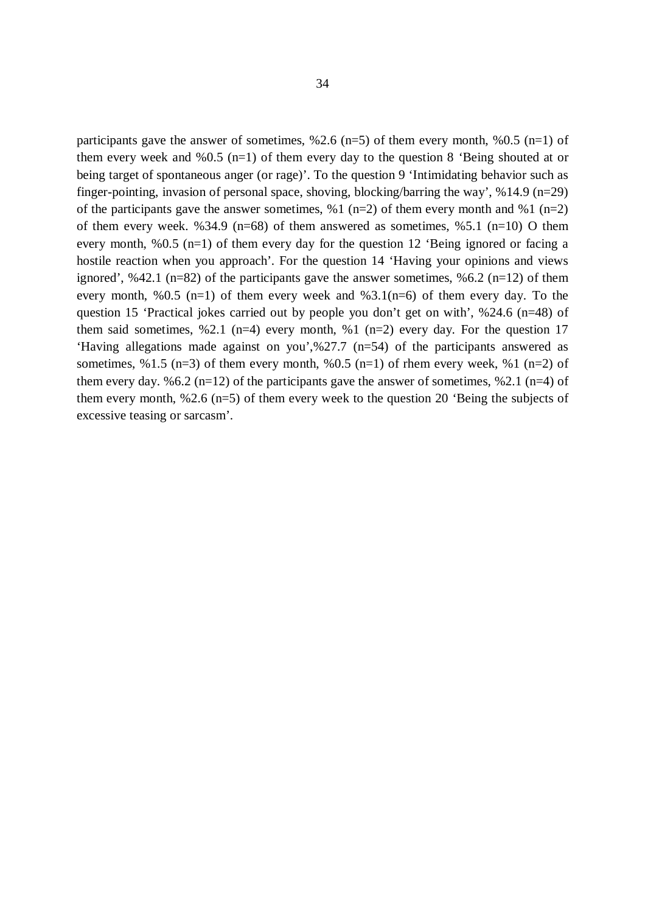participants gave the answer of sometimes, %2.6 (n=5) of them every month, %0.5 (n=1) of them every week and %0.5 (n=1) of them every day to the question 8 'Being shouted at or being target of spontaneous anger (or rage)'. To the question 9 'Intimidating behavior such as finger-pointing, invasion of personal space, shoving, blocking/barring the way', %14.9 (n=29) of the participants gave the answer sometimes, %1 (n=2) of them every month and %1 (n=2) of them every week. %34.9 (n=68) of them answered as sometimes, %5.1 (n=10) O them every month, %0.5 (n=1) of them every day for the question 12 'Being ignored or facing a hostile reaction when you approach'. For the question 14 'Having your opinions and views ignored', %42.1 (n=82) of the participants gave the answer sometimes, %6.2 (n=12) of them every month, %0.5 (n=1) of them every week and %3.1(n=6) of them every day. To the question 15 'Practical jokes carried out by people you don't get on with', %24.6 (n=48) of them said sometimes, %2.1 (n=4) every month, %1 (n=2) every day. For the question 17 'Having allegations made against on you',%27.7 (n=54) of the participants answered as sometimes, %1.5 (n=3) of them every month, %0.5 (n=1) of rhem every week, %1 (n=2) of them every day. %6.2 (n=12) of the participants gave the answer of sometimes, %2.1 (n=4) of them every month, %2.6 (n=5) of them every week to the question 20 'Being the subjects of excessive teasing or sarcasm'.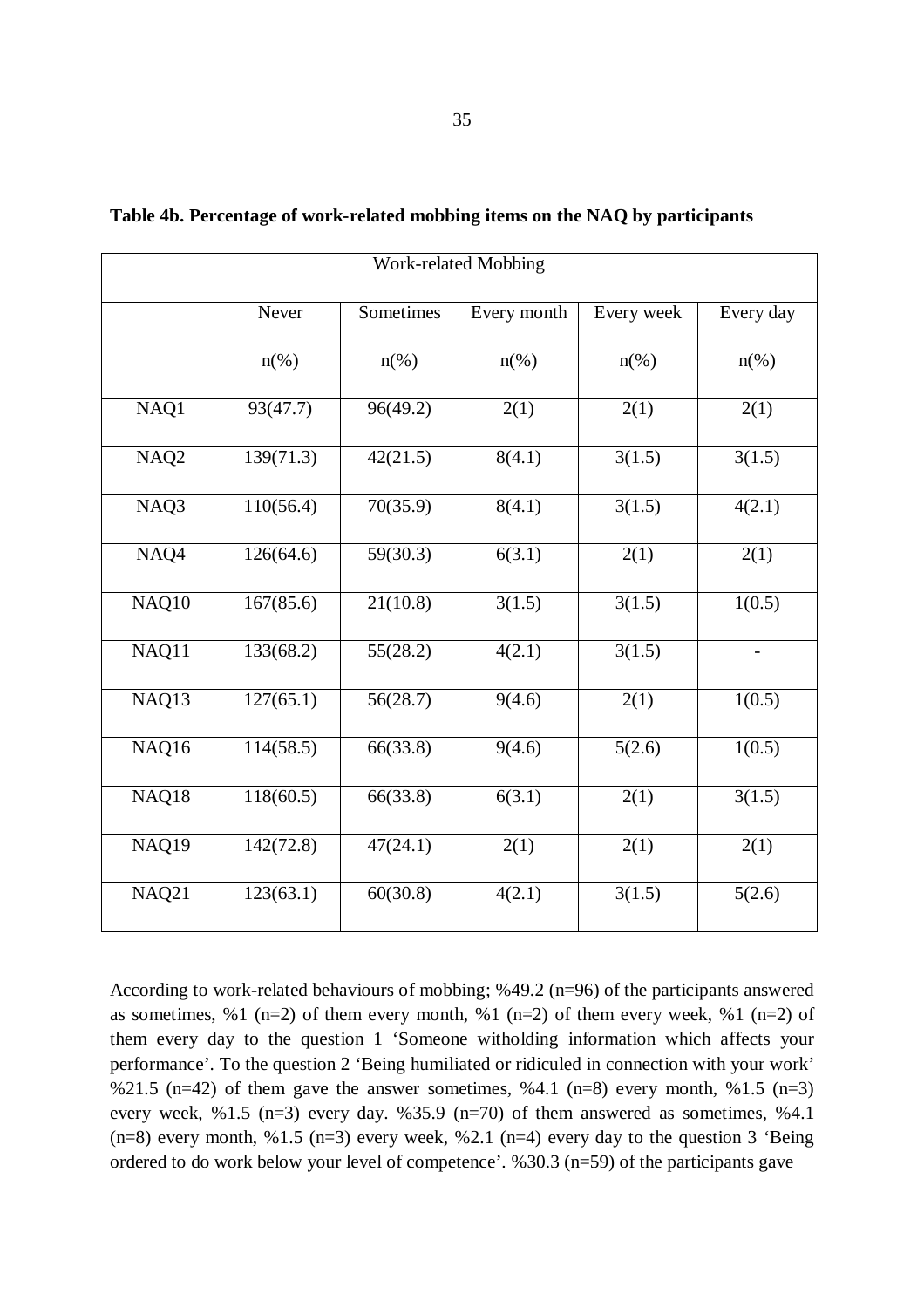**Table 4b. Percentage of work-related mobbing items on the NAQ by participants**

| Work-related Mobbing | | | | | |
|---|---|---|---|---|---|
| | Never<br>n(%) | Sometimes<br>n(%) | Every month<br>n(%) | Every week<br>n(%) | Every day<br>n(%) |
| NAQ1 | 93(47.7) | 96(49.2) | 2(1) | 2(1) | 2(1) |
| NAQ2 | 139(71.3) | 42(21.5) | 8(4.1) | 3(1.5) | 3(1.5) |
| NAQ3 | 110(56.4) | 70(35.9) | 8(4.1) | 3(1.5) | 4(2.1) |
| NAQ4 | 126(64.6) | 59(30.3) | 6(3.1) | 2(1) | 2(1) |
| NAQ10 | 167(85.6) | 21(10.8) | 3(1.5) | 3(1.5) | 1(0.5) |
| NAQ11 | 133(68.2) | 55(28.2) | 4(2.1) | 3(1.5) | - |
| NAQ13 | 127(65.1) | 56(28.7) | 9(4.6) | 2(1) | 1(0.5) |
| NAQ16 | 114(58.5) | 66(33.8) | 9(4.6) | 5(2.6) | 1(0.5) |
| NAQ18 | 118(60.5) | 66(33.8) | 6(3.1) | 2(1) | 3(1.5) |
| NAQ19 | 142(72.8) | 47(24.1) | 2(1) | 2(1) | 2(1) |
| NAQ21 | 123(63.1) | 60(30.8) | 4(2.1) | 3(1.5) | 5(2.6) |

According to work-related behaviours of mobbing; %49.2 (n=96) of the participants answered as sometimes, %1 (n=2) of them every month, %1 (n=2) of them every week, %1 (n=2) of them every day to the question 1 'Someone witholding information which affects your performance'. To the question 2 'Being humiliated or ridiculed in connection with your work' %21.5 (n=42) of them gave the answer sometimes, %4.1 (n=8) every month, %1.5 (n=3) every week, %1.5 (n=3) every day. %35.9 (n=70) of them answered as sometimes, %4.1 (n=8) every month, %1.5 (n=3) every week, %2.1 (n=4) every day to the question 3 'Being ordered to do work below your level of competence'. %30.3 (n=59) of the participants gave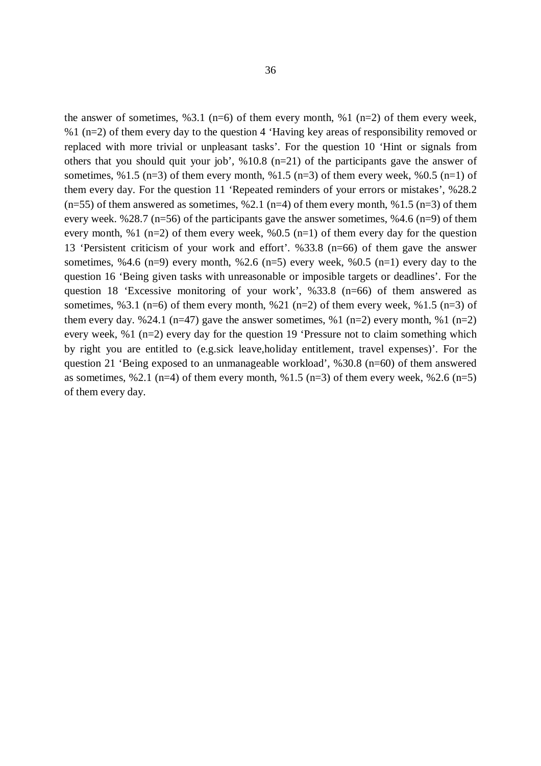the answer of sometimes, %3.1 (n=6) of them every month, %1 (n=2) of them every week, %1 (n=2) of them every day to the question 4 'Having key areas of responsibility removed or replaced with more trivial or unpleasant tasks'. For the question 10 'Hint or signals from others that you should quit your job', %10.8 (n=21) of the participants gave the answer of sometimes, %1.5 (n=3) of them every month, %1.5 (n=3) of them every week, %0.5 (n=1) of them every day. For the question 11 'Repeated reminders of your errors or mistakes', %28.2 (n=55) of them answered as sometimes, %2.1 (n=4) of them every month, %1.5 (n=3) of them every week. %28.7 (n=56) of the participants gave the answer sometimes, %4.6 (n=9) of them every month, %1 (n=2) of them every week, %0.5 (n=1) of them every day for the question 13 'Persistent criticism of your work and effort'. %33.8 (n=66) of them gave the answer sometimes, %4.6 (n=9) every month, %2.6 (n=5) every week, %0.5 (n=1) every day to the question 16 'Being given tasks with unreasonable or imposible targets or deadlines'. For the question 18 'Excessive monitoring of your work', %33.8 (n=66) of them answered as sometimes, %3.1 (n=6) of them every month, %21 (n=2) of them every week, %1.5 (n=3) of them every day. %24.1 (n=47) gave the answer sometimes, %1 (n=2) every month, %1 (n=2) every week, %1 (n=2) every day for the question 19 'Pressure not to claim something which by right you are entitled to (e.g.sick leave,holiday entitlement, travel expenses)'. For the question 21 'Being exposed to an unmanageable workload', %30.8 (n=60) of them answered as sometimes, %2.1 (n=4) of them every month, %1.5 (n=3) of them every week, %2.6 (n=5) of them every day.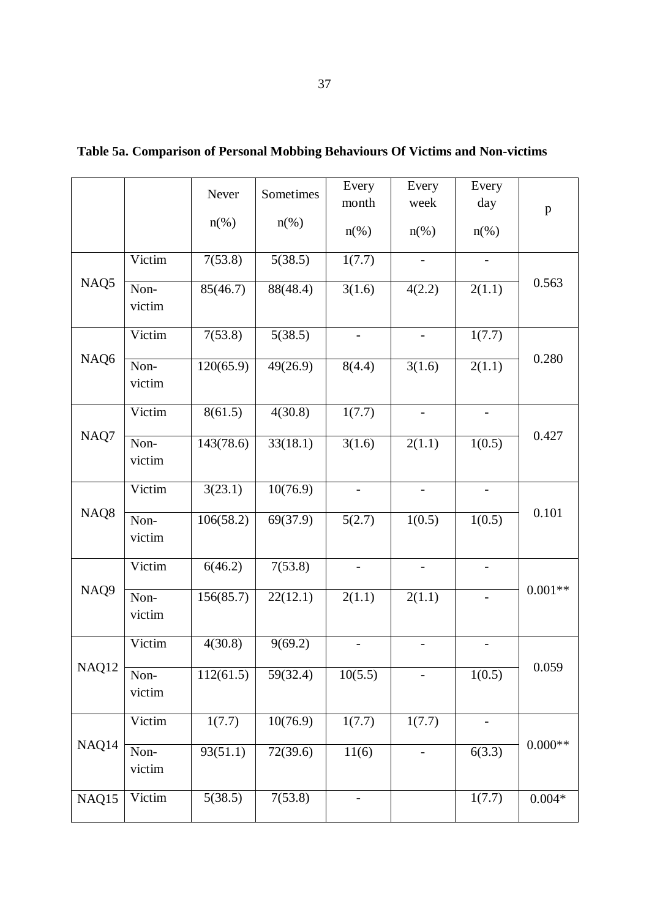**Table 5a. Comparison of Personal Mobbing Behaviours Of Victims and Non-victims**

| | | Never n(%) | Sometimes n(%) | Every month n(%) | Every week n(%) | Every day n(%) | p |
|---|---|---|---|---|---|---|---|
| NAQ5 | Victim | 7(53.8) | 5(38.5) | 1(7.7) | - | - | 0.563 |
| | Non-victim | 85(46.7) | 88(48.4) | 3(1.6) | 4(2.2) | 2(1.1) | |
| NAQ6 | Victim | 7(53.8) | 5(38.5) | - | - | 1(7.7) | 0.280 |
| | Non-victim | 120(65.9) | 49(26.9) | 8(4.4) | 3(1.6) | 2(1.1) | |
| NAQ7 | Victim | 8(61.5) | 4(30.8) | 1(7.7) | - | - | 0.427 |
| | Non-victim | 143(78.6) | 33(18.1) | 3(1.6) | 2(1.1) | 1(0.5) | |
| NAQ8 | Victim | 3(23.1) | 10(76.9) | - | - | - | 0.101 |
| | Non-victim | 106(58.2) | 69(37.9) | 5(2.7) | 1(0.5) | 1(0.5) | |
| NAQ9 | Victim | 6(46.2) | 7(53.8) | - | - | - | 0.001** |
| | Non-victim | 156(85.7) | 22(12.1) | 2(1.1) | 2(1.1) | - | |
| NAQ12 | Victim | 4(30.8) | 9(69.2) | - | - | - | 0.059 |
| | Non-victim | 112(61.5) | 59(32.4) | 10(5.5) | - | 1(0.5) | |
| NAQ14 | Victim | 1(7.7) | 10(76.9) | 1(7.7) | 1(7.7) | - | 0.000** |
| | Non-victim | 93(51.1) | 72(39.6) | 11(6) | - | 6(3.3) | |
| NAQ15 | Victim | 5(38.5) | 7(53.8) | - | | 1(7.7) | 0.004* |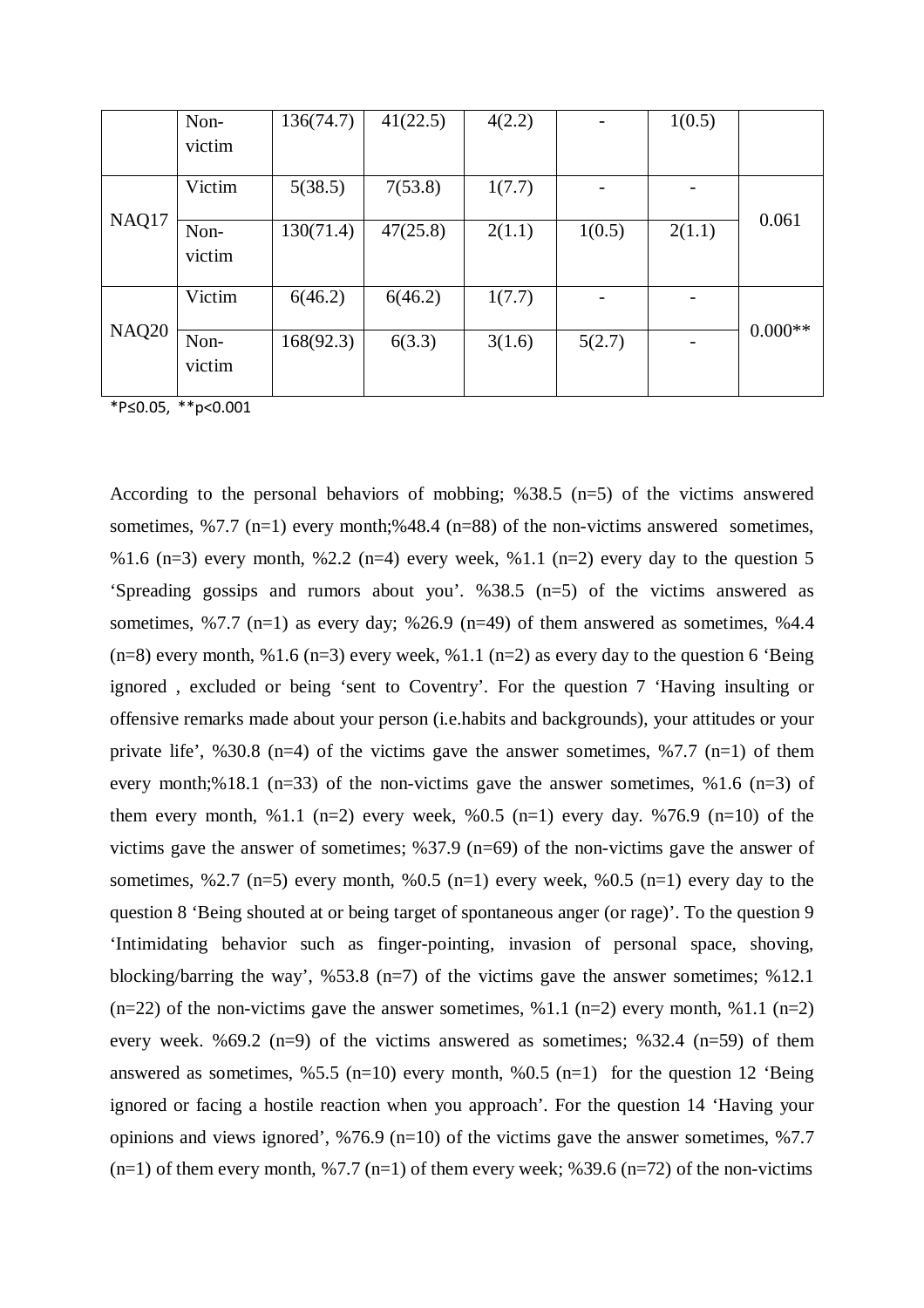| | | | | | | | |
|---|---|---|---|---|---|---|---|
| | Non-victim | 136(74.7) | 41(22.5) | 4(2.2) | - | 1(0.5) | |
| NAQ17 | Victim | 5(38.5) | 7(53.8) | 1(7.7) | - | - | 0.061 |
| | Non-victim | 130(71.4) | 47(25.8) | 2(1.1) | 1(0.5) | 2(1.1) | |
| NAQ20 | Victim | 6(46.2) | 6(46.2) | 1(7.7) | - | - | 0.000** |
| | Non-victim | 168(92.3) | 6(3.3) | 3(1.6) | 5(2.7) | - | |

*P≤0.05, **p<0.001

According to the personal behaviors of mobbing; %38.5 (n=5) of the victims answered sometimes, %7.7 (n=1) every month;%48.4 (n=88) of the non-victims answered sometimes, %1.6 (n=3) every month, %2.2 (n=4) every week, %1.1 (n=2) every day to the question 5 'Spreading gossips and rumors about you'. %38.5 (n=5) of the victims answered as sometimes, %7.7 (n=1) as every day; %26.9 (n=49) of them answered as sometimes, %4.4 (n=8) every month, %1.6 (n=3) every week, %1.1 (n=2) as every day to the question 6 'Being ignored , excluded or being 'sent to Coventry'. For the question 7 'Having insulting or offensive remarks made about your person (i.e.habits and backgrounds), your attitudes or your private life', %30.8 (n=4) of the victims gave the answer sometimes, %7.7 (n=1) of them every month;%18.1 (n=33) of the non-victims gave the answer sometimes, %1.6 (n=3) of them every month, %1.1 (n=2) every week, %0.5 (n=1) every day. %76.9 (n=10) of the victims gave the answer of sometimes; %37.9 (n=69) of the non-victims gave the answer of sometimes, %2.7 (n=5) every month, %0.5 (n=1) every week, %0.5 (n=1) every day to the question 8 'Being shouted at or being target of spontaneous anger (or rage)'. To the question 9 'Intimidating behavior such as finger-pointing, invasion of personal space, shoving, blocking/barring the way', %53.8 (n=7) of the victims gave the answer sometimes; %12.1 (n=22) of the non-victims gave the answer sometimes, %1.1 (n=2) every month, %1.1 (n=2) every week. %69.2 (n=9) of the victims answered as sometimes; %32.4 (n=59) of them answered as sometimes, %5.5 (n=10) every month, %0.5 (n=1) for the question 12 'Being ignored or facing a hostile reaction when you approach'. For the question 14 'Having your opinions and views ignored', %76.9 (n=10) of the victims gave the answer sometimes, %7.7 (n=1) of them every month, %7.7 (n=1) of them every week; %39.6 (n=72) of the non-victims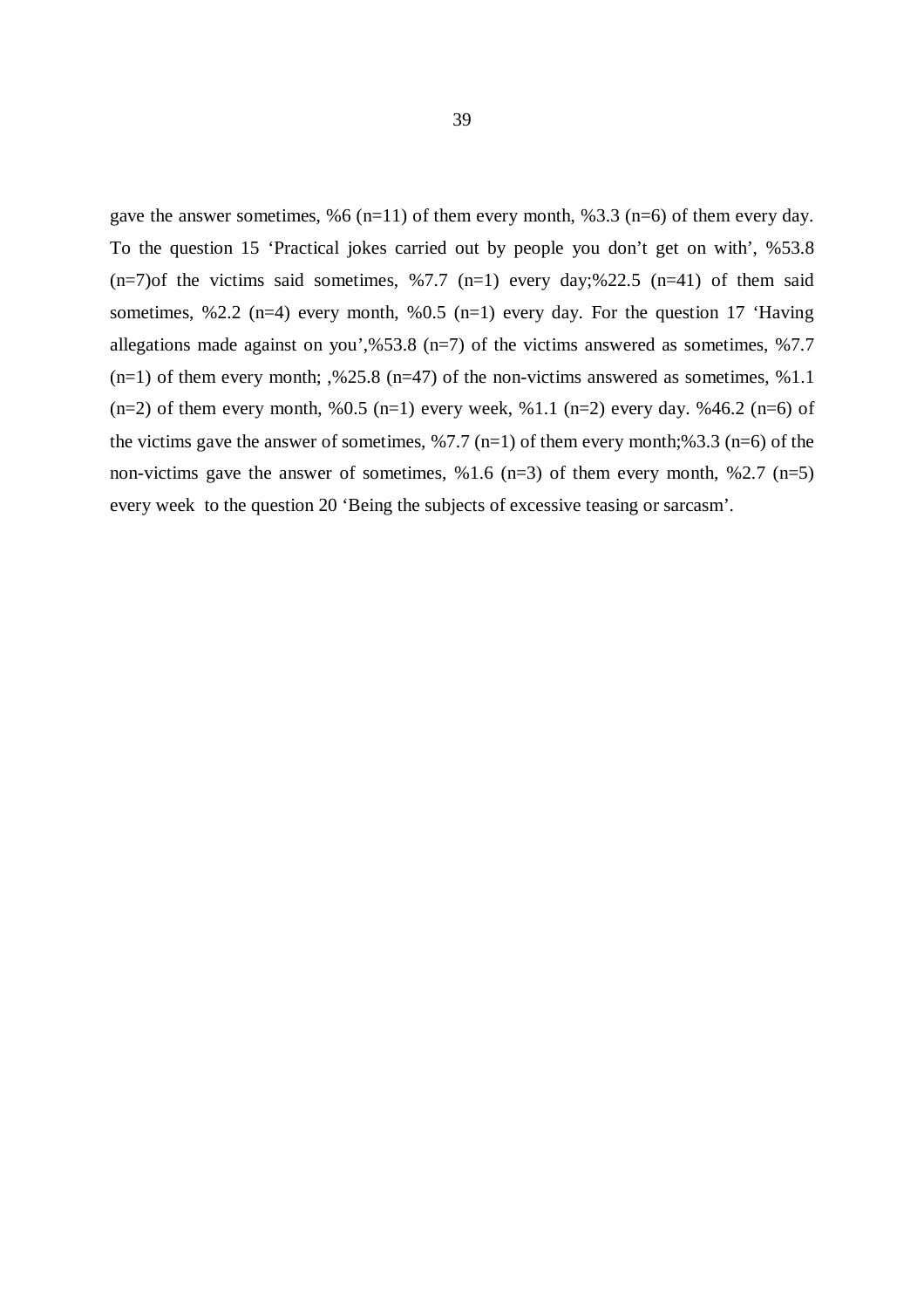gave the answer sometimes, %6 (n=11) of them every month, %3.3 (n=6) of them every day. To the question 15 ‘Practical jokes carried out by people you don’t get on with’, %53.8 (n=7)of the victims said sometimes, %7.7 (n=1) every day;%22.5 (n=41) of them said sometimes, %2.2 (n=4) every month, %0.5 (n=1) every day. For the question 17 ‘Having allegations made against on you’,%53.8 (n=7) of the victims answered as sometimes, %7.7 (n=1) of them every month; ,%25.8 (n=47) of the non-victims answered as sometimes, %1.1 (n=2) of them every month, %0.5 (n=1) every week, %1.1 (n=2) every day. %46.2 (n=6) of the victims gave the answer of sometimes, %7.7 (n=1) of them every month;%3.3 (n=6) of the non-victims gave the answer of sometimes, %1.6 (n=3) of them every month, %2.7 (n=5) every week to the question 20 ‘Being the subjects of excessive teasing or sarcasm’.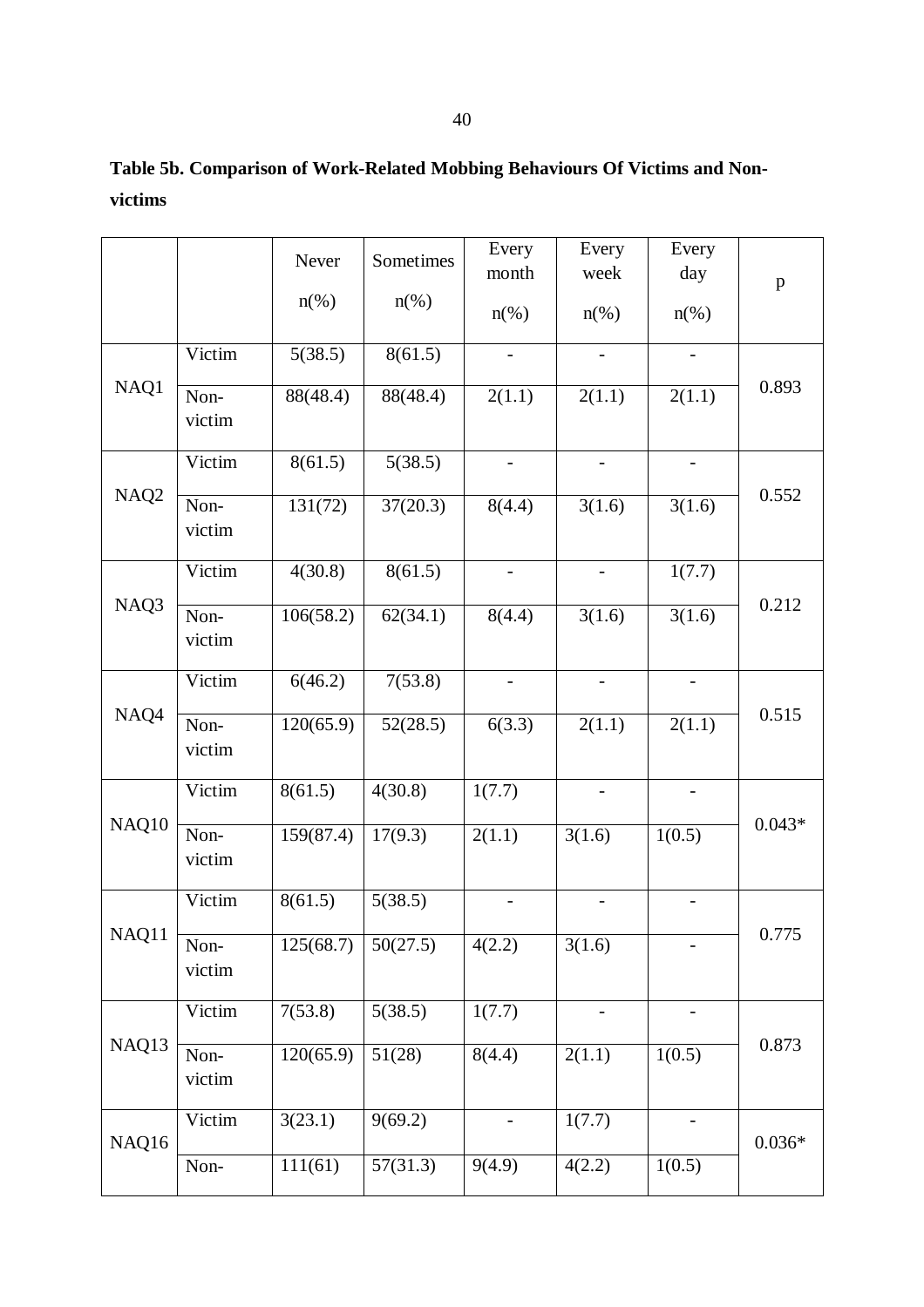**Table 5b. Comparison of Work-Related Mobbing Behaviours Of Victims and Non-victims**

| | | Never n(%) | Sometimes n(%) | Every month n(%) | Every week n(%) | Every day n(%) | p |
|---|---|---|---|---|---|---|---|
| NAQ1 | Victim | 5(38.5) | 8(61.5) | - | - | - | 0.893 |
| | Non-victim | 88(48.4) | 88(48.4) | 2(1.1) | 2(1.1) | 2(1.1) | |
| NAQ2 | Victim | 8(61.5) | 5(38.5) | - | - | - | 0.552 |
| | Non-victim | 131(72) | 37(20.3) | 8(4.4) | 3(1.6) | 3(1.6) | |
| NAQ3 | Victim | 4(30.8) | 8(61.5) | - | - | 1(7.7) | 0.212 |
| | Non-victim | 106(58.2) | 62(34.1) | 8(4.4) | 3(1.6) | 3(1.6) | |
| NAQ4 | Victim | 6(46.2) | 7(53.8) | - | - | - | 0.515 |
| | Non-victim | 120(65.9) | 52(28.5) | 6(3.3) | 2(1.1) | 2(1.1) | |
| NAQ10 | Victim | 8(61.5) | 4(30.8) | 1(7.7) | - | - | 0.043* |
| | Non-victim | 159(87.4) | 17(9.3) | 2(1.1) | 3(1.6) | 1(0.5) | |
| NAQ11 | Victim | 8(61.5) | 5(38.5) | - | - | - | 0.775 |
| | Non-victim | 125(68.7) | 50(27.5) | 4(2.2) | 3(1.6) | - | |
| NAQ13 | Victim | 7(53.8) | 5(38.5) | 1(7.7) | - | - | 0.873 |
| | Non-victim | 120(65.9) | 51(28) | 8(4.4) | 2(1.1) | 1(0.5) | |
| NAQ16 | Victim | 3(23.1) | 9(69.2) | - | 1(7.7) | - | 0.036* |
| | Non- | 111(61) | 57(31.3) | 9(4.9) | 4(2.2) | 1(0.5) | |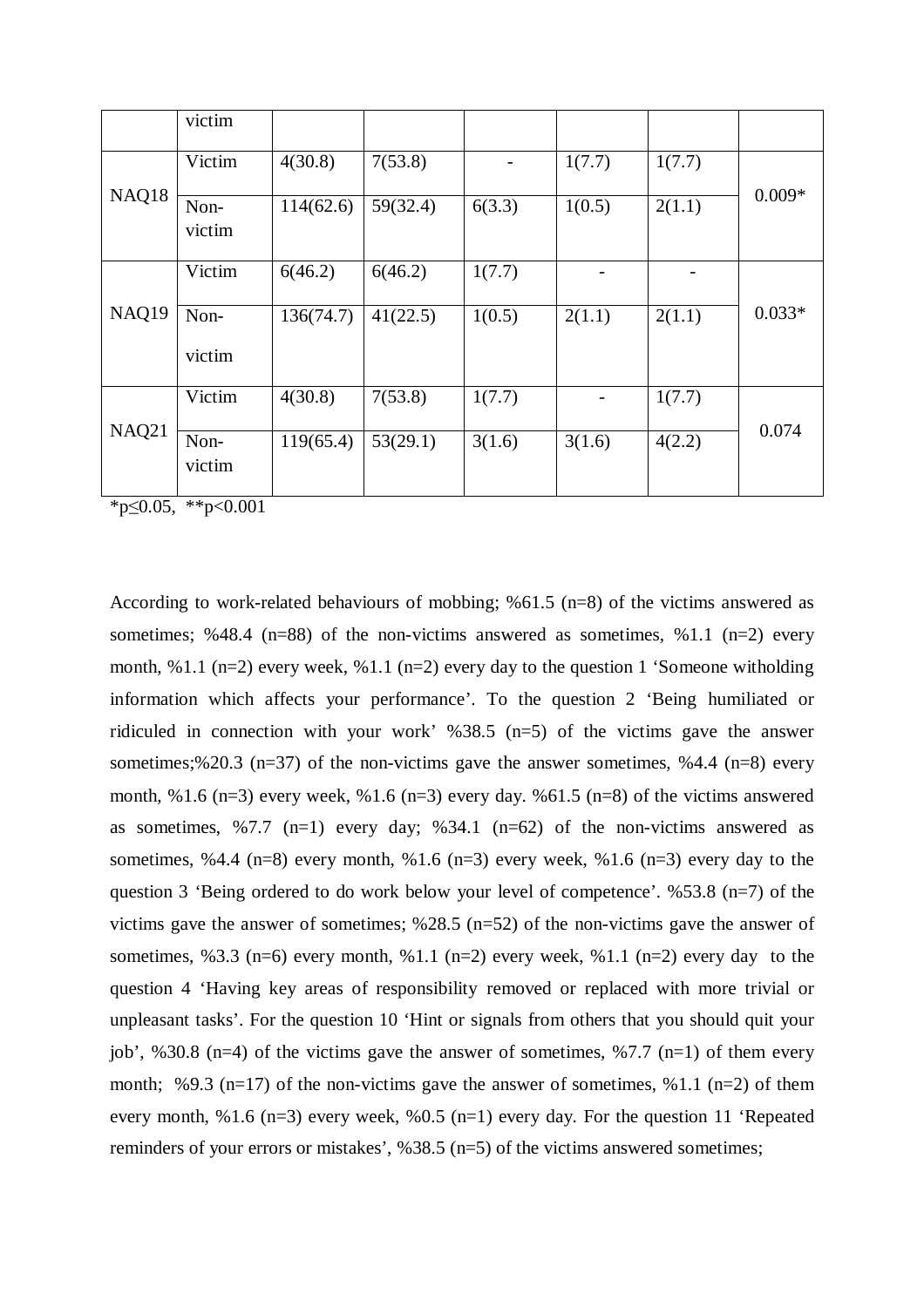|  | victim |  |  |  |  |  |  |
|---|---|---|---|---|---|---|---|
| NAQ18 | Victim | 4(30.8) | 7(53.8) | - | 1(7.7) | 1(7.7) | 0.009* |
|  | Non-victim | 114(62.6) | 59(32.4) | 6(3.3) | 1(0.5) | 2(1.1) |  |
| NAQ19 | Victim | 6(46.2) | 6(46.2) | 1(7.7) | - | - | 0.033* |
|  | Non-victim | 136(74.7) | 41(22.5) | 1(0.5) | 2(1.1) | 2(1.1) |  |
| NAQ21 | Victim | 4(30.8) | 7(53.8) | 1(7.7) | - | 1(7.7) | 0.074 |
|  | Non-victim | 119(65.4) | 53(29.1) | 3(1.6) | 3(1.6) | 4(2.2) |  |

*p≤0.05, **p<0.001

According to work-related behaviours of mobbing; %61.5 (n=8) of the victims answered as sometimes; %48.4 (n=88) of the non-victims answered as sometimes, %1.1 (n=2) every month, %1.1 (n=2) every week, %1.1 (n=2) every day to the question 1 'Someone witholding information which affects your performance'. To the question 2 'Being humiliated or ridiculed in connection with your work' %38.5 (n=5) of the victims gave the answer sometimes;%20.3 (n=37) of the non-victims gave the answer sometimes, %4.4 (n=8) every month, %1.6 (n=3) every week, %1.6 (n=3) every day. %61.5 (n=8) of the victims answered as sometimes, %7.7 (n=1) every day; %34.1 (n=62) of the non-victims answered as sometimes, %4.4 (n=8) every month, %1.6 (n=3) every week, %1.6 (n=3) every day to the question 3 'Being ordered to do work below your level of competence'. %53.8 (n=7) of the victims gave the answer of sometimes; %28.5 (n=52) of the non-victims gave the answer of sometimes, %3.3 (n=6) every month, %1.1 (n=2) every week, %1.1 (n=2) every day to the question 4 'Having key areas of responsibility removed or replaced with more trivial or unpleasant tasks'. For the question 10 'Hint or signals from others that you should quit your job', %30.8 (n=4) of the victims gave the answer of sometimes, %7.7 (n=1) of them every month; %9.3 (n=17) of the non-victims gave the answer of sometimes, %1.1 (n=2) of them every month, %1.6 (n=3) every week, %0.5 (n=1) every day. For the question 11 'Repeated reminders of your errors or mistakes', %38.5 (n=5) of the victims answered sometimes;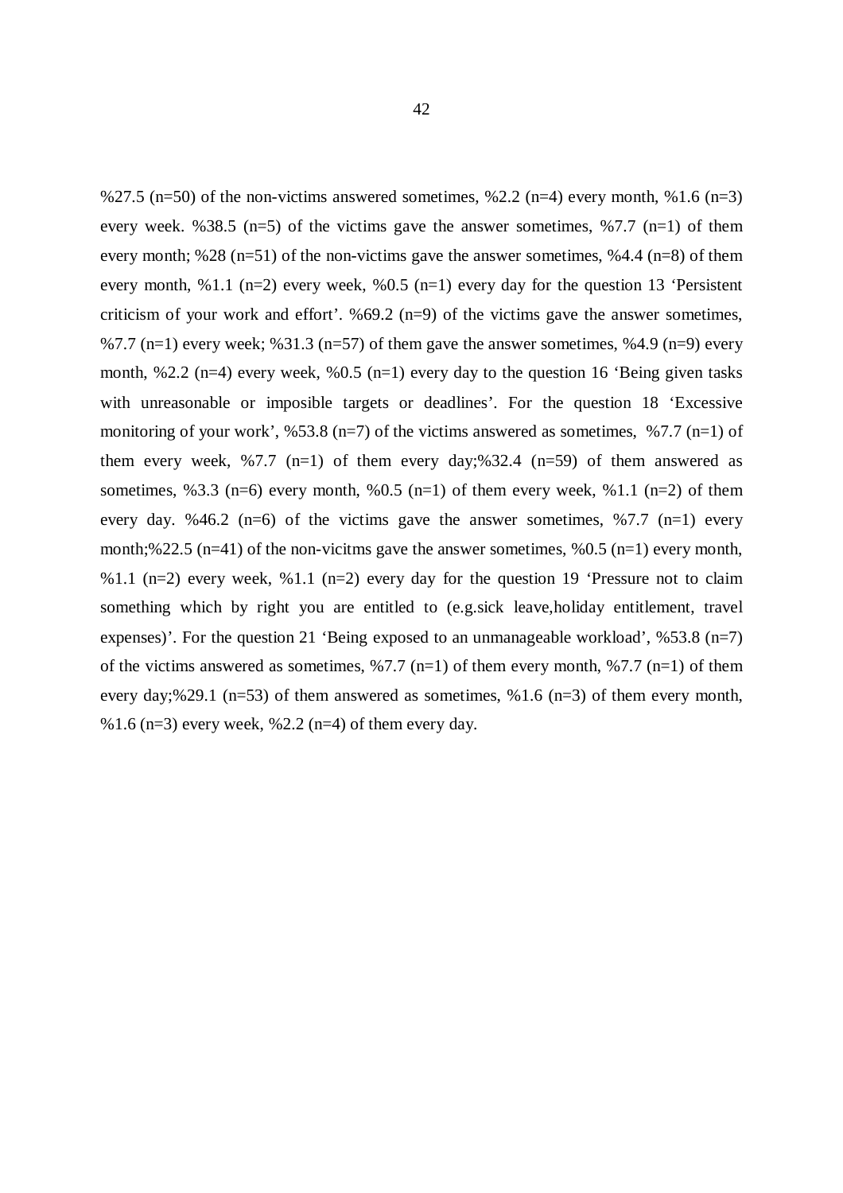%27.5 (n=50) of the non-victims answered sometimes, %2.2 (n=4) every month, %1.6 (n=3) every week. %38.5 (n=5) of the victims gave the answer sometimes, %7.7 (n=1) of them every month; %28 (n=51) of the non-victims gave the answer sometimes, %4.4 (n=8) of them every month, %1.1 (n=2) every week, %0.5 (n=1) every day for the question 13 'Persistent criticism of your work and effort'. %69.2 (n=9) of the victims gave the answer sometimes, %7.7 (n=1) every week; %31.3 (n=57) of them gave the answer sometimes, %4.9 (n=9) every month, %2.2 (n=4) every week, %0.5 (n=1) every day to the question 16 'Being given tasks with unreasonable or imposible targets or deadlines'. For the question 18 'Excessive monitoring of your work', %53.8 (n=7) of the victims answered as sometimes, %7.7 (n=1) of them every week, %7.7 (n=1) of them every day;%32.4 (n=59) of them answered as sometimes, %3.3 (n=6) every month, %0.5 (n=1) of them every week, %1.1 (n=2) of them every day. %46.2 (n=6) of the victims gave the answer sometimes, %7.7 (n=1) every month;%22.5 (n=41) of the non-vicitms gave the answer sometimes, %0.5 (n=1) every month, %1.1 (n=2) every week, %1.1 (n=2) every day for the question 19 'Pressure not to claim something which by right you are entitled to (e.g.sick leave,holiday entitlement, travel expenses)'. For the question 21 'Being exposed to an unmanageable workload', %53.8 (n=7) of the victims answered as sometimes, %7.7 (n=1) of them every month, %7.7 (n=1) of them every day;%29.1 (n=53) of them answered as sometimes, %1.6 (n=3) of them every month, %1.6 (n=3) every week, %2.2 (n=4) of them every day.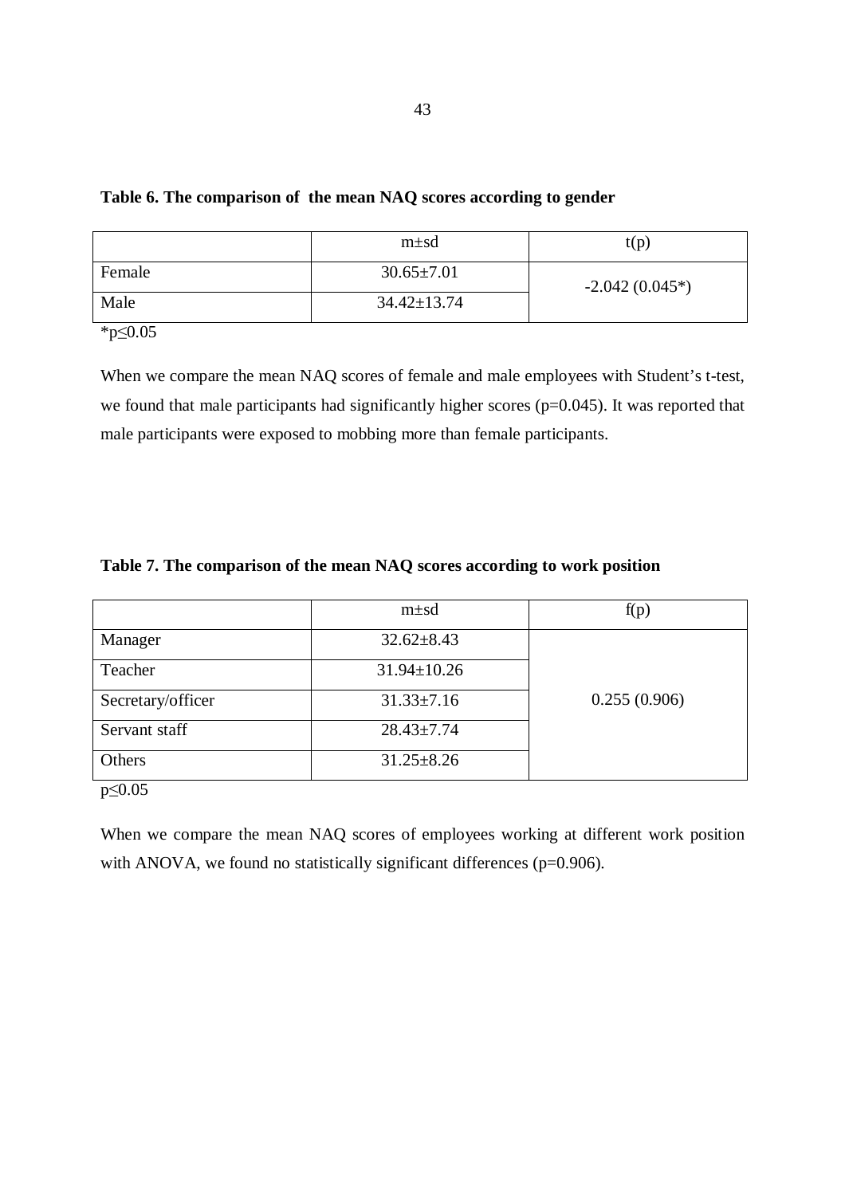**Table 6. The comparison of the mean NAQ scores according to gender**

| | m±sd | t(p) |
|---|---|---|
| Female | 30.65±7.01 | -2.042 (0.045*) |
| Male | 34.42±13.74 | |

*$p \leq 0.05$

When we compare the mean NAQ scores of female and male employees with Student's t-test, we found that male participants had significantly higher scores (p=0.045). It was reported that male participants were exposed to mobbing more than female participants.

**Table 7. The comparison of the mean NAQ scores according to work position**

| | m±sd | f(p) |
|---|---|---|
| Manager | 32.62±8.43 | 0.255 (0.906) |
| Teacher | 31.94±10.26 | |
| Secretary/officer | 31.33±7.16 | |
| Servant staff | 28.43±7.74 | |
| Others | 31.25±8.26 | |

$p \leq 0.05$

When we compare the mean NAQ scores of employees working at different work position with ANOVA, we found no statistically significant differences (p=0.906).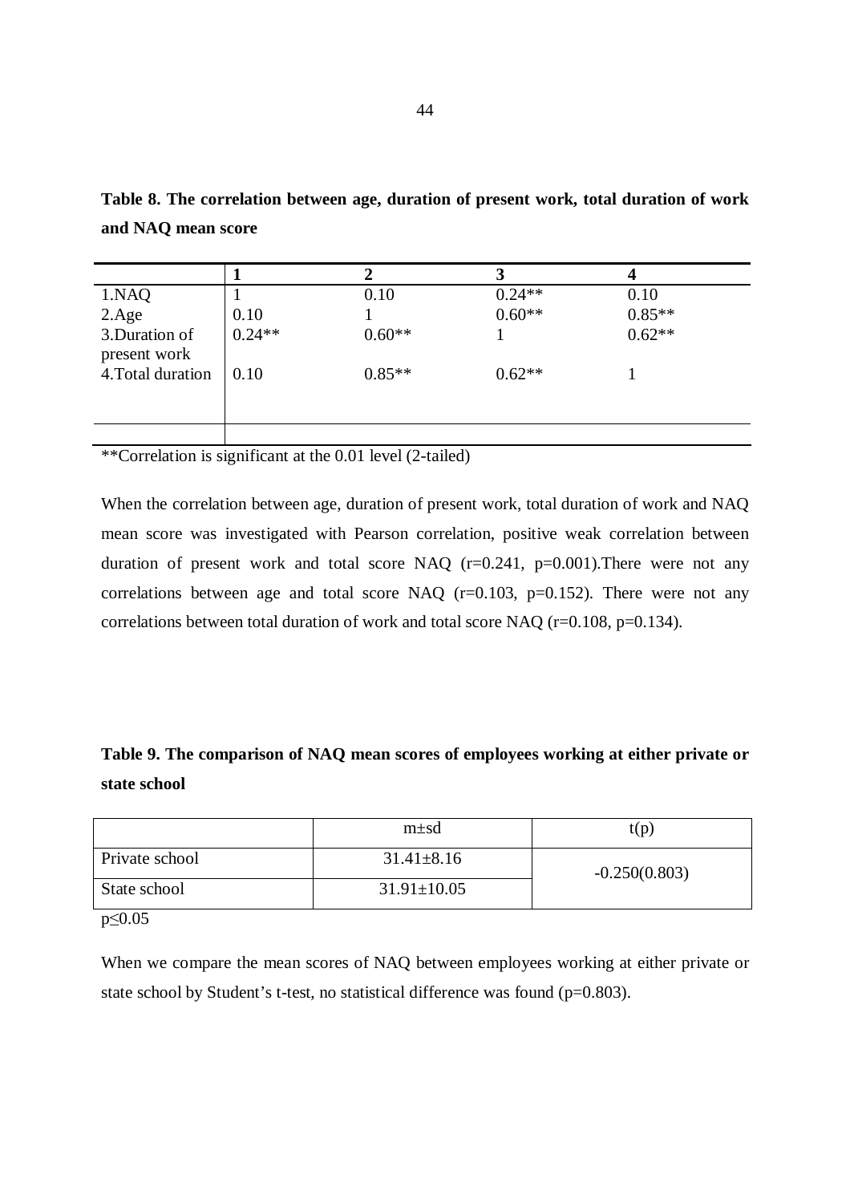**Table 8. The correlation between age, duration of present work, total duration of work and NAQ mean score**

| | 1 | 2 | 3 | 4 |
|---|---|---|---|---|
| 1.NAQ | 1 | 0.10 | 0.24** | 0.10 |
| 2.Age | 0.10 | 1 | 0.60** | 0.85** |
| 3.Duration of present work | 0.24** | 0.60** | 1 | 0.62** |
| 4.Total duration | 0.10 | 0.85** | 0.62** | 1 |
| | | | | |

**Correlation is significant at the 0.01 level (2-tailed)

When the correlation between age, duration of present work, total duration of work and NAQ mean score was investigated with Pearson correlation, positive weak correlation between duration of present work and total score NAQ (r=0.241, p=0.001).There were not any correlations between age and total score NAQ (r=0.103, p=0.152). There were not any correlations between total duration of work and total score NAQ (r=0.108, p=0.134).

**Table 9. The comparison of NAQ mean scores of employees working at either private or state school**

| | m±sd | t(p) |
|---|---|---|
| Private school | 31.41±8.16 | -0.250(0.803) |
| State school | 31.91±10.05 | |

$p \leq 0.05$

When we compare the mean scores of NAQ between employees working at either private or state school by Student's t-test, no statistical difference was found (p=0.803).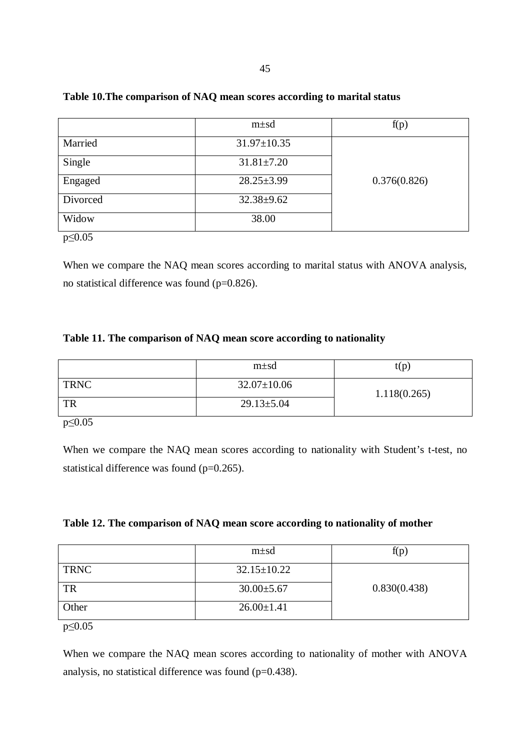**Table 10.The comparison of NAQ mean scores according to marital status**

| | m±sd | f(p) |
|---|---|---|
| Married | 31.97±10.35 | 0.376(0.826) |
| Single | 31.81±7.20 | |
| Engaged | 28.25±3.99 | |
| Divorced | 32.38±9.62 | |
| Widow | 38.00 | |

$p \leq 0.05$

When we compare the NAQ mean scores according to marital status with ANOVA analysis, no statistical difference was found ($p=0.826$).

**Table 11. The comparison of NAQ mean score according to nationality**

| | m±sd | t(p) |
|---|---|---|
| TRNC | 32.07±10.06 | 1.118(0.265) |
| TR | 29.13±5.04 | |

$p \leq 0.05$

When we compare the NAQ mean scores according to nationality with Student's t-test, no statistical difference was found ($p=0.265$).

**Table 12. The comparison of NAQ mean score according to nationality of mother**

| | m±sd | f(p) |
|---|---|---|
| TRNC | 32.15±10.22 | 0.830(0.438) |
| TR | 30.00±5.67 | |
| Other | 26.00±1.41 | |

$p \leq 0.05$

When we compare the NAQ mean scores according to nationality of mother with ANOVA analysis, no statistical difference was found ($p=0.438$).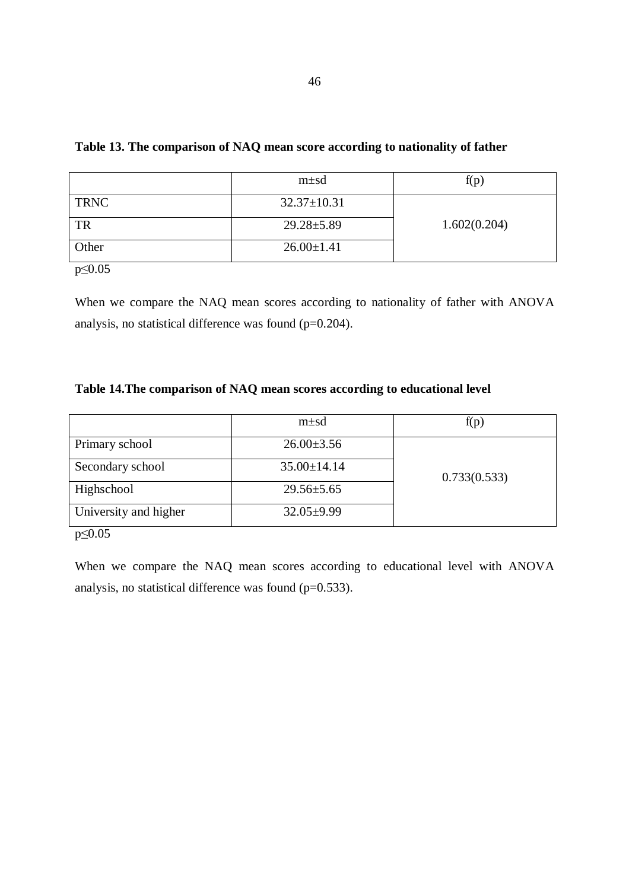**Table 13. The comparison of NAQ mean score according to nationality of father**

| | m±sd | f(p) |
|---|---|---|
| TRNC | 32.37±10.31 | 1.602(0.204) |
| TR | 29.28±5.89 | |
| Other | 26.00±1.41 | |

$p \leq 0.05$

When we compare the NAQ mean scores according to nationality of father with ANOVA analysis, no statistical difference was found ($p=0.204$).

**Table 14.The comparison of NAQ mean scores according to educational level**

| | m±sd | f(p) |
|---|---|---|
| Primary school | 26.00±3.56 | 0.733(0.533) |
| Secondary school | 35.00±14.14 | |
| Highschool | 29.56±5.65 | |
| University and higher | 32.05±9.99 | |

$p \leq 0.05$

When we compare the NAQ mean scores according to educational level with ANOVA analysis, no statistical difference was found ($p=0.533$).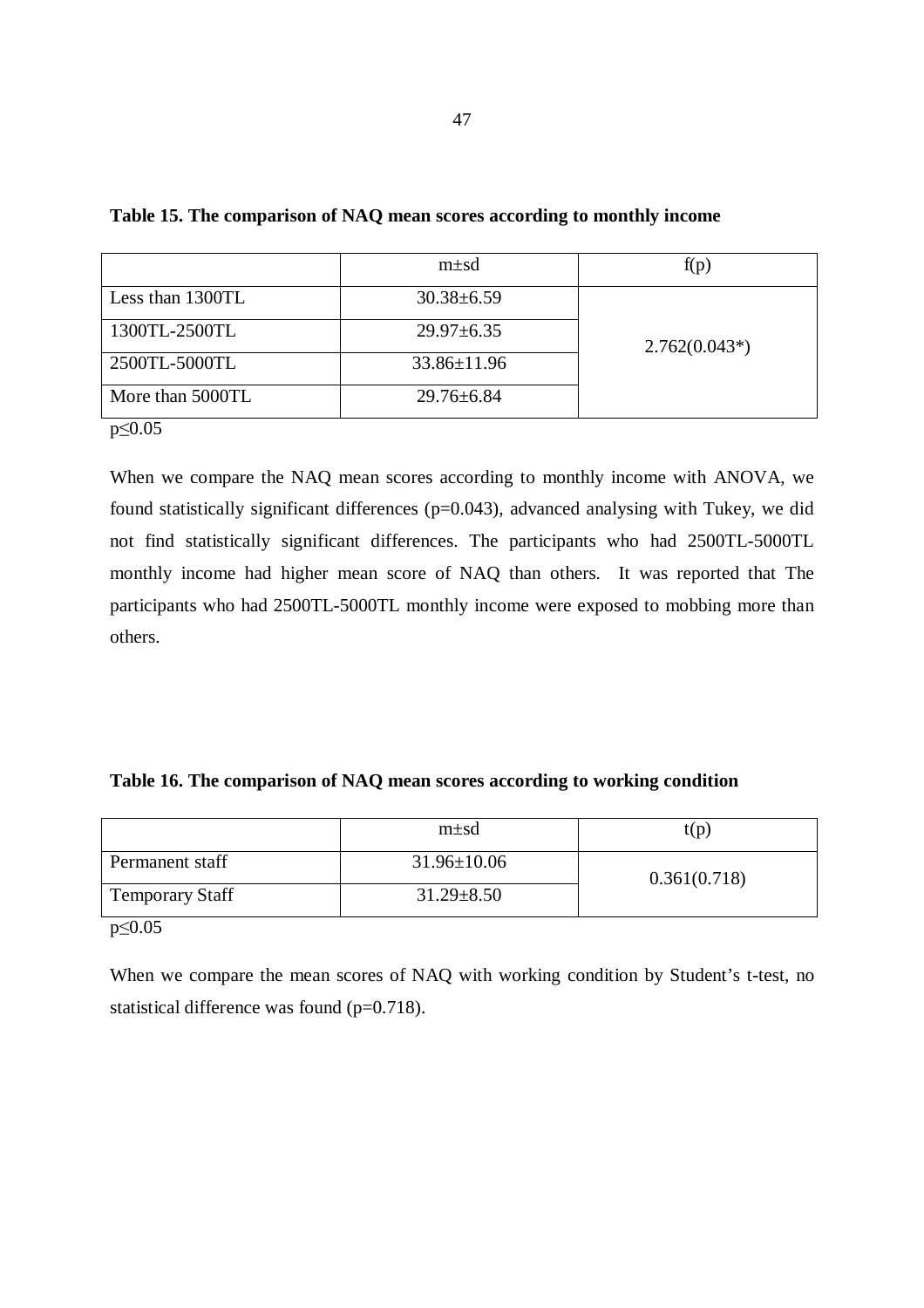**Table 15. The comparison of NAQ mean scores according to monthly income**

| | m±sd | f(p) |
|---|---|---|
| Less than 1300TL | 30.38±6.59 | 2.762(0.043*) |
| 1300TL-2500TL | 29.97±6.35 | |
| 2500TL-5000TL | 33.86±11.96 | |
| More than 5000TL | 29.76±6.84 | |

$p \leq 0.05$

When we compare the NAQ mean scores according to monthly income with ANOVA, we found statistically significant differences (p=0.043), advanced analysing with Tukey, we did not find statistically significant differences. The participants who had 2500TL-5000TL monthly income had higher mean score of NAQ than others. It was reported that The participants who had 2500TL-5000TL monthly income were exposed to mobbing more than others.

**Table 16. The comparison of NAQ mean scores according to working condition**

| | m±sd | t(p) |
|---|---|---|
| Permanent staff | 31.96±10.06 | 0.361(0.718) |
| Temporary Staff | 31.29±8.50 | |

$p \leq 0.05$

When we compare the mean scores of NAQ with working condition by Student's t-test, no statistical difference was found (p=0.718).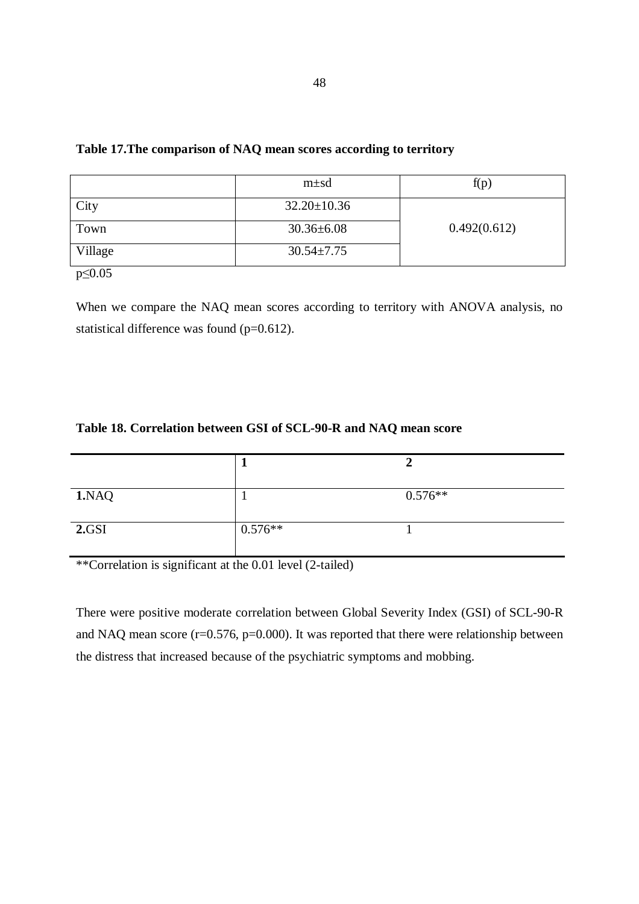**Table 17.The comparison of NAQ mean scores according to territory**

| | m±sd | f(p) |
|---|---|---|
| City | 32.20±10.36 | 0.492(0.612) |
| Town | 30.36±6.08 | |
| Village | 30.54±7.75 | |

$p \leq 0.05$

When we compare the NAQ mean scores according to territory with ANOVA analysis, no statistical difference was found ($p=0.612$).

**Table 18. Correlation between GSI of SCL-90-R and NAQ mean score**

| | **1** | **2** |
|---|---|---|
| **1.**NAQ | 1 | 0.576** |
| **2.**GSI | 0.576** | 1 |

**Correlation is significant at the 0.01 level (2-tailed)

There were positive moderate correlation between Global Severity Index (GSI) of SCL-90-R and NAQ mean score ($r=0.576$, $p=0.000$). It was reported that there were relationship between the distress that increased because of the psychiatric symptoms and mobbing.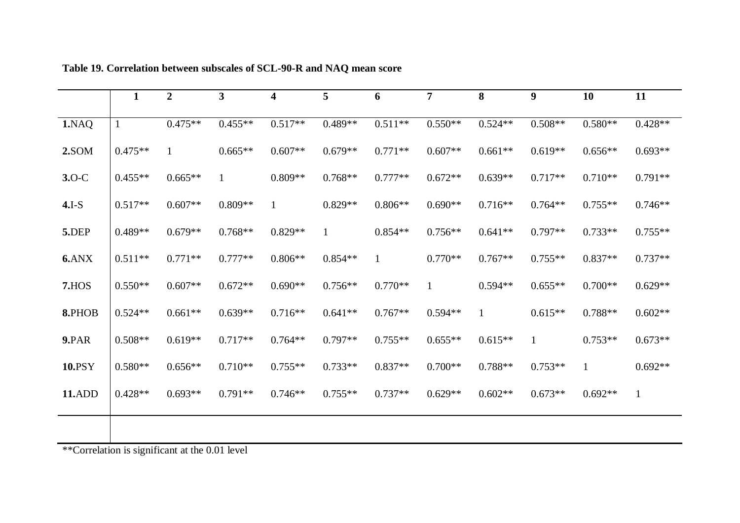**Table 19. Correlation between subscales of SCL-90-R and NAQ mean score**

| | **1** | **2** | **3** | **4** | **5** | **6** | **7** | **8** | **9** | **10** | **11** |
|---|---|---|---|---|---|---|---|---|---|---|---|
| **1.**NAQ | 1 | 0.475** | 0.455** | 0.517** | 0.489** | 0.511** | 0.550** | 0.524** | 0.508** | 0.580** | 0.428** |
| **2.**SOM | 0.475** | 1 | 0.665** | 0.607** | 0.679** | 0.771** | 0.607** | 0.661** | 0.619** | 0.656** | 0.693** |
| **3.**O-C | 0.455** | 0.665** | 1 | 0.809** | 0.768** | 0.777** | 0.672** | 0.639** | 0.717** | 0.710** | 0.791** |
| **4.**I-S | 0.517** | 0.607** | 0.809** | 1 | 0.829** | 0.806** | 0.690** | 0.716** | 0.764** | 0.755** | 0.746** |
| **5.**DEP | 0.489** | 0.679** | 0.768** | 0.829** | 1 | 0.854** | 0.756** | 0.641** | 0.797** | 0.733** | 0.755** |
| **6.**ANX | 0.511** | 0.771** | 0.777** | 0.806** | 0.854** | 1 | 0.770** | 0.767** | 0.755** | 0.837** | 0.737** |
| **7.**HOS | 0.550** | 0.607** | 0.672** | 0.690** | 0.756** | 0.770** | 1 | 0.594** | 0.655** | 0.700** | 0.629** |
| **8.**PHOB | 0.524** | 0.661** | 0.639** | 0.716** | 0.641** | 0.767** | 0.594** | 1 | 0.615** | 0.788** | 0.602** |
| **9.**PAR | 0.508** | 0.619** | 0.717** | 0.764** | 0.797** | 0.755** | 0.655** | 0.615** | 1 | 0.753** | 0.673** |
| **10.**PSY | 0.580** | 0.656** | 0.710** | 0.755** | 0.733** | 0.837** | 0.700** | 0.788** | 0.753** | 1 | 0.692** |
| **11.**ADD | 0.428** | 0.693** | 0.791** | 0.746** | 0.755** | 0.737** | 0.629** | 0.602** | 0.673** | 0.692** | 1 |

**Correlation is significant at the 0.01 level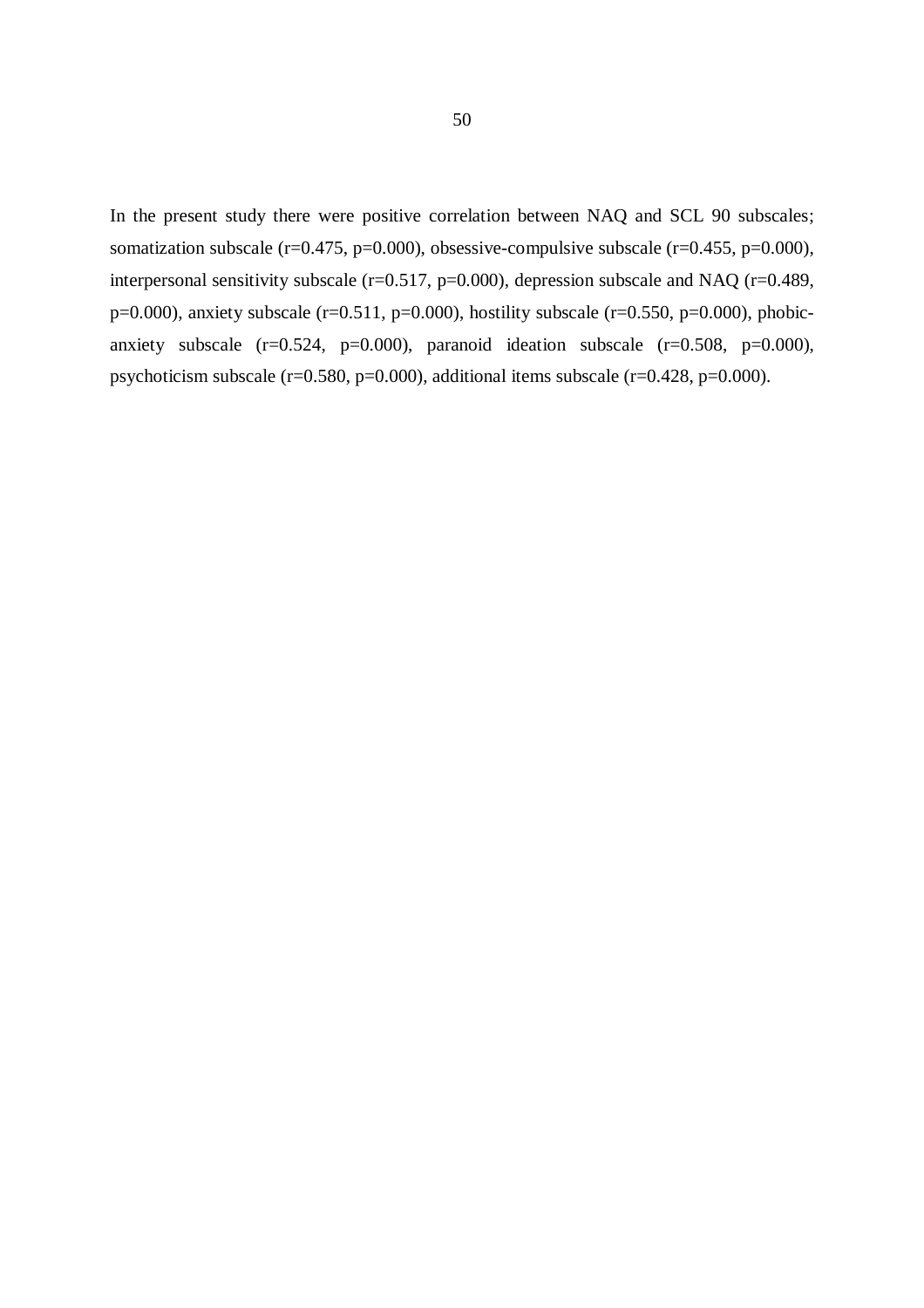In the present study there were positive correlation between NAQ and SCL 90 subscales; somatization subscale ($r=0.475$, $p=0.000$), obsessive-compulsive subscale ($r=0.455$, $p=0.000$), interpersonal sensitivity subscale ($r=0.517$, $p=0.000$), depression subscale and NAQ ($r=0.489$, $p=0.000$), anxiety subscale ($r=0.511$, $p=0.000$), hostility subscale ($r=0.550$, $p=0.000$), phobic-anxiety subscale ($r=0.524$, $p=0.000$), paranoid ideation subscale ($r=0.508$, $p=0.000$), psychoticism subscale ($r=0.580$, $p=0.000$), additional items subscale ($r=0.428$, $p=0.000$).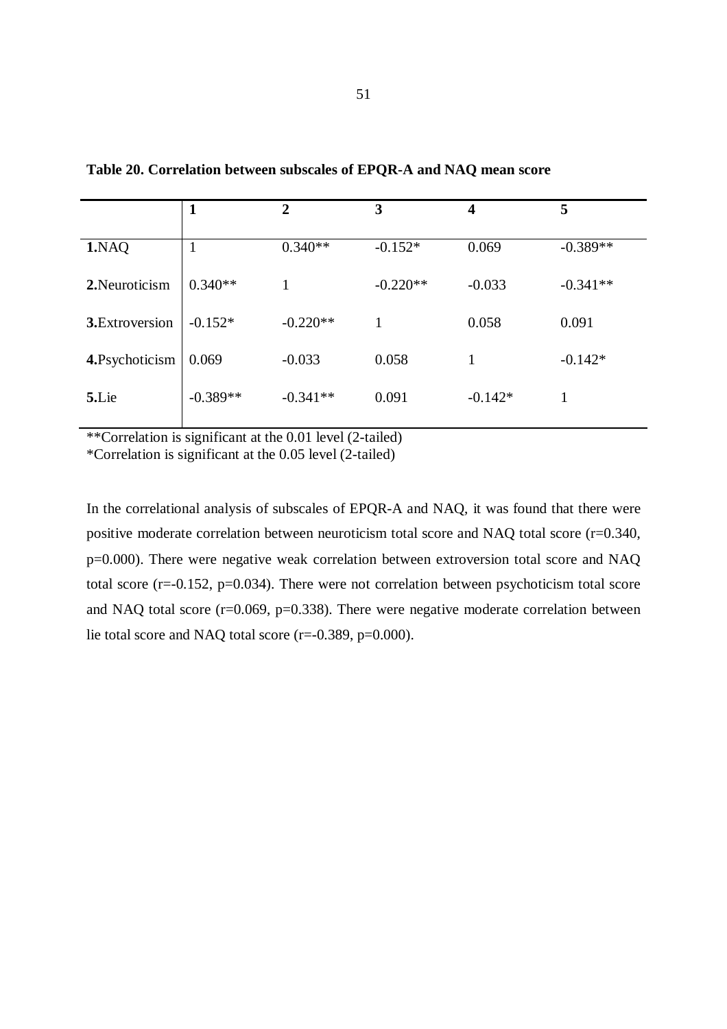**Table 20. Correlation between subscales of EPQR-A and NAQ mean score**

| | **1** | **2** | **3** | **4** | **5** |
|---|---|---|---|---|---|
| **1.**NAQ | 1 | 0.340** | -0.152* | 0.069 | -0.389** |
| **2.**Neuroticism | 0.340** | 1 | -0.220** | -0.033 | -0.341** |
| **3.**Extroversion | -0.152* | -0.220** | 1 | 0.058 | 0.091 |
| **4.**Psychoticism | 0.069 | -0.033 | 0.058 | 1 | -0.142* |
| **5.**Lie | -0.389** | -0.341** | 0.091 | -0.142* | 1 |

**Correlation is significant at the 0.01 level (2-tailed)
*Correlation is significant at the 0.05 level (2-tailed)

In the correlational analysis of subscales of EPQR-A and NAQ, it was found that there were positive moderate correlation between neuroticism total score and NAQ total score (r=0.340, p=0.000). There were negative weak correlation between extroversion total score and NAQ total score (r=-0.152, p=0.034). There were not correlation between psychoticism total score and NAQ total score (r=0.069, p=0.338). There were negative moderate correlation between lie total score and NAQ total score (r=-0.389, p=0.000).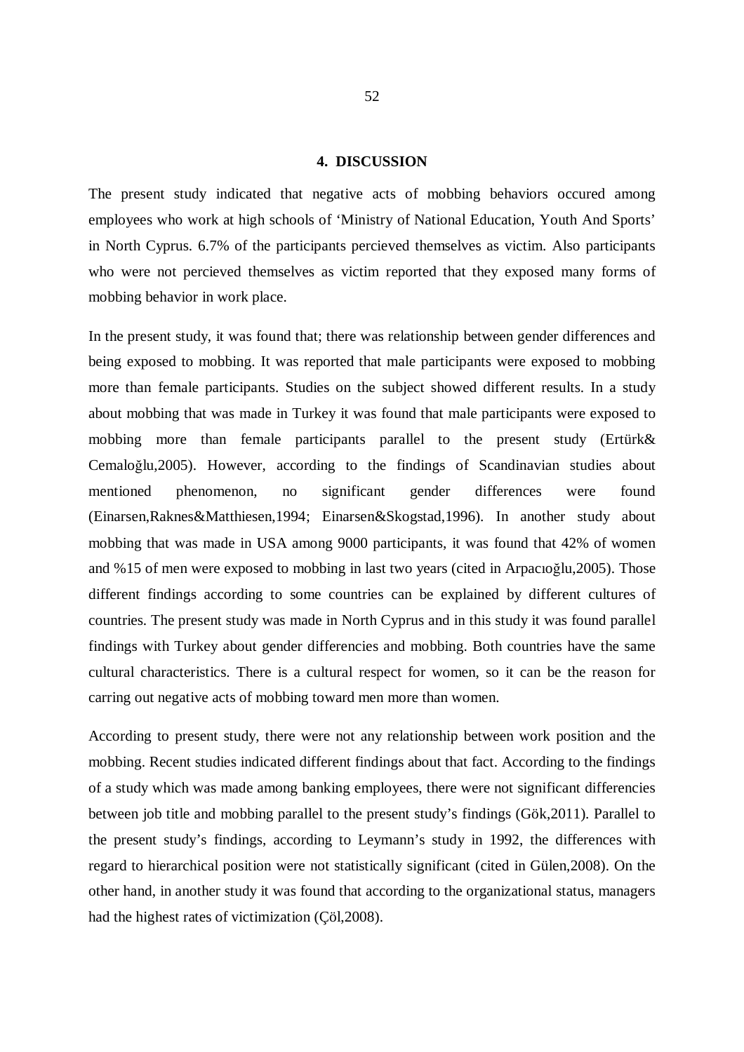# 4. DISCUSSION

The present study indicated that negative acts of mobbing behaviors occured among employees who work at high schools of 'Ministry of National Education, Youth And Sports' in North Cyprus. 6.7% of the participants percieved themselves as victim. Also participants who were not percieved themselves as victim reported that they exposed many forms of mobbing behavior in work place.

In the present study, it was found that; there was relationship between gender differences and being exposed to mobbing. It was reported that male participants were exposed to mobbing more than female participants. Studies on the subject showed different results. In a study about mobbing that was made in Turkey it was found that male participants were exposed to mobbing more than female participants parallel to the present study (Ertürk& Cemaloğlu,2005). However, according to the findings of Scandinavian studies about mentioned phenomenon, no significant gender differences were found (Einarsen,Raknes&Matthiesen,1994; Einarsen&Skogstad,1996). In another study about mobbing that was made in USA among 9000 participants, it was found that 42% of women and %15 of men were exposed to mobbing in last two years (cited in Arpacıoğlu,2005). Those different findings according to some countries can be explained by different cultures of countries. The present study was made in North Cyprus and in this study it was found parallel findings with Turkey about gender differencies and mobbing. Both countries have the same cultural characteristics. There is a cultural respect for women, so it can be the reason for carring out negative acts of mobbing toward men more than women.

According to present study, there were not any relationship between work position and the mobbing. Recent studies indicated different findings about that fact. According to the findings of a study which was made among banking employees, there were not significant differencies between job title and mobbing parallel to the present study's findings (Gök,2011). Parallel to the present study's findings, according to Leymann's study in 1992, the differences with regard to hierarchical position were not statistically significant (cited in Gülen,2008). On the other hand, in another study it was found that according to the organizational status, managers had the highest rates of victimization (Çöl,2008).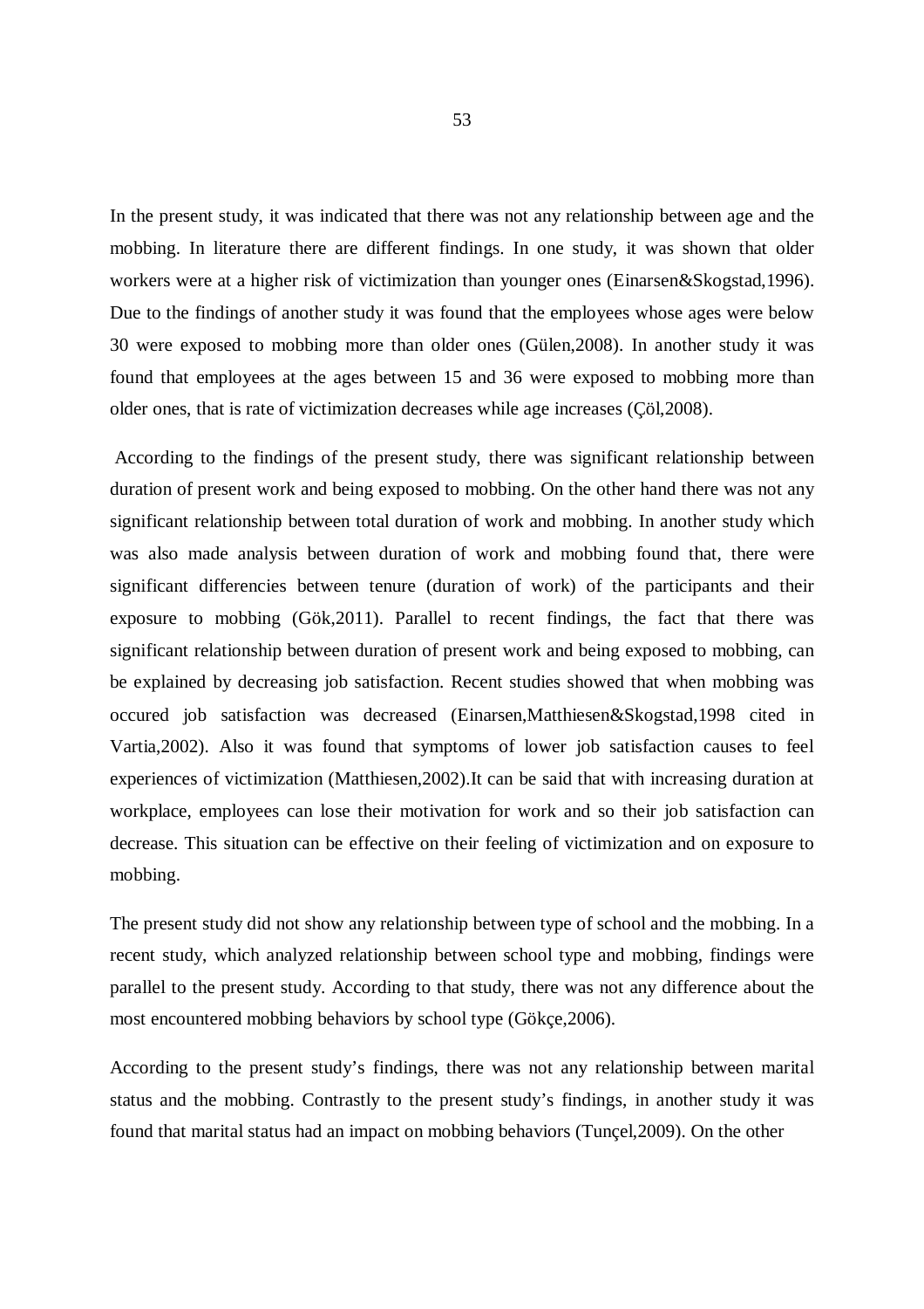In the present study, it was indicated that there was not any relationship between age and the mobbing. In literature there are different findings. In one study, it was shown that older workers were at a higher risk of victimization than younger ones (Einarsen&Skogstad,1996). Due to the findings of another study it was found that the employees whose ages were below 30 were exposed to mobbing more than older ones (Gülen,2008). In another study it was found that employees at the ages between 15 and 36 were exposed to mobbing more than older ones, that is rate of victimization decreases while age increases (Çöl,2008).

According to the findings of the present study, there was significant relationship between duration of present work and being exposed to mobbing. On the other hand there was not any significant relationship between total duration of work and mobbing. In another study which was also made analysis between duration of work and mobbing found that, there were significant differencies between tenure (duration of work) of the participants and their exposure to mobbing (Gök,2011). Parallel to recent findings, the fact that there was significant relationship between duration of present work and being exposed to mobbing, can be explained by decreasing job satisfaction. Recent studies showed that when mobbing was occured job satisfaction was decreased (Einarsen,Matthiesen&Skogstad,1998 cited in Vartia,2002). Also it was found that symptoms of lower job satisfaction causes to feel experiences of victimization (Matthiesen,2002).It can be said that with increasing duration at workplace, employees can lose their motivation for work and so their job satisfaction can decrease. This situation can be effective on their feeling of victimization and on exposure to mobbing.

The present study did not show any relationship between type of school and the mobbing. In a recent study, which analyzed relationship between school type and mobbing, findings were parallel to the present study. According to that study, there was not any difference about the most encountered mobbing behaviors by school type (Gökçe,2006).

According to the present study's findings, there was not any relationship between marital status and the mobbing. Contrastly to the present study's findings, in another study it was found that marital status had an impact on mobbing behaviors (Tunçel,2009). On the other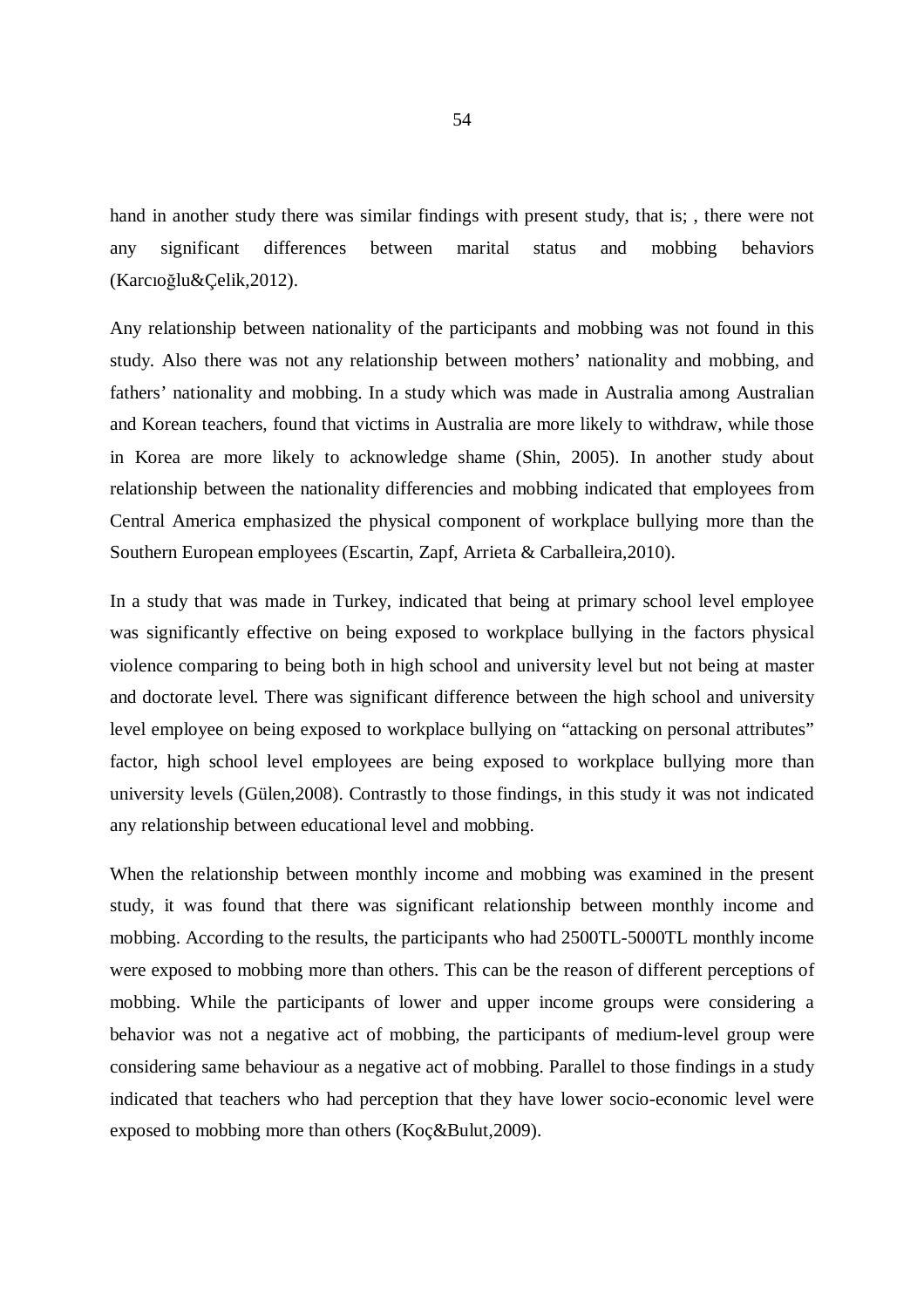hand in another study there was similar findings with present study, that is; , there were not any significant differences between marital status and mobbing behaviors (Karcıoğlu&Çelik,2012).

Any relationship between nationality of the participants and mobbing was not found in this study. Also there was not any relationship between mothers' nationality and mobbing, and fathers' nationality and mobbing. In a study which was made in Australia among Australian and Korean teachers, found that victims in Australia are more likely to withdraw, while those in Korea are more likely to acknowledge shame (Shin, 2005). In another study about relationship between the nationality differencies and mobbing indicated that employees from Central America emphasized the physical component of workplace bullying more than the Southern European employees (Escartin, Zapf, Arrieta & Carballeira,2010).

In a study that was made in Turkey, indicated that being at primary school level employee was significantly effective on being exposed to workplace bullying in the factors physical violence comparing to being both in high school and university level but not being at master and doctorate level. There was significant difference between the high school and university level employee on being exposed to workplace bullying on "attacking on personal attributes" factor, high school level employees are being exposed to workplace bullying more than university levels (Gülen,2008). Contrastly to those findings, in this study it was not indicated any relationship between educational level and mobbing.

When the relationship between monthly income and mobbing was examined in the present study, it was found that there was significant relationship between monthly income and mobbing. According to the results, the participants who had 2500TL-5000TL monthly income were exposed to mobbing more than others. This can be the reason of different perceptions of mobbing. While the participants of lower and upper income groups were considering a behavior was not a negative act of mobbing, the participants of medium-level group were considering same behaviour as a negative act of mobbing. Parallel to those findings in a study indicated that teachers who had perception that they have lower socio-economic level were exposed to mobbing more than others (Koç&Bulut,2009).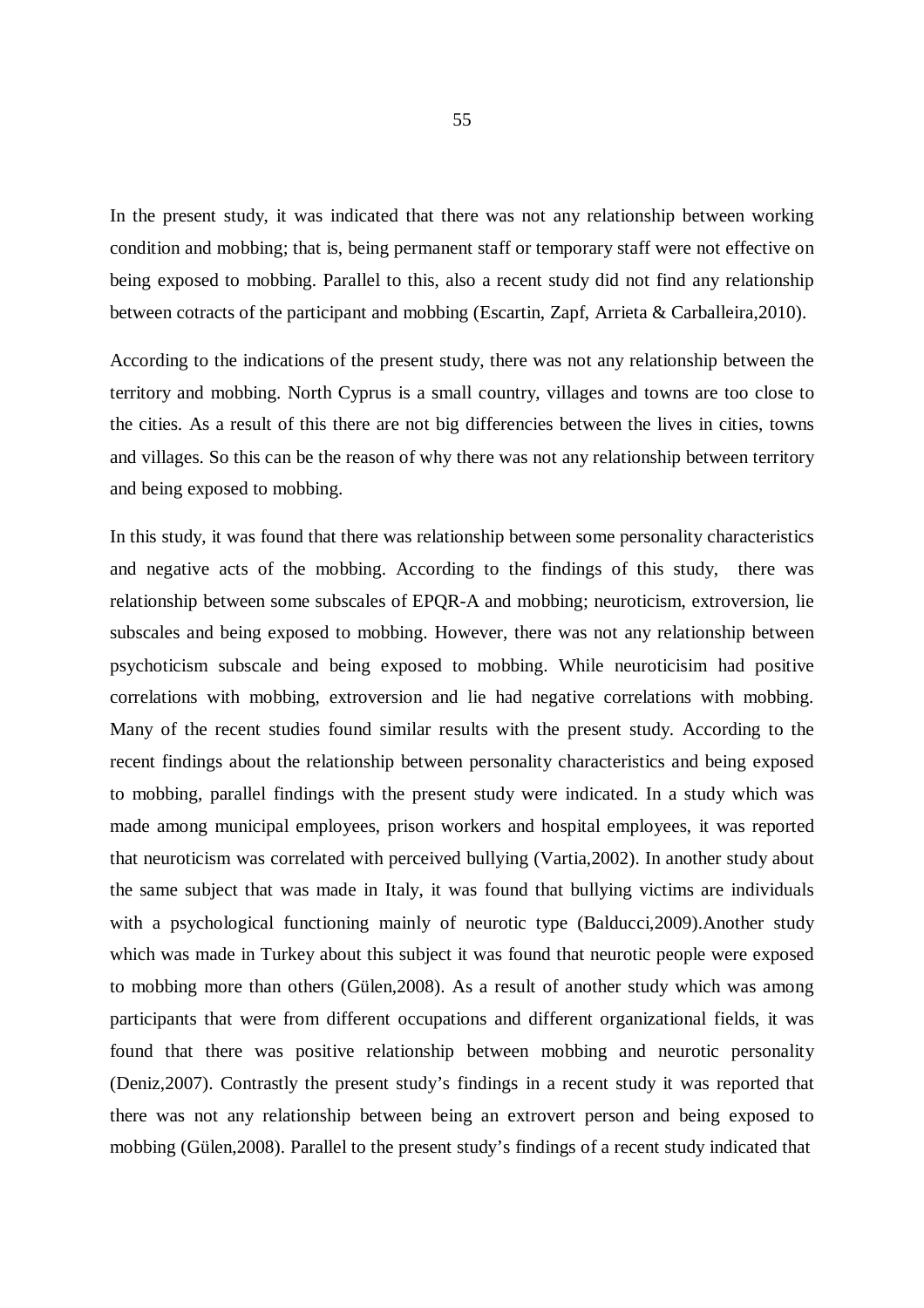In the present study, it was indicated that there was not any relationship between working condition and mobbing; that is, being permanent staff or temporary staff were not effective on being exposed to mobbing. Parallel to this, also a recent study did not find any relationship between cotracts of the participant and mobbing (Escartin, Zapf, Arrieta & Carballeira,2010).

According to the indications of the present study, there was not any relationship between the territory and mobbing. North Cyprus is a small country, villages and towns are too close to the cities. As a result of this there are not big differencies between the lives in cities, towns and villages. So this can be the reason of why there was not any relationship between territory and being exposed to mobbing.

In this study, it was found that there was relationship between some personality characteristics and negative acts of the mobbing. According to the findings of this study, there was relationship between some subscales of EPQR-A and mobbing; neuroticism, extroversion, lie subscales and being exposed to mobbing. However, there was not any relationship between psychoticism subscale and being exposed to mobbing. While neuroticisim had positive correlations with mobbing, extroversion and lie had negative correlations with mobbing. Many of the recent studies found similar results with the present study. According to the recent findings about the relationship between personality characteristics and being exposed to mobbing, parallel findings with the present study were indicated. In a study which was made among municipal employees, prison workers and hospital employees, it was reported that neuroticism was correlated with perceived bullying (Vartia,2002). In another study about the same subject that was made in Italy, it was found that bullying victims are individuals with a psychological functioning mainly of neurotic type (Balducci,2009).Another study which was made in Turkey about this subject it was found that neurotic people were exposed to mobbing more than others (Gülen,2008). As a result of another study which was among participants that were from different occupations and different organizational fields, it was found that there was positive relationship between mobbing and neurotic personality (Deniz,2007). Contrastly the present study's findings in a recent study it was reported that there was not any relationship between being an extrovert person and being exposed to mobbing (Gülen,2008). Parallel to the present study's findings of a recent study indicated that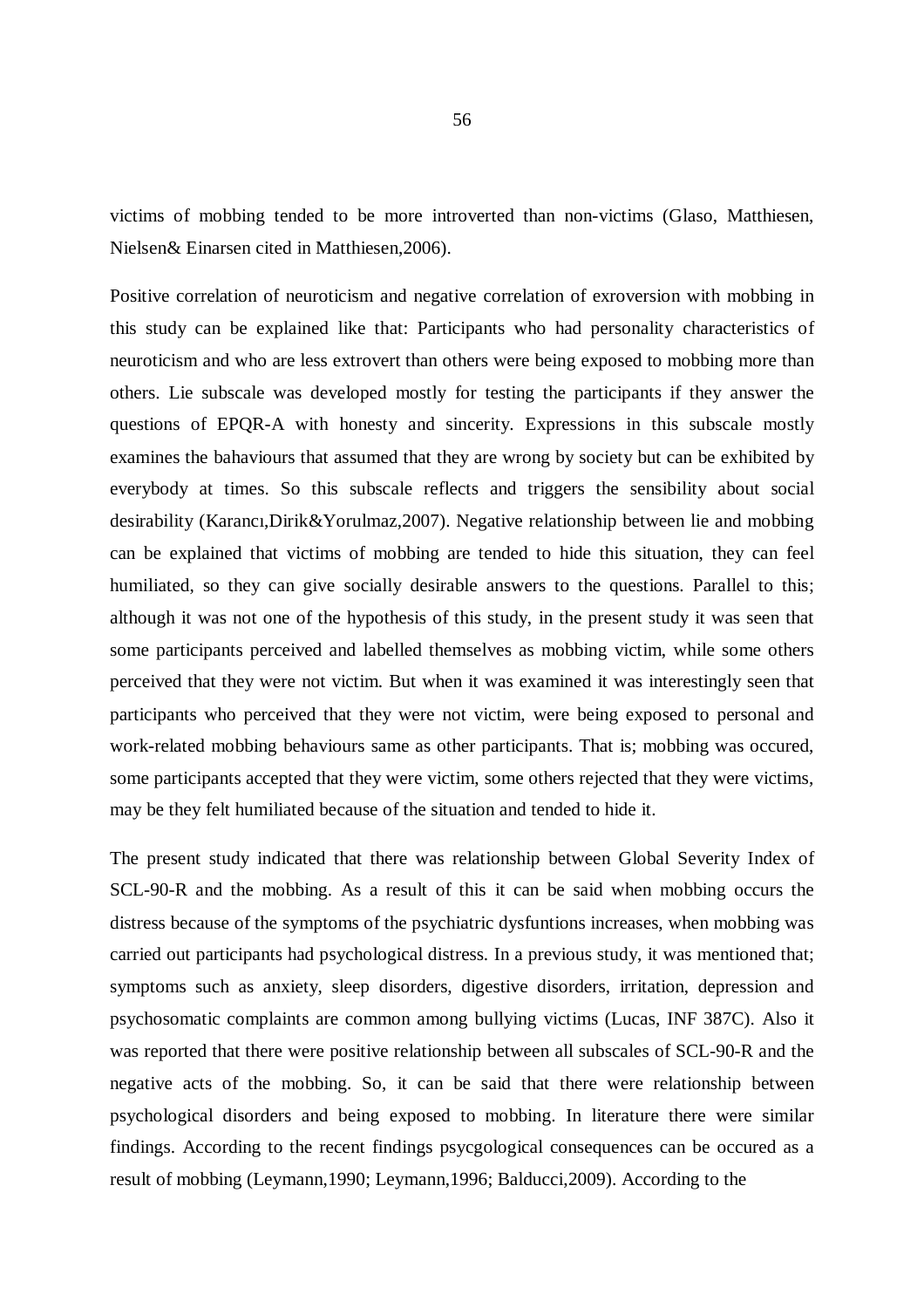victims of mobbing tended to be more introverted than non-victims (Glaso, Matthiesen, Nielsen& Einarsen cited in Matthiesen,2006).

Positive correlation of neuroticism and negative correlation of exroversion with mobbing in this study can be explained like that: Participants who had personality characteristics of neuroticism and who are less extrovert than others were being exposed to mobbing more than others. Lie subscale was developed mostly for testing the participants if they answer the questions of EPQR-A with honesty and sincerity. Expressions in this subscale mostly examines the bahaviours that assumed that they are wrong by society but can be exhibited by everybody at times. So this subscale reflects and triggers the sensibility about social desirability (Karancı,Dirik&Yorulmaz,2007). Negative relationship between lie and mobbing can be explained that victims of mobbing are tended to hide this situation, they can feel humiliated, so they can give socially desirable answers to the questions. Parallel to this; although it was not one of the hypothesis of this study, in the present study it was seen that some participants perceived and labelled themselves as mobbing victim, while some others perceived that they were not victim. But when it was examined it was interestingly seen that participants who perceived that they were not victim, were being exposed to personal and work-related mobbing behaviours same as other participants. That is; mobbing was occured, some participants accepted that they were victim, some others rejected that they were victims, may be they felt humiliated because of the situation and tended to hide it.

The present study indicated that there was relationship between Global Severity Index of SCL-90-R and the mobbing. As a result of this it can be said when mobbing occurs the distress because of the symptoms of the psychiatric dysfuntions increases, when mobbing was carried out participants had psychological distress. In a previous study, it was mentioned that; symptoms such as anxiety, sleep disorders, digestive disorders, irritation, depression and psychosomatic complaints are common among bullying victims (Lucas, INF 387C). Also it was reported that there were positive relationship between all subscales of SCL-90-R and the negative acts of the mobbing. So, it can be said that there were relationship between psychological disorders and being exposed to mobbing. In literature there were similar findings. According to the recent findings psycgological consequences can be occured as a result of mobbing (Leymann,1990; Leymann,1996; Balducci,2009). According to the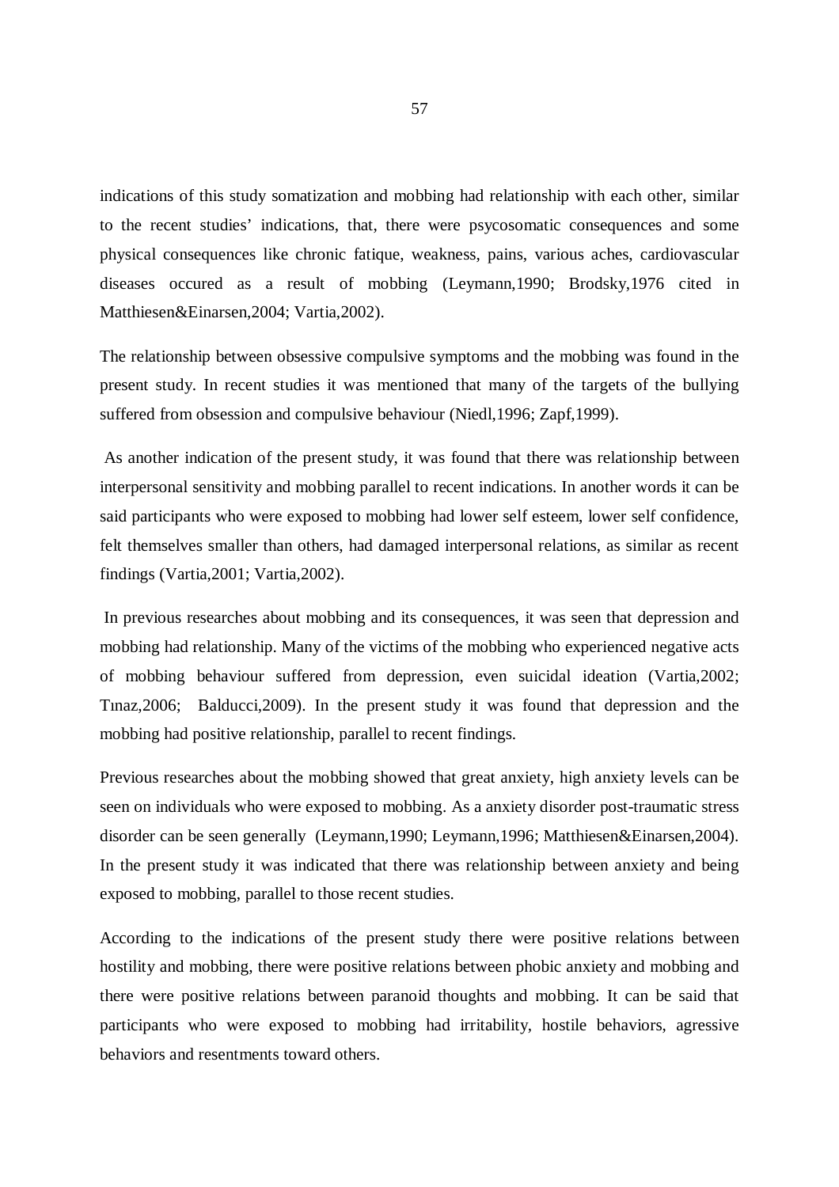indications of this study somatization and mobbing had relationship with each other, similar to the recent studies' indications, that, there were psycosomatic consequences and some physical consequences like chronic fatique, weakness, pains, various aches, cardiovascular diseases occured as a result of mobbing (Leymann,1990; Brodsky,1976 cited in Matthiesen&Einarsen,2004; Vartia,2002).

The relationship between obsessive compulsive symptoms and the mobbing was found in the present study. In recent studies it was mentioned that many of the targets of the bullying suffered from obsession and compulsive behaviour (Niedl,1996; Zapf,1999).

As another indication of the present study, it was found that there was relationship between interpersonal sensitivity and mobbing parallel to recent indications. In another words it can be said participants who were exposed to mobbing had lower self esteem, lower self confidence, felt themselves smaller than others, had damaged interpersonal relations, as similar as recent findings (Vartia,2001; Vartia,2002).

In previous researches about mobbing and its consequences, it was seen that depression and mobbing had relationship. Many of the victims of the mobbing who experienced negative acts of mobbing behaviour suffered from depression, even suicidal ideation (Vartia,2002; Tınaz,2006; Balducci,2009). In the present study it was found that depression and the mobbing had positive relationship, parallel to recent findings.

Previous researches about the mobbing showed that great anxiety, high anxiety levels can be seen on individuals who were exposed to mobbing. As a anxiety disorder post-traumatic stress disorder can be seen generally (Leymann,1990; Leymann,1996; Matthiesen&Einarsen,2004). In the present study it was indicated that there was relationship between anxiety and being exposed to mobbing, parallel to those recent studies.

According to the indications of the present study there were positive relations between hostility and mobbing, there were positive relations between phobic anxiety and mobbing and there were positive relations between paranoid thoughts and mobbing. It can be said that participants who were exposed to mobbing had irritability, hostile behaviors, agressive behaviors and resentments toward others.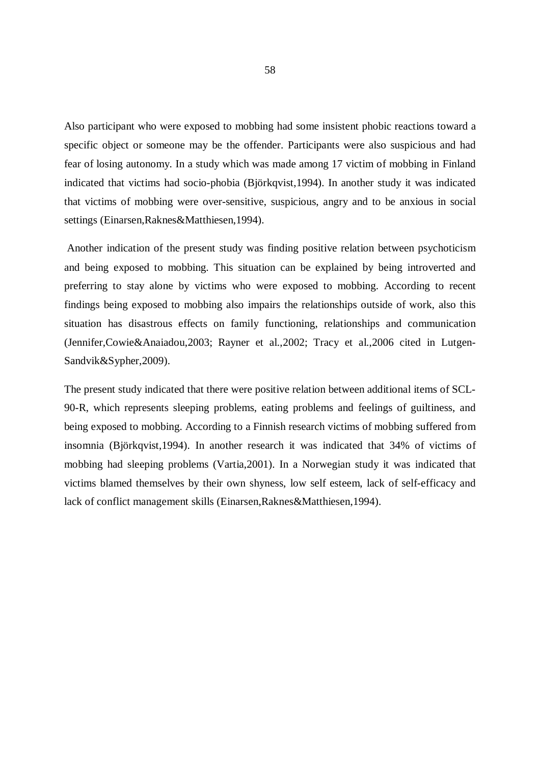Also participant who were exposed to mobbing had some insistent phobic reactions toward a specific object or someone may be the offender. Participants were also suspicious and had fear of losing autonomy. In a study which was made among 17 victim of mobbing in Finland indicated that victims had socio-phobia (Björkqvist,1994). In another study it was indicated that victims of mobbing were over-sensitive, suspicious, angry and to be anxious in social settings (Einarsen,Raknes&Matthiesen,1994).

Another indication of the present study was finding positive relation between psychoticism and being exposed to mobbing. This situation can be explained by being introverted and preferring to stay alone by victims who were exposed to mobbing. According to recent findings being exposed to mobbing also impairs the relationships outside of work, also this situation has disastrous effects on family functioning, relationships and communication (Jennifer,Cowie&Anaiadou,2003; Rayner et al.,2002; Tracy et al.,2006 cited in Lutgen-Sandvik&Sypher,2009).

The present study indicated that there were positive relation between additional items of SCL-90-R, which represents sleeping problems, eating problems and feelings of guiltiness, and being exposed to mobbing. According to a Finnish research victims of mobbing suffered from insomnia (Björkqvist,1994). In another research it was indicated that 34% of victims of mobbing had sleeping problems (Vartia,2001). In a Norwegian study it was indicated that victims blamed themselves by their own shyness, low self esteem, lack of self-efficacy and lack of conflict management skills (Einarsen,Raknes&Matthiesen,1994).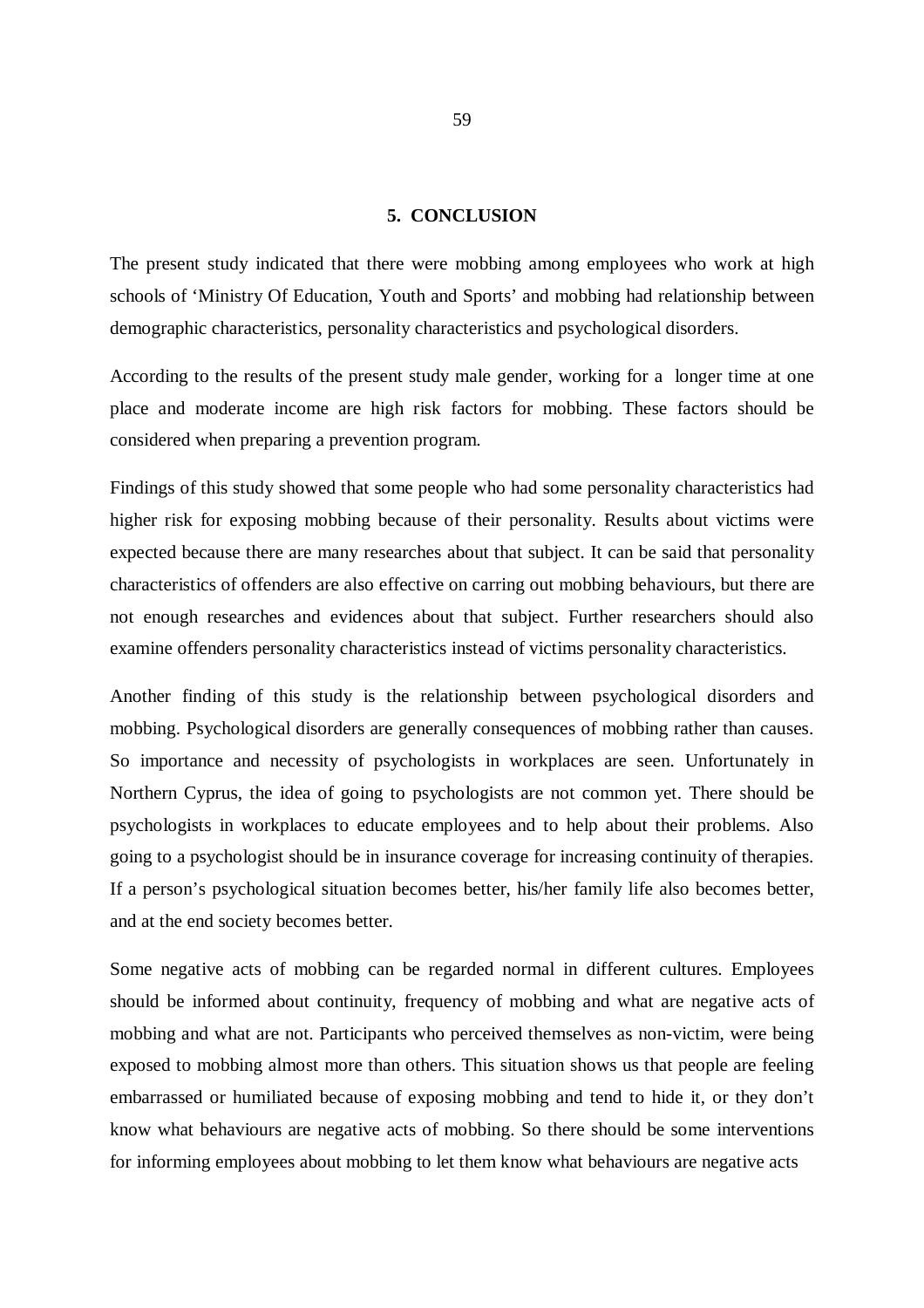# 5. CONCLUSION

The present study indicated that there were mobbing among employees who work at high schools of 'Ministry Of Education, Youth and Sports' and mobbing had relationship between demographic characteristics, personality characteristics and psychological disorders.

According to the results of the present study male gender, working for a longer time at one place and moderate income are high risk factors for mobbing. These factors should be considered when preparing a prevention program.

Findings of this study showed that some people who had some personality characteristics had higher risk for exposing mobbing because of their personality. Results about victims were expected because there are many researches about that subject. It can be said that personality characteristics of offenders are also effective on carring out mobbing behaviours, but there are not enough researches and evidences about that subject. Further researchers should also examine offenders personality characteristics instead of victims personality characteristics.

Another finding of this study is the relationship between psychological disorders and mobbing. Psychological disorders are generally consequences of mobbing rather than causes. So importance and necessity of psychologists in workplaces are seen. Unfortunately in Northern Cyprus, the idea of going to psychologists are not common yet. There should be psychologists in workplaces to educate employees and to help about their problems. Also going to a psychologist should be in insurance coverage for increasing continuity of therapies. If a person's psychological situation becomes better, his/her family life also becomes better, and at the end society becomes better.

Some negative acts of mobbing can be regarded normal in different cultures. Employees should be informed about continuity, frequency of mobbing and what are negative acts of mobbing and what are not. Participants who perceived themselves as non-victim, were being exposed to mobbing almost more than others. This situation shows us that people are feeling embarrassed or humiliated because of exposing mobbing and tend to hide it, or they don't know what behaviours are negative acts of mobbing. So there should be some interventions for informing employees about mobbing to let them know what behaviours are negative acts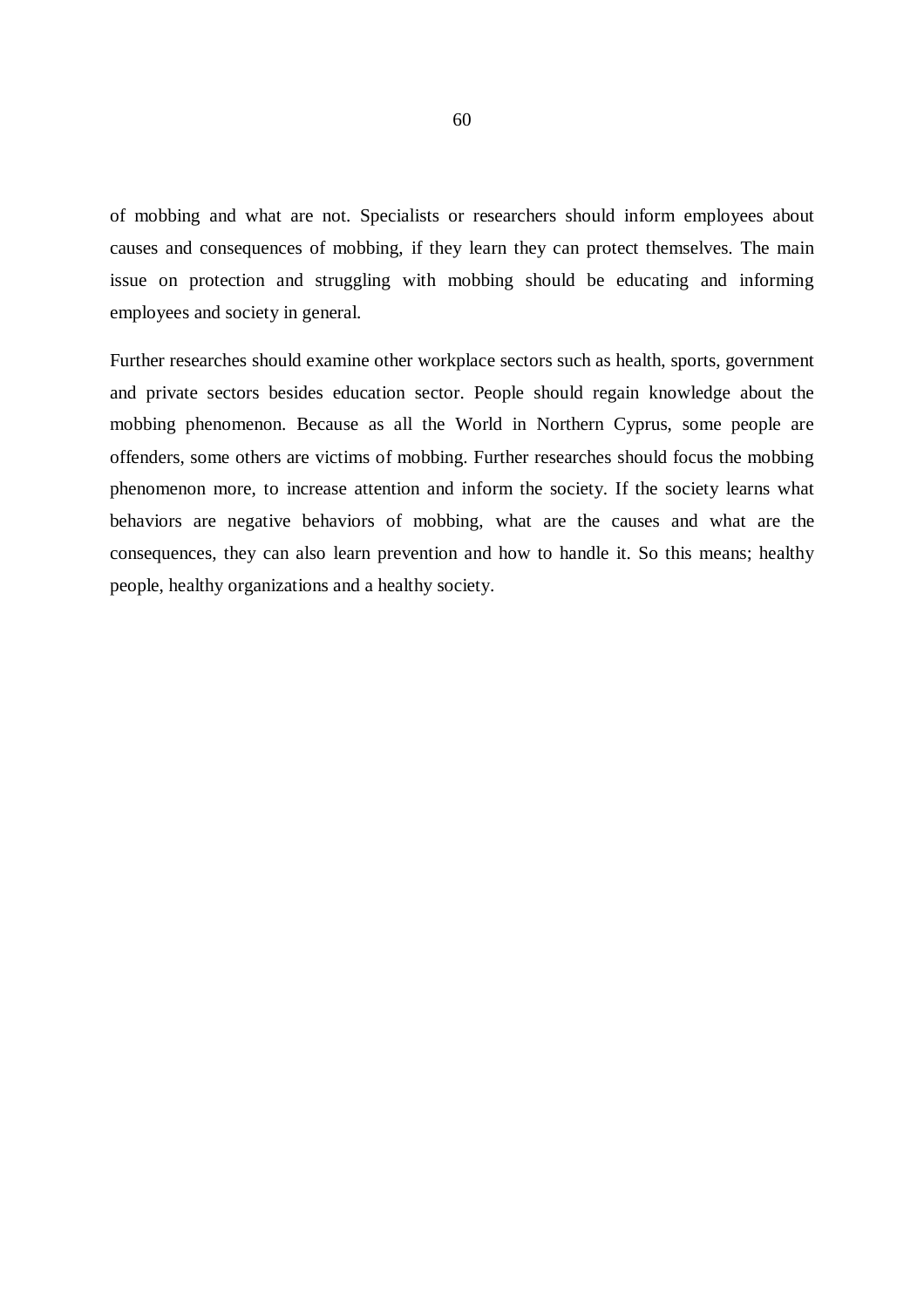of mobbing and what are not. Specialists or researchers should inform employees about causes and consequences of mobbing, if they learn they can protect themselves. The main issue on protection and struggling with mobbing should be educating and informing employees and society in general.

Further researches should examine other workplace sectors such as health, sports, government and private sectors besides education sector. People should regain knowledge about the mobbing phenomenon. Because as all the World in Northern Cyprus, some people are offenders, some others are victims of mobbing. Further researches should focus the mobbing phenomenon more, to increase attention and inform the society. If the society learns what behaviors are negative behaviors of mobbing, what are the causes and what are the consequences, they can also learn prevention and how to handle it. So this means; healthy people, healthy organizations and a healthy society.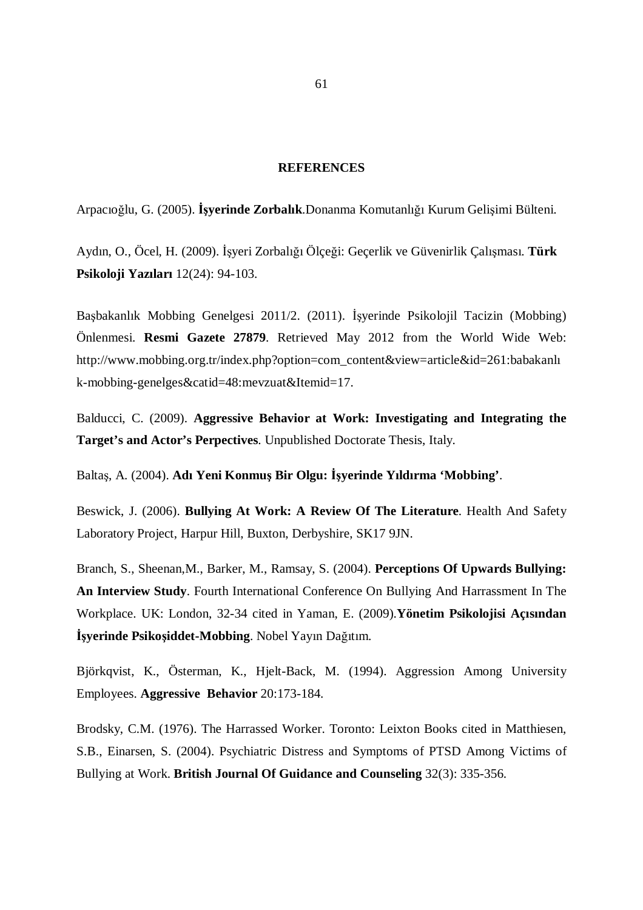## REFERENCES

Arpacıoğlu, G. (2005). **İşyerinde Zorbalık**.Donanma Komutanlığı Kurum Gelişimi Bülteni.

Aydın, O., Öcel, H. (2009). İşyeri Zorbalığı Ölçeği: Geçerlik ve Güvenirlik Çalışması. **Türk Psikoloji Yazıları** 12(24): 94-103.

Başbakanlık Mobbing Genelgesi 2011/2. (2011). İşyerinde Psikolojil Tacizin (Mobbing) Önlenmesi. **Resmi Gazete 27879**. Retrieved May 2012 from the World Wide Web: http://www.mobbing.org.tr/index.php?option=com_content&view=article&id=261:babakanlık-mobbing-genelges&catid=48:mevzuat&Itemid=17.

Balducci, C. (2009). **Aggressive Behavior at Work: Investigating and Integrating the Target's and Actor's Perpectives**. Unpublished Doctorate Thesis, Italy.

Baltaş, A. (2004). **Adı Yeni Konmuş Bir Olgu: İşyerinde Yıldırma 'Mobbing'**.

Beswick, J. (2006). **Bullying At Work: A Review Of The Literature**. Health And Safety Laboratory Project, Harpur Hill, Buxton, Derbyshire, SK17 9JN.

Branch, S., Sheenan,M., Barker, M., Ramsay, S. (2004). **Perceptions Of Upwards Bullying: An Interview Study**. Fourth International Conference On Bullying And Harrassment In The Workplace. UK: London, 32-34 cited in Yaman, E. (2009).**Yönetim Psikolojisi Açısından İşyerinde Psikoşiddet-Mobbing**. Nobel Yayın Dağıtım.

Björkqvist, K., Österman, K., Hjelt-Back, M. (1994). Aggression Among University Employees. **Aggressive Behavior** 20:173-184.

Brodsky, C.M. (1976). The Harrassed Worker. Toronto: Leixton Books cited in Matthiesen, S.B., Einarsen, S. (2004). Psychiatric Distress and Symptoms of PTSD Among Victims of Bullying at Work. **British Journal Of Guidance and Counseling** 32(3): 335-356.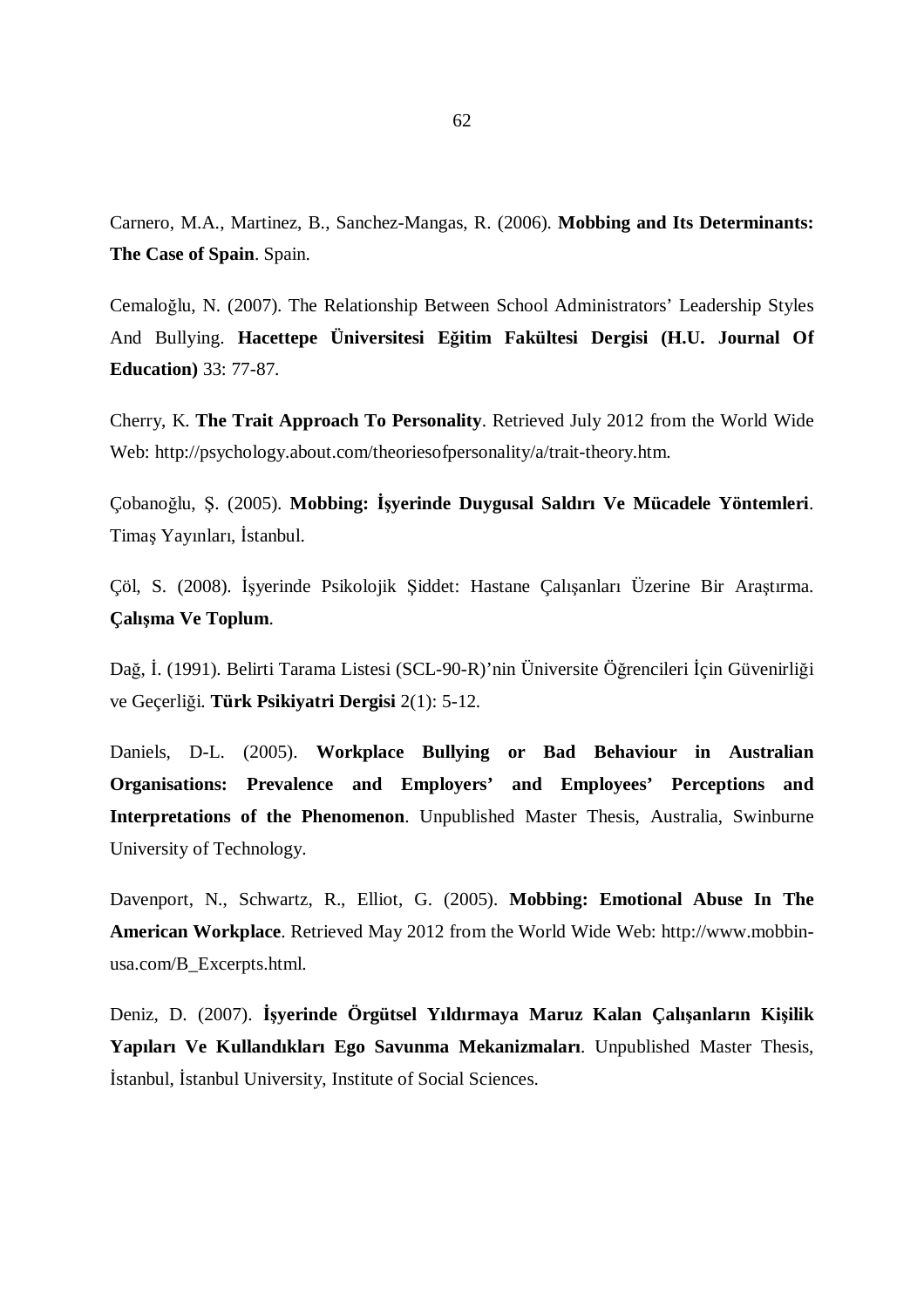Carnero, M.A., Martinez, B., Sanchez-Mangas, R. (2006). **Mobbing and Its Determinants: The Case of Spain**. Spain.

Cemaloğlu, N. (2007). The Relationship Between School Administrators' Leadership Styles And Bullying. **Hacettepe Üniversitesi Eğitim Fakültesi Dergisi (H.U. Journal Of Education)** 33: 77-87.

Cherry, K. **The Trait Approach To Personality**. Retrieved July 2012 from the World Wide Web: http://psychology.about.com/theoriesofpersonality/a/trait-theory.htm.

Çobanoğlu, Ş. (2005). **Mobbing: İşyerinde Duygusal Saldırı Ve Mücadele Yöntemleri**. Timaş Yayınları, İstanbul.

Çöl, S. (2008). İşyerinde Psikolojik Şiddet: Hastane Çalışanları Üzerine Bir Araştırma. **Çalışma Ve Toplum**.

Dağ, İ. (1991). Belirti Tarama Listesi (SCL-90-R)'nin Üniversite Öğrencileri İçin Güvenirliği ve Geçerliği. **Türk Psikiyatri Dergisi** 2(1): 5-12.

Daniels, D-L. (2005). **Workplace Bullying or Bad Behaviour in Australian Organisations: Prevalence and Employers' and Employees' Perceptions and Interpretations of the Phenomenon**. Unpublished Master Thesis, Australia, Swinburne University of Technology.

Davenport, N., Schwartz, R., Elliot, G. (2005). **Mobbing: Emotional Abuse In The American Workplace**. Retrieved May 2012 from the World Wide Web: http://www.mobbin-usa.com/B_Excerpts.html.

Deniz, D. (2007). **İşyerinde Örgütsel Yıldırmaya Maruz Kalan Çalışanların Kişilik Yapıları Ve Kullandıkları Ego Savunma Mekanizmaları**. Unpublished Master Thesis, İstanbul, İstanbul University, Institute of Social Sciences.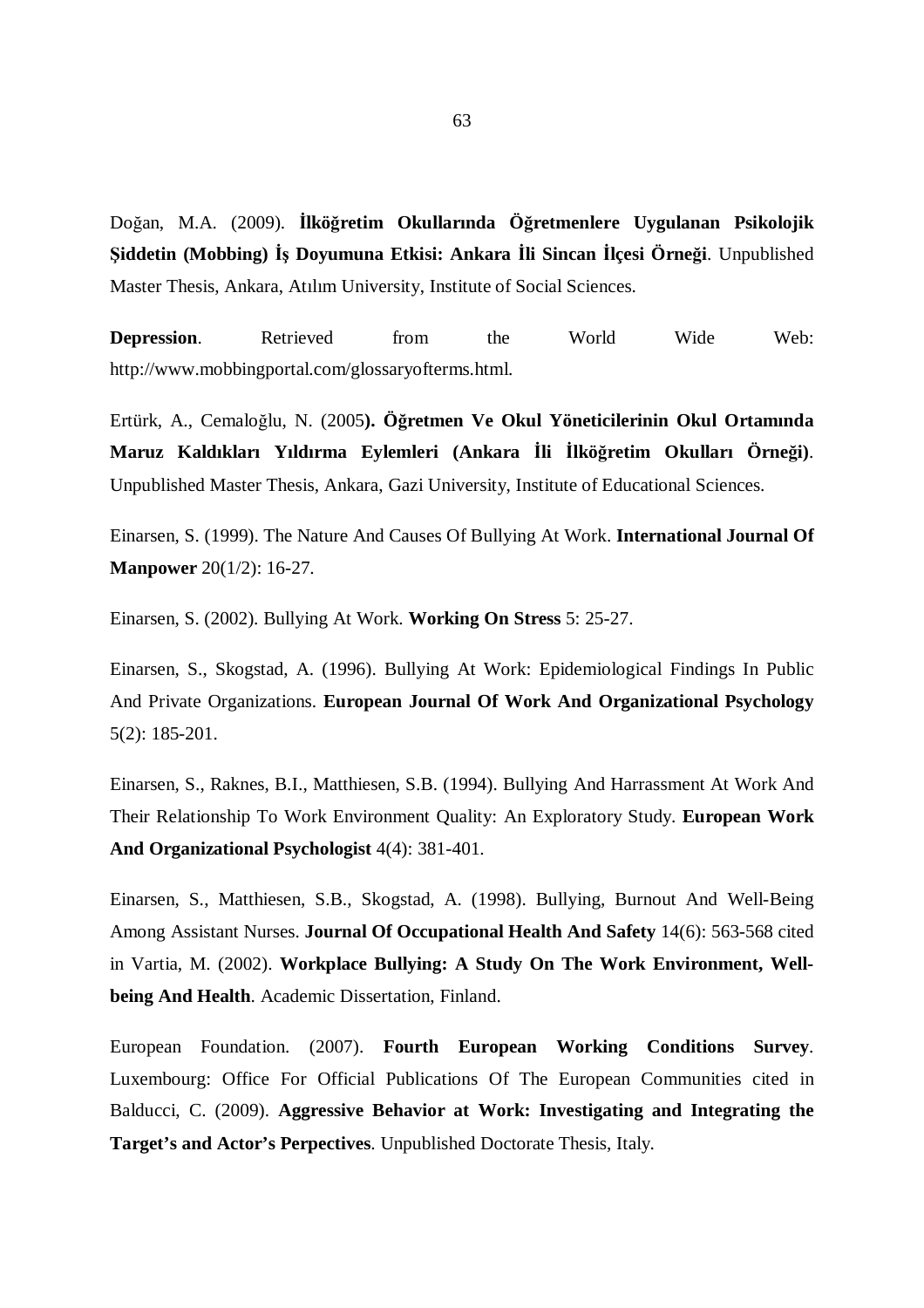Doğan, M.A. (2009). **İlköğretim Okullarında Öğretmenlere Uygulanan Psikolojik Şiddetin (Mobbing) İş Doyumuna Etkisi: Ankara İli Sincan İlçesi Örneği**. Unpublished Master Thesis, Ankara, Atılım University, Institute of Social Sciences.

**Depression**. Retrieved from the World Wide Web: http://www.mobbingportal.com/glossaryofterms.html.

Ertürk, A., Cemaloğlu, N. (2005**). Öğretmen Ve Okul Yöneticilerinin Okul Ortamında Maruz Kaldıkları Yıldırma Eylemleri (Ankara İli İlköğretim Okulları Örneği)**. Unpublished Master Thesis, Ankara, Gazi University, Institute of Educational Sciences.

Einarsen, S. (1999). The Nature And Causes Of Bullying At Work. **International Journal Of Manpower** 20(1/2): 16-27.

Einarsen, S. (2002). Bullying At Work. **Working On Stress** 5: 25-27.

Einarsen, S., Skogstad, A. (1996). Bullying At Work: Epidemiological Findings In Public And Private Organizations. **European Journal Of Work And Organizational Psychology** 5(2): 185-201.

Einarsen, S., Raknes, B.I., Matthiesen, S.B. (1994). Bullying And Harrassment At Work And Their Relationship To Work Environment Quality: An Exploratory Study. **European Work And Organizational Psychologist** 4(4): 381-401.

Einarsen, S., Matthiesen, S.B., Skogstad, A. (1998). Bullying, Burnout And Well-Being Among Assistant Nurses. **Journal Of Occupational Health And Safety** 14(6): 563-568 cited in Vartia, M. (2002). **Workplace Bullying: A Study On The Work Environment, Well-being And Health**. Academic Dissertation, Finland.

European Foundation. (2007). **Fourth European Working Conditions Survey**. Luxembourg: Office For Official Publications Of The European Communities cited in Balducci, C. (2009). **Aggressive Behavior at Work: Investigating and Integrating the Target's and Actor's Perpectives**. Unpublished Doctorate Thesis, Italy.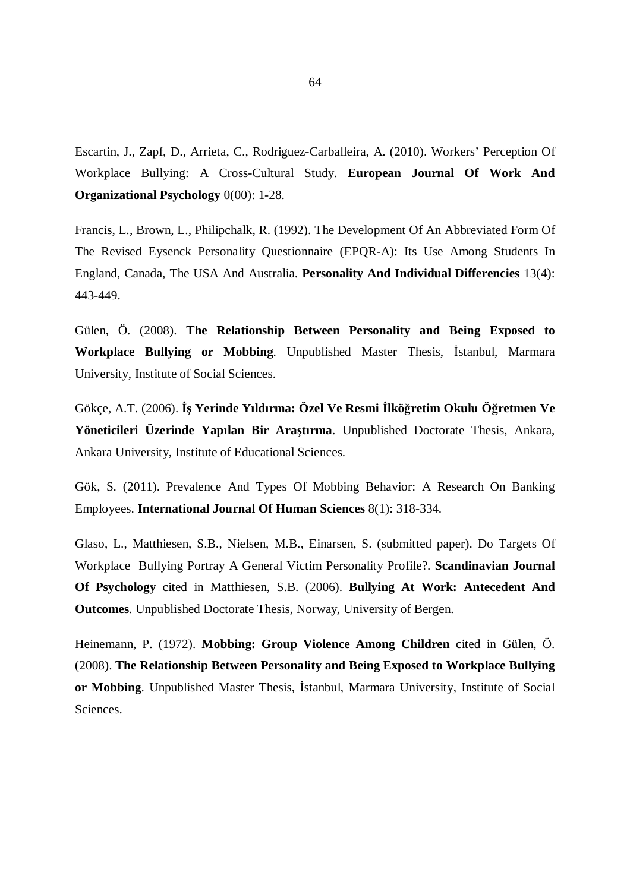Escartin, J., Zapf, D., Arrieta, C., Rodriguez-Carballeira, A. (2010). Workers' Perception Of Workplace Bullying: A Cross-Cultural Study. **European Journal Of Work And Organizational Psychology** 0(00): 1-28.

Francis, L., Brown, L., Philipchalk, R. (1992). The Development Of An Abbreviated Form Of The Revised Eysenck Personality Questionnaire (EPQR-A): Its Use Among Students In England, Canada, The USA And Australia. **Personality And Individual Differencies** 13(4): 443-449.

Gülen, Ö. (2008). **The Relationship Between Personality and Being Exposed to Workplace Bullying or Mobbing**. Unpublished Master Thesis, İstanbul, Marmara University, Institute of Social Sciences.

Gökçe, A.T. (2006). **İş Yerinde Yıldırma: Özel Ve Resmi İlköğretim Okulu Öğretmen Ve Yöneticileri Üzerinde Yapılan Bir Araştırma**. Unpublished Doctorate Thesis, Ankara, Ankara University, Institute of Educational Sciences.

Gök, S. (2011). Prevalence And Types Of Mobbing Behavior: A Research On Banking Employees. **International Journal Of Human Sciences** 8(1): 318-334.

Glaso, L., Matthiesen, S.B., Nielsen, M.B., Einarsen, S. (submitted paper). Do Targets Of Workplace Bullying Portray A General Victim Personality Profile?. **Scandinavian Journal Of Psychology** cited in Matthiesen, S.B. (2006). **Bullying At Work: Antecedent And Outcomes**. Unpublished Doctorate Thesis, Norway, University of Bergen.

Heinemann, P. (1972). **Mobbing: Group Violence Among Children** cited in Gülen, Ö. (2008). **The Relationship Between Personality and Being Exposed to Workplace Bullying or Mobbing**. Unpublished Master Thesis, İstanbul, Marmara University, Institute of Social Sciences.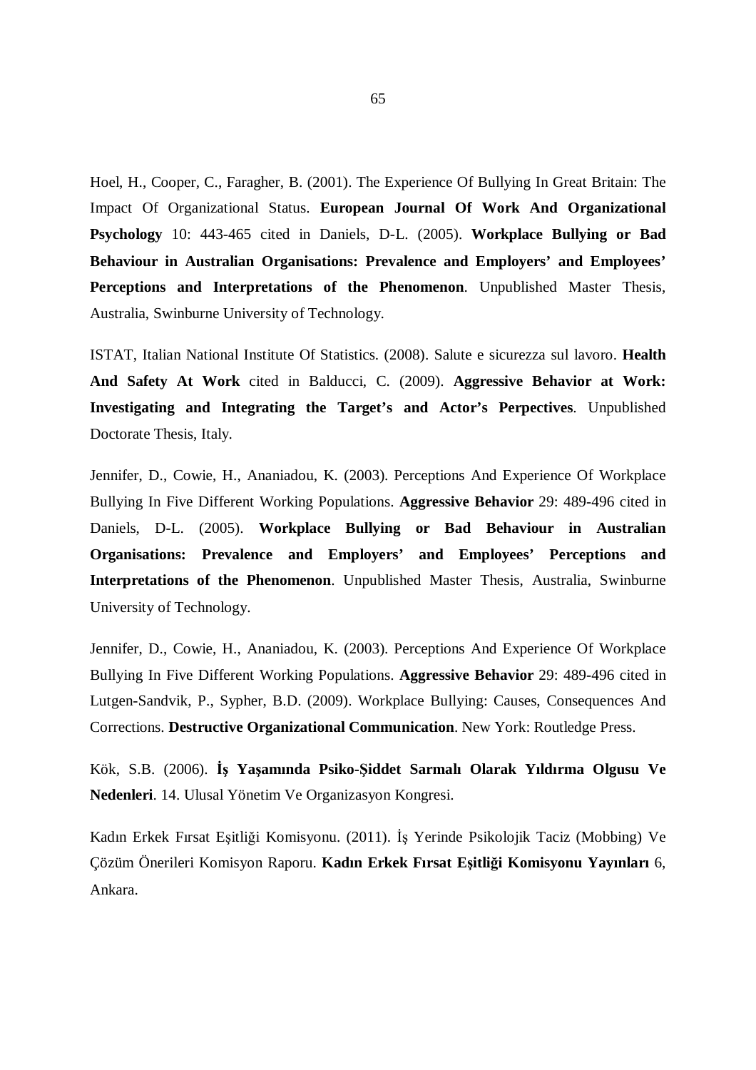Hoel, H., Cooper, C., Faragher, B. (2001). The Experience Of Bullying In Great Britain: The Impact Of Organizational Status. **European Journal Of Work And Organizational Psychology** 10: 443-465 cited in Daniels, D-L. (2005). **Workplace Bullying or Bad Behaviour in Australian Organisations: Prevalence and Employers' and Employees' Perceptions and Interpretations of the Phenomenon**. Unpublished Master Thesis, Australia, Swinburne University of Technology.

ISTAT, Italian National Institute Of Statistics. (2008). Salute e sicurezza sul lavoro. **Health And Safety At Work** cited in Balducci, C. (2009). **Aggressive Behavior at Work: Investigating and Integrating the Target's and Actor's Perpectives**. Unpublished Doctorate Thesis, Italy.

Jennifer, D., Cowie, H., Ananiadou, K. (2003). Perceptions And Experience Of Workplace Bullying In Five Different Working Populations. **Aggressive Behavior** 29: 489-496 cited in Daniels, D-L. (2005). **Workplace Bullying or Bad Behaviour in Australian Organisations: Prevalence and Employers' and Employees' Perceptions and Interpretations of the Phenomenon**. Unpublished Master Thesis, Australia, Swinburne University of Technology.

Jennifer, D., Cowie, H., Ananiadou, K. (2003). Perceptions And Experience Of Workplace Bullying In Five Different Working Populations. **Aggressive Behavior** 29: 489-496 cited in Lutgen-Sandvik, P., Sypher, B.D. (2009). Workplace Bullying: Causes, Consequences And Corrections. **Destructive Organizational Communication**. New York: Routledge Press.

Kök, S.B. (2006). **İş Yaşamında Psiko-Şiddet Sarmalı Olarak Yıldırma Olgusu Ve Nedenleri**. 14. Ulusal Yönetim Ve Organizasyon Kongresi.

Kadın Erkek Fırsat Eşitliği Komisyonu. (2011). İş Yerinde Psikolojik Taciz (Mobbing) Ve Çözüm Önerileri Komisyon Raporu. **Kadın Erkek Fırsat Eşitliği Komisyonu Yayınları** 6, Ankara.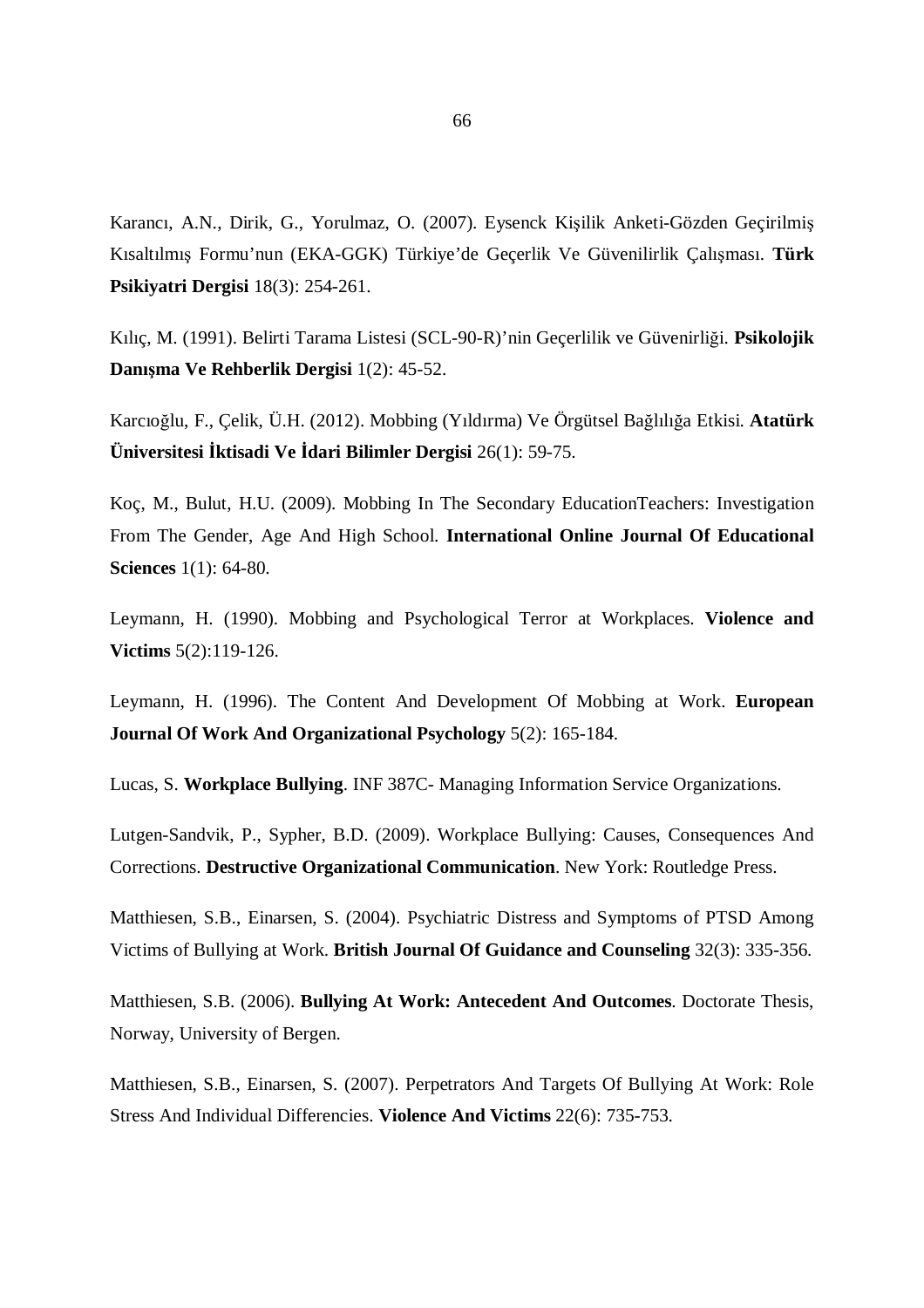Karancı, A.N., Dirik, G., Yorulmaz, O. (2007). Eysenck Kişilik Anketi-Gözden Geçirilmiş Kısaltılmış Formu'nun (EKA-GGK) Türkiye'de Geçerlik Ve Güvenilirlik Çalışması. **Türk Psikiyatri Dergisi** 18(3): 254-261.

Kılıç, M. (1991). Belirti Tarama Listesi (SCL-90-R)'nin Geçerlilik ve Güvenirliği. **Psikolojik Danışma Ve Rehberlik Dergisi** 1(2): 45-52.

Karcıoğlu, F., Çelik, Ü.H. (2012). Mobbing (Yıldırma) Ve Örgütsel Bağlılığa Etkisi. **Atatürk Üniversitesi İktisadi Ve İdari Bilimler Dergisi** 26(1): 59-75.

Koç, M., Bulut, H.U. (2009). Mobbing In The Secondary EducationTeachers: Investigation From The Gender, Age And High School. **International Online Journal Of Educational Sciences** 1(1): 64-80.

Leymann, H. (1990). Mobbing and Psychological Terror at Workplaces. **Violence and Victims** 5(2):119-126.

Leymann, H. (1996). The Content And Development Of Mobbing at Work. **European Journal Of Work And Organizational Psychology** 5(2): 165-184.

Lucas, S. **Workplace Bullying**. INF 387C- Managing Information Service Organizations.

Lutgen-Sandvik, P., Sypher, B.D. (2009). Workplace Bullying: Causes, Consequences And Corrections. **Destructive Organizational Communication**. New York: Routledge Press.

Matthiesen, S.B., Einarsen, S. (2004). Psychiatric Distress and Symptoms of PTSD Among Victims of Bullying at Work. **British Journal Of Guidance and Counseling** 32(3): 335-356.

Matthiesen, S.B. (2006). **Bullying At Work: Antecedent And Outcomes**. Doctorate Thesis, Norway, University of Bergen.

Matthiesen, S.B., Einarsen, S. (2007). Perpetrators And Targets Of Bullying At Work: Role Stress And Individual Differencies. **Violence And Victims** 22(6): 735-753.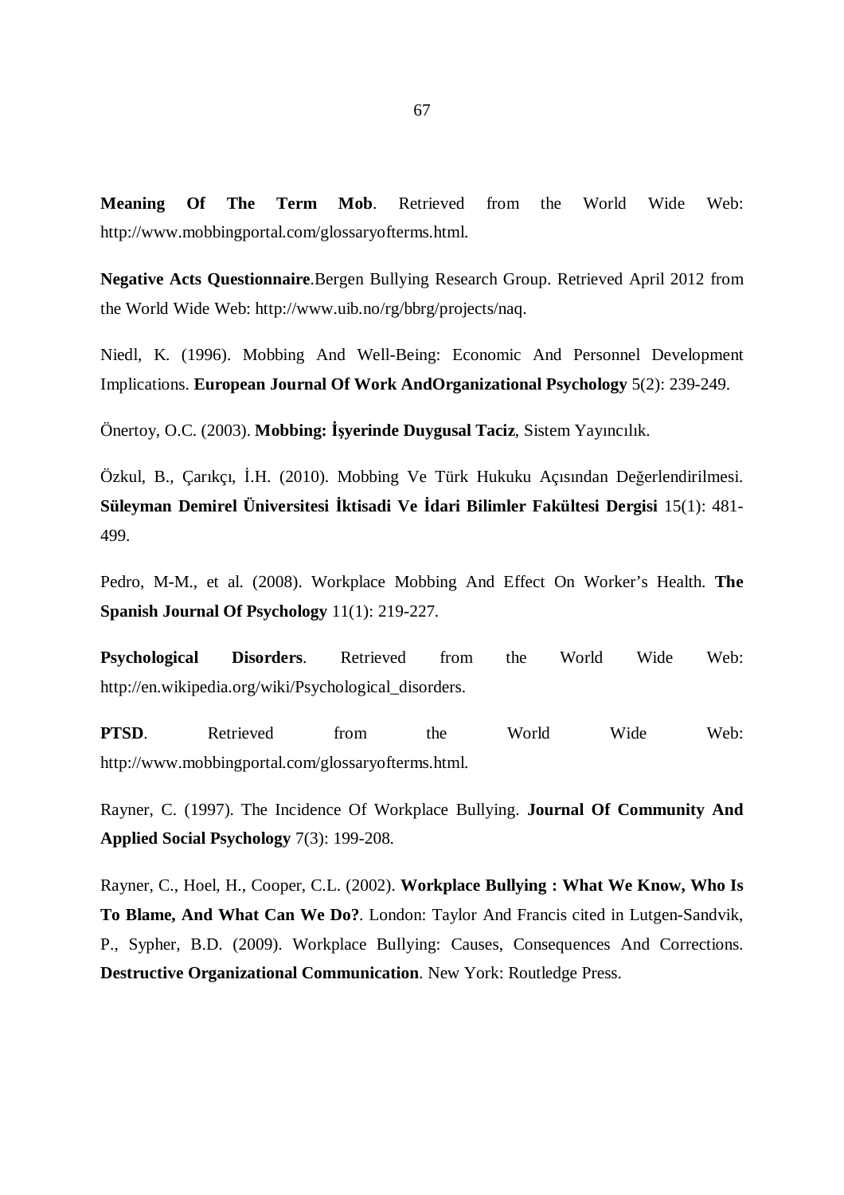**Meaning Of The Term Mob**. Retrieved from the World Wide Web: http://www.mobbingportal.com/glossaryofterms.html.

**Negative Acts Questionnaire**.Bergen Bullying Research Group. Retrieved April 2012 from the World Wide Web: http://www.uib.no/rg/bbrg/projects/naq.

Niedl, K. (1996). Mobbing And Well-Being: Economic And Personnel Development Implications. **European Journal Of Work AndOrganizational Psychology** 5(2): 239-249.

Önertoy, O.C. (2003). **Mobbing: İşyerinde Duygusal Taciz**, Sistem Yayıncılık.

Özkul, B., Çarıkçı, İ.H. (2010). Mobbing Ve Türk Hukuku Açısından Değerlendirilmesi. **Süleyman Demirel Üniversitesi İktisadi Ve İdari Bilimler Fakültesi Dergisi** 15(1): 481-499.

Pedro, M-M., et al. (2008). Workplace Mobbing And Effect On Worker's Health. **The Spanish Journal Of Psychology** 11(1): 219-227.

**Psychological Disorders**. Retrieved from the World Wide Web: http://en.wikipedia.org/wiki/Psychological_disorders.

**PTSD**. Retrieved from the World Wide Web: http://www.mobbingportal.com/glossaryofterms.html.

Rayner, C. (1997). The Incidence Of Workplace Bullying. **Journal Of Community And Applied Social Psychology** 7(3): 199-208.

Rayner, C., Hoel, H., Cooper, C.L. (2002). **Workplace Bullying : What We Know, Who Is To Blame, And What Can We Do?**. London: Taylor And Francis cited in Lutgen-Sandvik, P., Sypher, B.D. (2009). Workplace Bullying: Causes, Consequences And Corrections. **Destructive Organizational Communication**. New York: Routledge Press.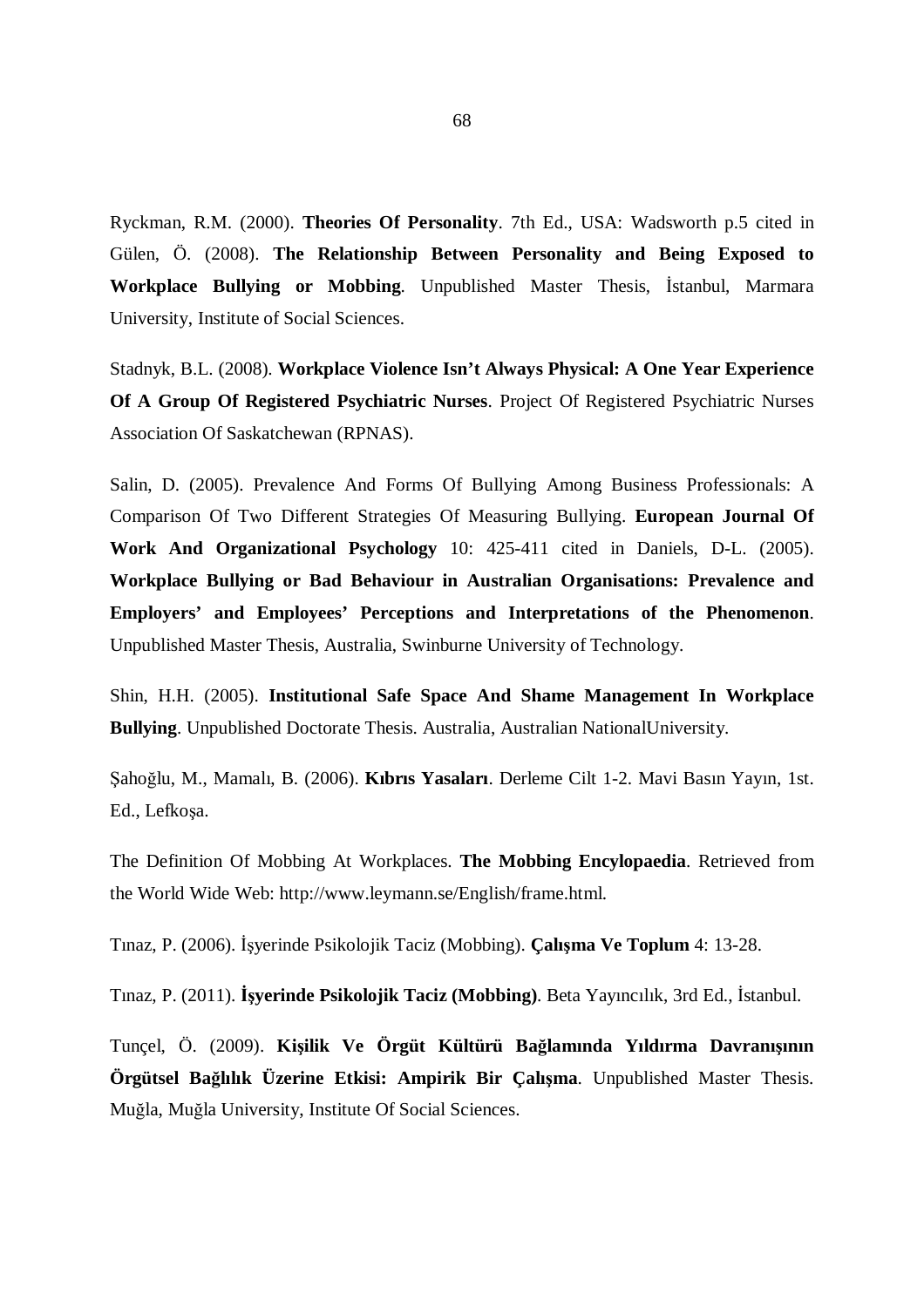Ryckman, R.M. (2000). **Theories Of Personality**. 7th Ed., USA: Wadsworth p.5 cited in Gülen, Ö. (2008). **The Relationship Between Personality and Being Exposed to Workplace Bullying or Mobbing**. Unpublished Master Thesis, İstanbul, Marmara University, Institute of Social Sciences.

Stadnyk, B.L. (2008). **Workplace Violence Isn't Always Physical: A One Year Experience Of A Group Of Registered Psychiatric Nurses**. Project Of Registered Psychiatric Nurses Association Of Saskatchewan (RPNAS).

Salin, D. (2005). Prevalence And Forms Of Bullying Among Business Professionals: A Comparison Of Two Different Strategies Of Measuring Bullying. **European Journal Of Work And Organizational Psychology** 10: 425-411 cited in Daniels, D-L. (2005). **Workplace Bullying or Bad Behaviour in Australian Organisations: Prevalence and Employers' and Employees' Perceptions and Interpretations of the Phenomenon**. Unpublished Master Thesis, Australia, Swinburne University of Technology.

Shin, H.H. (2005). **Institutional Safe Space And Shame Management In Workplace Bullying**. Unpublished Doctorate Thesis. Australia, Australian NationalUniversity.

Şahoğlu, M., Mamalı, B. (2006). **Kıbrıs Yasaları**. Derleme Cilt 1-2. Mavi Basın Yayın, 1st. Ed., Lefkoşa.

The Definition Of Mobbing At Workplaces. **The Mobbing Encylopaedia**. Retrieved from the World Wide Web: http://www.leymann.se/English/frame.html.

Tınaz, P. (2006). İşyerinde Psikolojik Taciz (Mobbing). **Çalışma Ve Toplum** 4: 13-28.

Tınaz, P. (2011). **İşyerinde Psikolojik Taciz (Mobbing)**. Beta Yayıncılık, 3rd Ed., İstanbul.

Tunçel, Ö. (2009). **Kişilik Ve Örgüt Kültürü Bağlamında Yıldırma Davranışının Örgütsel Bağlılık Üzerine Etkisi: Ampirik Bir Çalışma**. Unpublished Master Thesis. Muğla, Muğla University, Institute Of Social Sciences.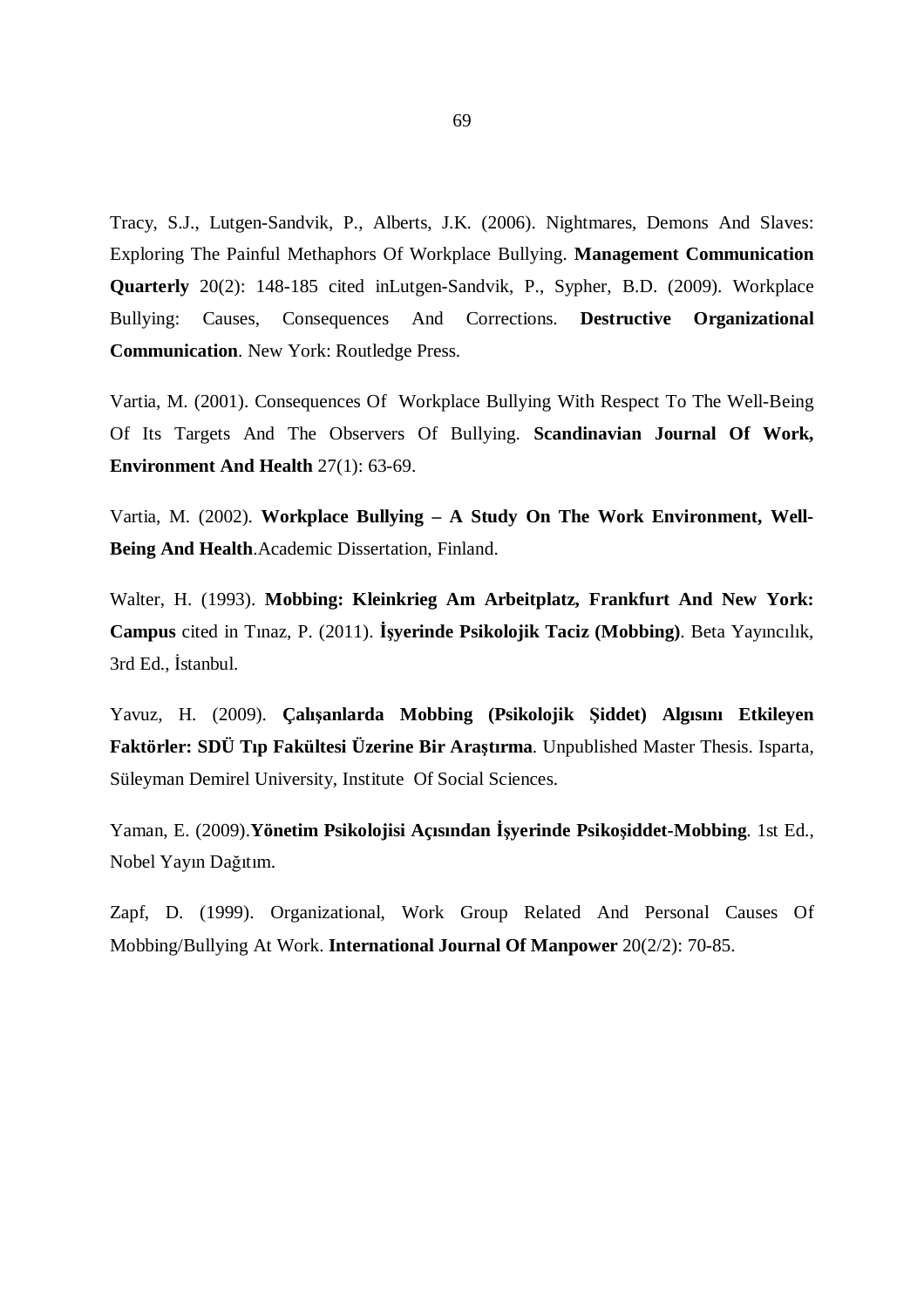Tracy, S.J., Lutgen-Sandvik, P., Alberts, J.K. (2006). Nightmares, Demons And Slaves: Exploring The Painful Methaphors Of Workplace Bullying. **Management Communication Quarterly** 20(2): 148-185 cited inLutgen-Sandvik, P., Sypher, B.D. (2009). Workplace Bullying: Causes, Consequences And Corrections. **Destructive Organizational Communication**. New York: Routledge Press.

Vartia, M. (2001). Consequences Of Workplace Bullying With Respect To The Well-Being Of Its Targets And The Observers Of Bullying. **Scandinavian Journal Of Work, Environment And Health** 27(1): 63-69.

Vartia, M. (2002). **Workplace Bullying – A Study On The Work Environment, Well-Being And Health**.Academic Dissertation, Finland.

Walter, H. (1993). **Mobbing: Kleinkrieg Am Arbeitplatz, Frankfurt And New York: Campus** cited in Tınaz, P. (2011). **İşyerinde Psikolojik Taciz (Mobbing)**. Beta Yayıncılık, 3rd Ed., İstanbul.

Yavuz, H. (2009). **Çalışanlarda Mobbing (Psikolojik Şiddet) Algısını Etkileyen Faktörler: SDÜ Tıp Fakültesi Üzerine Bir Araştırma**. Unpublished Master Thesis. Isparta, Süleyman Demirel University, Institute Of Social Sciences.

Yaman, E. (2009).**Yönetim Psikolojisi Açısından İşyerinde Psikoşiddet-Mobbing**. 1st Ed., Nobel Yayın Dağıtım.

Zapf, D. (1999). Organizational, Work Group Related And Personal Causes Of Mobbing/Bullying At Work. **International Journal Of Manpower** 20(2/2): 70-85.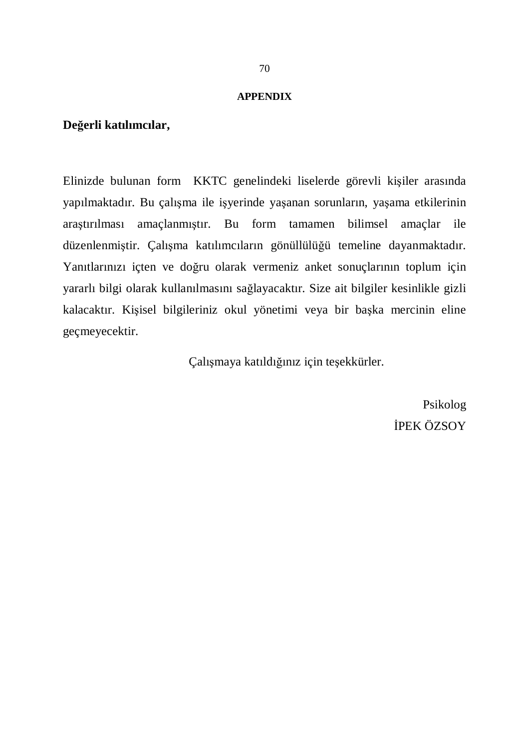## APPENDIX

**Değerli katılımcılar,**

Elinizde bulunan form KKTC genelindeki liselerde görevli kişiler arasında yapılmaktadır. Bu çalışma ile işyerinde yaşanan sorunların, yaşama etkilerinin araştırılması amaçlanmıştır. Bu form tamamen bilimsel amaçlar ile düzenlenmiştir. Çalışma katılımcıların gönüllülüğü temeline dayanmaktadır. Yanıtlarınızı içten ve doğru olarak vermeniz anket sonuçlarının toplum için yararlı bilgi olarak kullanılmasını sağlayacaktır. Size ait bilgiler kesinlikle gizli kalacaktır. Kişisel bilgileriniz okul yönetimi veya bir başka mercinin eline geçmeyecektir.

Çalışmaya katıldığınız için teşekkürler.

Psikolog

İPEK ÖZSOY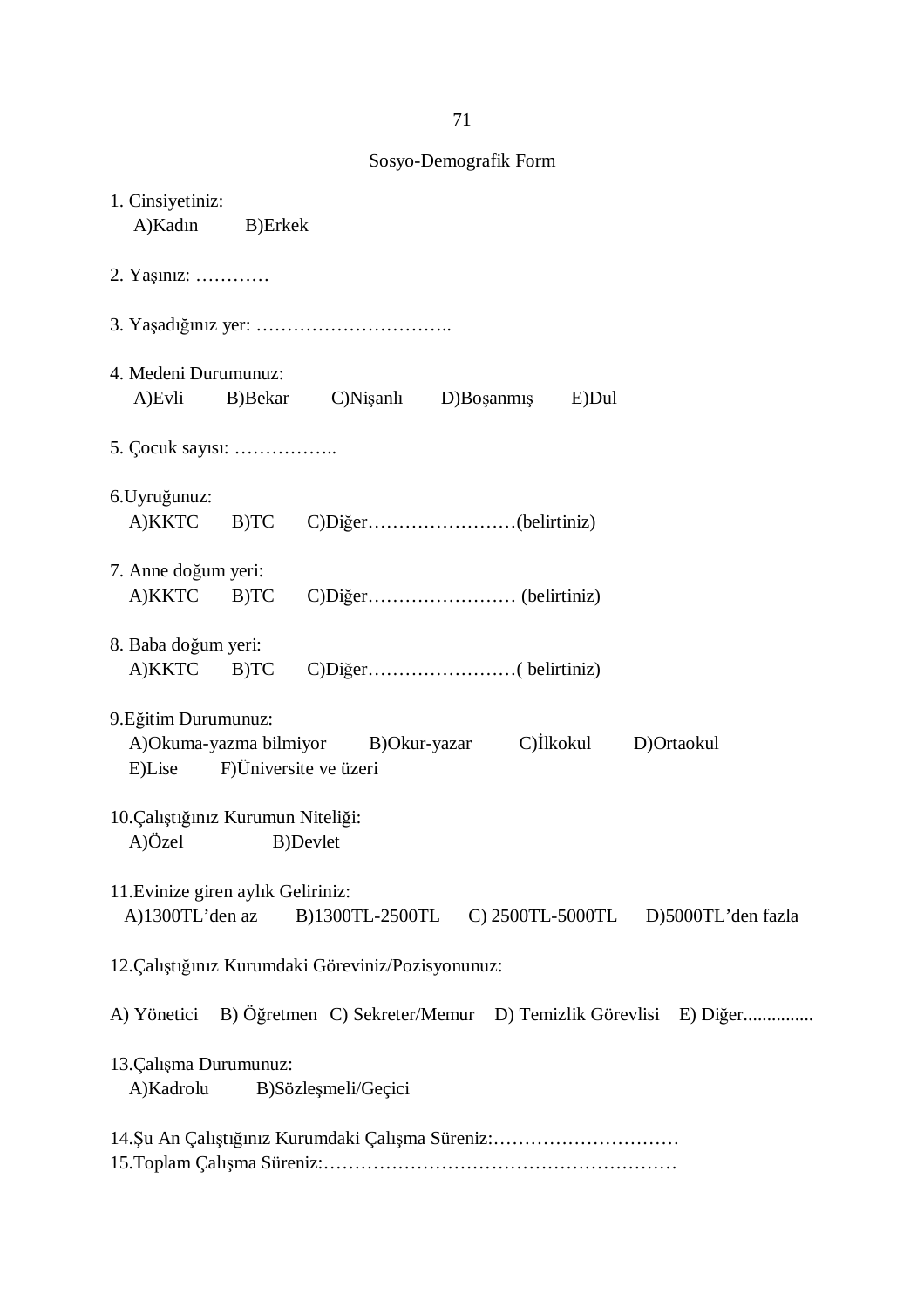Sosyo-Demografik Form

1. Cinsiyetiniz:
   A)Kadın B)Erkek

2. Yaşınız: …………

3. Yaşadığınız yer: …………………………..

4. Medeni Durumunuz:
   A)Evli B)Bekar C)Nişanlı D)Boşanmış E)Dul

5. Çocuk sayısı: ……………..

6.Uyruğunuz:
   A)KKTC B)TC C)Diğer……………………(belirtiniz)

7. Anne doğum yeri:
   A)KKTC B)TC C)Diğer…………………… (belirtiniz)

8. Baba doğum yeri:
   A)KKTC B)TC C)Diğer……………………( belirtiniz)

9.Eğitim Durumunuz:
   A)Okuma-yazma bilmiyor B)Okur-yazar C)İlkokul D)Ortaokul
   E)Lise F)Üniversite ve üzeri

10.Çalıştığınız Kurumun Niteliği:
   A)Özel B)Devlet

11.Evinize giren aylık Geliriniz:
   A)1300TL'den az B)1300TL-2500TL C) 2500TL-5000TL D)5000TL'den fazla

12.Çalıştığınız Kurumdaki Göreviniz/Pozisyonunuz:

A) Yönetici B) Öğretmen C) Sekreter/Memur D) Temizlik Görevlisi E) Diğer...............

13.Çalışma Durumunuz:
   A)Kadrolu B)Sözleşmeli/Geçici

14.Şu An Çalıştığınız Kurumdaki Çalışma Süreniz:…………………………
15.Toplam Çalışma Süreniz:…………………………………………………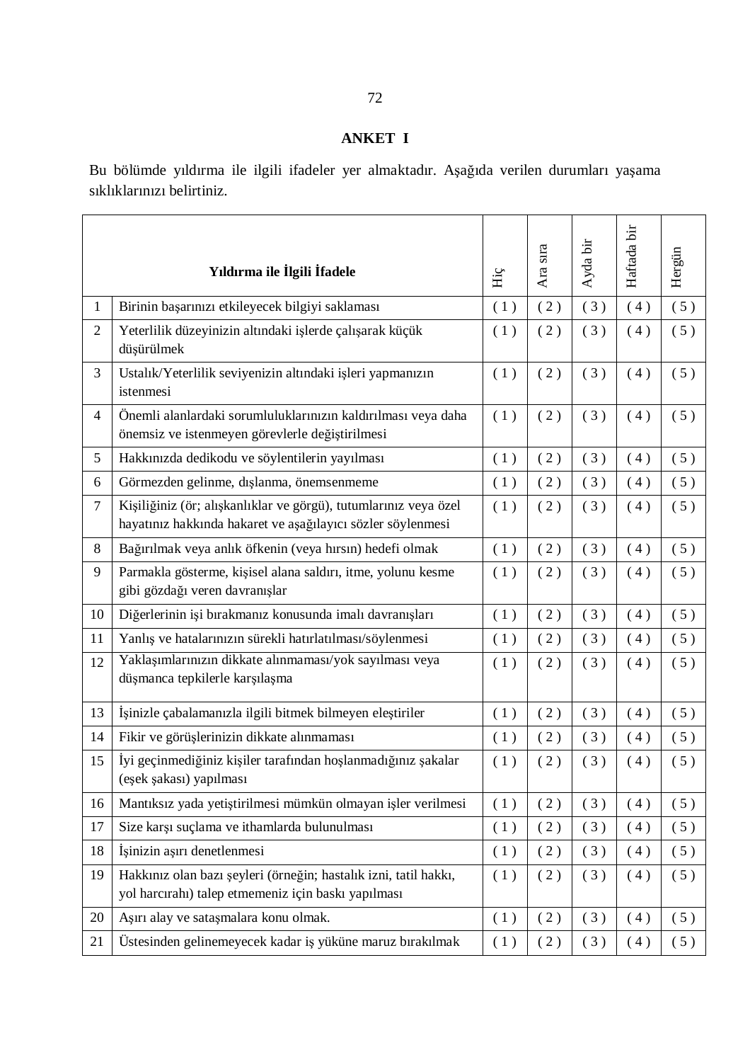## ANKET I

Bu bölümde yıldırma ile ilgili ifadeler yer almaktadır. Aşağıda verilen durumları yaşama sıklıklarınızı belirtiniz.

| | **Yıldırma ile İlgili İfadele** | Hiç | Ara sıra | Ayda bir | Haftada bir | Hergün |
|---|---|---|---|---|---|---|
| 1 | Birinin başarınızı etkileyecek bilgiyi saklaması | ( 1 ) | ( 2 ) | ( 3 ) | ( 4 ) | ( 5 ) |
| 2 | Yeterlilik düzeyinizin altındaki işlerde çalışarak küçük düşürülmek | ( 1 ) | ( 2 ) | ( 3 ) | ( 4 ) | ( 5 ) |
| 3 | Ustalık/Yeterlilik seviyenizin altındaki işleri yapmanızın istenmesi | ( 1 ) | ( 2 ) | ( 3 ) | ( 4 ) | ( 5 ) |
| 4 | Önemli alanlardaki sorumluluklarınızın kaldırılması veya daha önemsiz ve istenmeyen görevlerle değiştirilmesi | ( 1 ) | ( 2 ) | ( 3 ) | ( 4 ) | ( 5 ) |
| 5 | Hakkınızda dedikodu ve söylentilerin yayılması | ( 1 ) | ( 2 ) | ( 3 ) | ( 4 ) | ( 5 ) |
| 6 | Görmezden gelinme, dışlanma, önemsenmeme | ( 1 ) | ( 2 ) | ( 3 ) | ( 4 ) | ( 5 ) |
| 7 | Kişiliğiniz (ör; alışkanlıklar ve görgü), tutumlarınız veya özel hayatınız hakkında hakaret ve aşağılayıcı sözler söylenmesi | ( 1 ) | ( 2 ) | ( 3 ) | ( 4 ) | ( 5 ) |
| 8 | Bağırılmak veya anlık öfkenin (veya hırsın) hedefi olmak | ( 1 ) | ( 2 ) | ( 3 ) | ( 4 ) | ( 5 ) |
| 9 | Parmakla gösterme, kişisel alana saldırı, itme, yolunu kesme gibi gözdağı veren davranışlar | ( 1 ) | ( 2 ) | ( 3 ) | ( 4 ) | ( 5 ) |
| 10 | Diğerlerinin işi bırakmanız konusunda imalı davranışları | ( 1 ) | ( 2 ) | ( 3 ) | ( 4 ) | ( 5 ) |
| 11 | Yanlış ve hatalarınızın sürekli hatırlatılması/söylenmesi | ( 1 ) | ( 2 ) | ( 3 ) | ( 4 ) | ( 5 ) |
| 12 | Yaklaşımlarınızın dikkate alınmaması/yok sayılması veya düşmanca tepkilerle karşılaşma | ( 1 ) | ( 2 ) | ( 3 ) | ( 4 ) | ( 5 ) |
| 13 | İşinizle çabalamanızla ilgili bitmek bilmeyen eleştiriler | ( 1 ) | ( 2 ) | ( 3 ) | ( 4 ) | ( 5 ) |
| 14 | Fikir ve görüşlerinizin dikkate alınmaması | ( 1 ) | ( 2 ) | ( 3 ) | ( 4 ) | ( 5 ) |
| 15 | İyi geçinmediğiniz kişiler tarafından hoşlanmadığınız şakalar (eşek şakası) yapılması | ( 1 ) | ( 2 ) | ( 3 ) | ( 4 ) | ( 5 ) |
| 16 | Mantıksız yada yetiştirilmesi mümkün olmayan işler verilmesi | ( 1 ) | ( 2 ) | ( 3 ) | ( 4 ) | ( 5 ) |
| 17 | Size karşı suçlama ve ithamlarda bulunulması | ( 1 ) | ( 2 ) | ( 3 ) | ( 4 ) | ( 5 ) |
| 18 | İşinizin aşırı denetlenmesi | ( 1 ) | ( 2 ) | ( 3 ) | ( 4 ) | ( 5 ) |
| 19 | Hakkınız olan bazı şeyleri (örneğin; hastalık izni, tatil hakkı, yol harcırahı) talep etmemeniz için baskı yapılması | ( 1 ) | ( 2 ) | ( 3 ) | ( 4 ) | ( 5 ) |
| 20 | Aşırı alay ve sataşmalara konu olmak. | ( 1 ) | ( 2 ) | ( 3 ) | ( 4 ) | ( 5 ) |
| 21 | Üstesinden gelinemeyecek kadar iş yüküne maruz bırakılmak | ( 1 ) | ( 2 ) | ( 3 ) | ( 4 ) | ( 5 ) |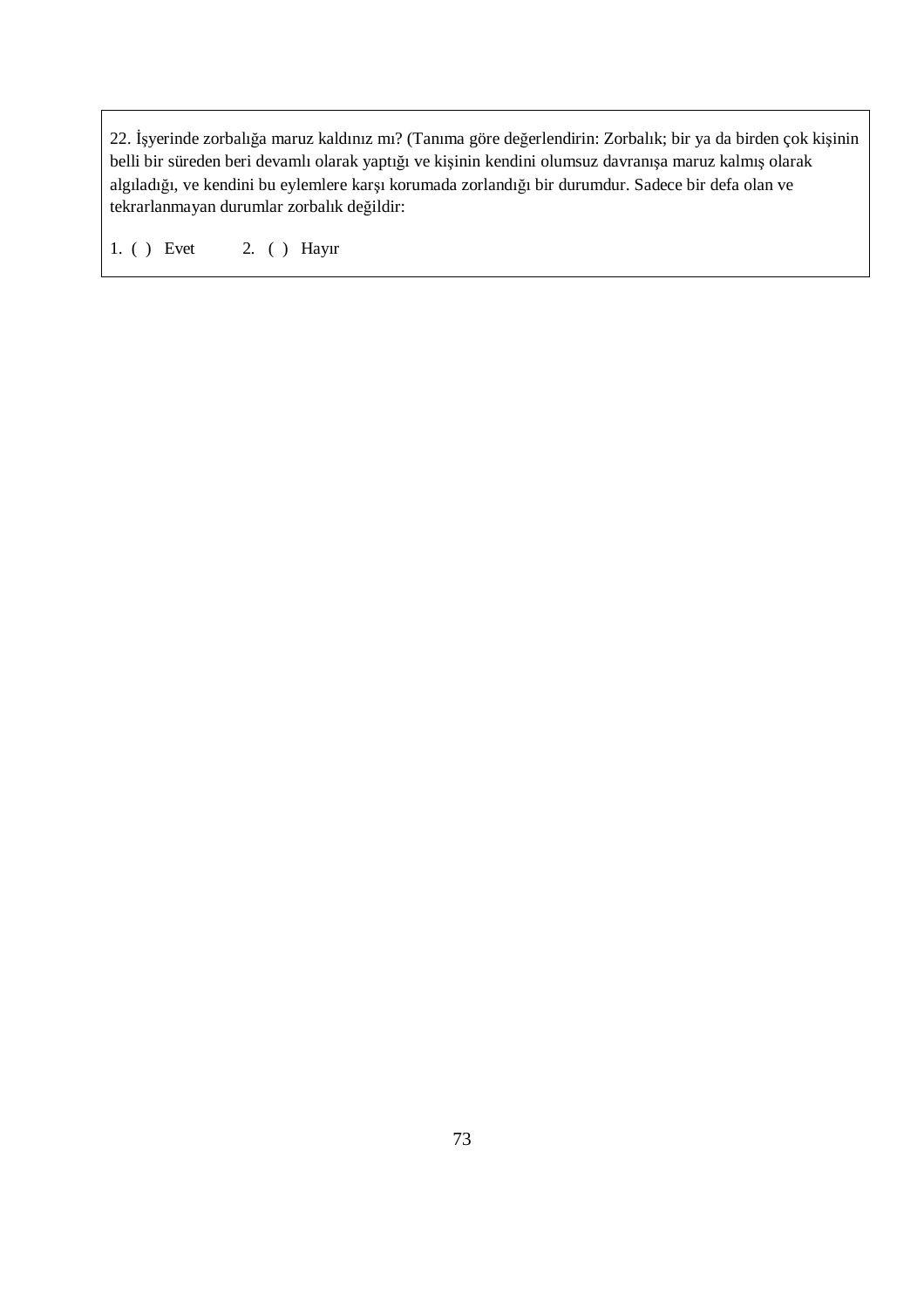22. İşyerinde zorbalığa maruz kaldınız mı? (Tanıma göre değerlendirin: Zorbalık; bir ya da birden çok kişinin belli bir süreden beri devamlı olarak yaptığı ve kişinin kendini olumsuz davranışa maruz kalmış olarak algıladığı, ve kendini bu eylemlere karşı korumada zorlandığı bir durumdur. Sadece bir defa olan ve tekrarlanmayan durumlar zorbalık değildir:

1. ( ) Evet 2. ( ) Hayır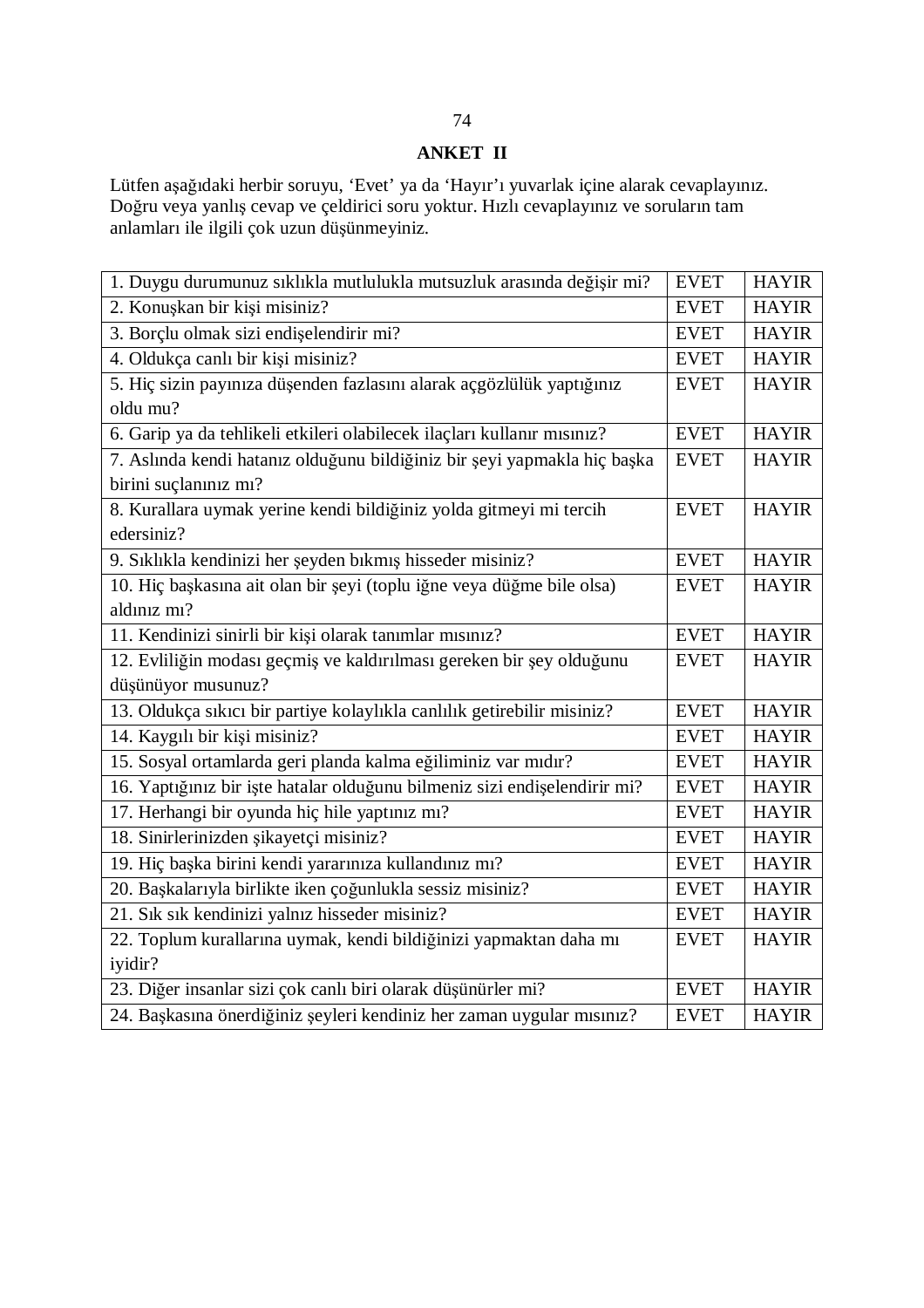## ANKET II

Lütfen aşağıdaki herbir soruyu, 'Evet' ya da 'Hayır'ı yuvarlak içine alarak cevaplayınız. Doğru veya yanlış cevap ve çeldirici soru yoktur. Hızlı cevaplayınız ve soruların tam anlamları ile ilgili çok uzun düşünmeyiniz.

| | | |
|---|---|---|
| 1. Duygu durumunuz sıklıkla mutlulukla mutsuzluk arasında değişir mi? | EVET | HAYIR |
| 2. Konuşkan bir kişi misiniz? | EVET | HAYIR |
| 3. Borçlu olmak sizi endişelendirir mi? | EVET | HAYIR |
| 4. Oldukça canlı bir kişi misiniz? | EVET | HAYIR |
| 5. Hiç sizin payınıza düşenden fazlasını alarak açgözlülük yaptığınız oldu mu? | EVET | HAYIR |
| 6. Garip ya da tehlikeli etkileri olabilecek ilaçları kullanır mısınız? | EVET | HAYIR |
| 7. Aslında kendi hatanız olduğunu bildiğiniz bir şeyi yapmakla hiç başka birini suçlanınız mı? | EVET | HAYIR |
| 8. Kurallara uymak yerine kendi bildiğiniz yolda gitmeyi mi tercih edersiniz? | EVET | HAYIR |
| 9. Sıklıkla kendinizi her şeyden bıkmış hisseder misiniz? | EVET | HAYIR |
| 10. Hiç başkasına ait olan bir şeyi (toplu iğne veya düğme bile olsa) aldınız mı? | EVET | HAYIR |
| 11. Kendinizi sinirli bir kişi olarak tanımlar mısınız? | EVET | HAYIR |
| 12. Evliliğin modası geçmiş ve kaldırılması gereken bir şey olduğunu düşünüyor musunuz? | EVET | HAYIR |
| 13. Oldukça sıkıcı bir partiye kolaylıkla canlılık getirebilir misiniz? | EVET | HAYIR |
| 14. Kaygılı bir kişi misiniz? | EVET | HAYIR |
| 15. Sosyal ortamlarda geri planda kalma eğiliminiz var mıdır? | EVET | HAYIR |
| 16. Yaptığınız bir işte hatalar olduğunu bilmeniz sizi endişelendirir mi? | EVET | HAYIR |
| 17. Herhangi bir oyunda hiç hile yaptınız mı? | EVET | HAYIR |
| 18. Sinirlerinizden şikayetçi misiniz? | EVET | HAYIR |
| 19. Hiç başka birini kendi yararınıza kullandınız mı? | EVET | HAYIR |
| 20. Başkalarıyla birlikte iken çoğunlukla sessiz misiniz? | EVET | HAYIR |
| 21. Sık sık kendinizi yalnız hisseder misiniz? | EVET | HAYIR |
| 22. Toplum kurallarına uymak, kendi bildiğinizi yapmaktan daha mı iyidir? | EVET | HAYIR |
| 23. Diğer insanlar sizi çok canlı biri olarak düşünürler mi? | EVET | HAYIR |
| 24. Başkasına önerdiğiniz şeyleri kendiniz her zaman uygular mısınız? | EVET | HAYIR |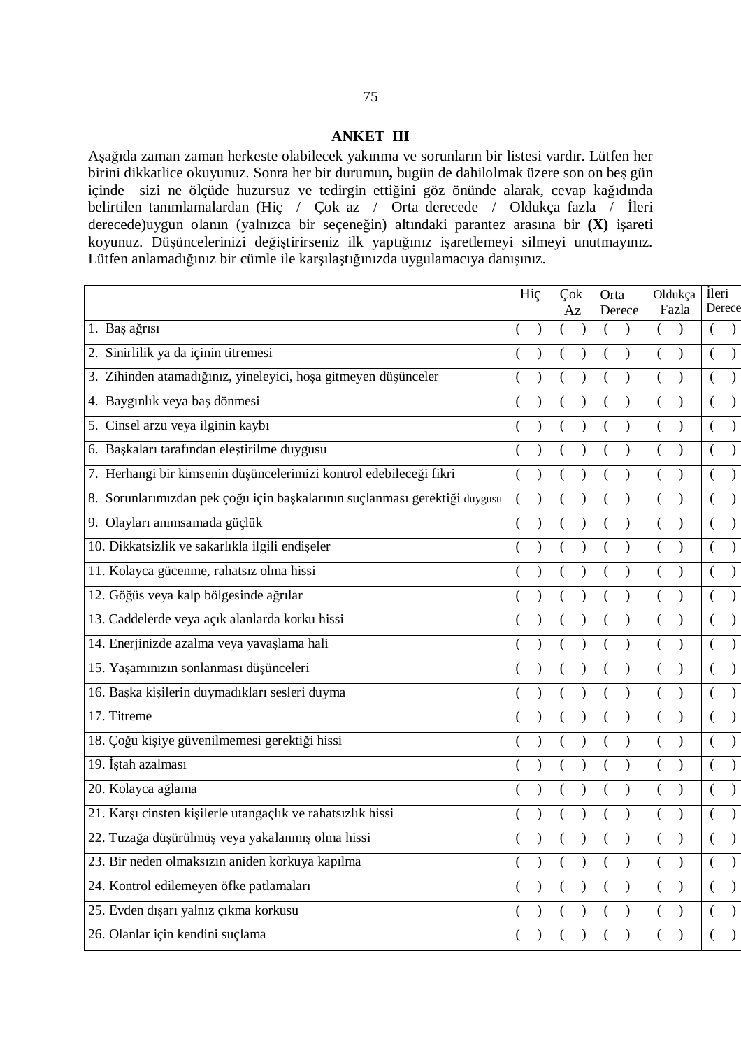## ANKET III

Aşağıda zaman zaman herkeste olabilecek yakınma ve sorunların bir listesi vardır. Lütfen her birini dikkatlice okuyunuz. Sonra her bir durumun**,** bugün de dahilolmak üzere son on beş gün içinde sizi ne ölçüde huzursuz ve tedirgin ettiğini göz önünde alarak, cevap kağıdında belirtilen tanımlamalardan (Hiç / Çok az / Orta derecede / Oldukça fazla / İleri derecede)uygun olanın (yalnızca bir seçeneğin) altındaki parantez arasına bir **(X)** işareti koyunuz. Düşüncelerinizi değiştirirseniz ilk yaptığınız işaretlemeyi silmeyi unutmayınız. Lütfen anlamadığınız bir cümle ile karşılaştığınızda uygulamacıya danışınız.

| | Hiç | Çok Az | Orta Derece | Oldukça Fazla | İleri Derece |
|---|---|---|---|---|---|
| 1. Baş ağrısı | ( ) | ( ) | ( ) | ( ) | ( ) |
| 2. Sinirlilik ya da içinin titremesi | ( ) | ( ) | ( ) | ( ) | ( ) |
| 3. Zihinden atamadığınız, yineleyici, hoşa gitmeyen düşünceler | ( ) | ( ) | ( ) | ( ) | ( ) |
| 4. Baygınlık veya baş dönmesi | ( ) | ( ) | ( ) | ( ) | ( ) |
| 5. Cinsel arzu veya ilginin kaybı | ( ) | ( ) | ( ) | ( ) | ( ) |
| 6. Başkaları tarafından eleştirilme duygusu | ( ) | ( ) | ( ) | ( ) | ( ) |
| 7. Herhangi bir kimsenin düşüncelerimizi kontrol edebileceği fikri | ( ) | ( ) | ( ) | ( ) | ( ) |
| 8. Sorunlarımızdan pek çoğu için başkalarının suçlanması gerektiği duygusu | ( ) | ( ) | ( ) | ( ) | ( ) |
| 9. Olayları anımsamada güçlük | ( ) | ( ) | ( ) | ( ) | ( ) |
| 10. Dikkatsizlik ve sakarlıkla ilgili endişeler | ( ) | ( ) | ( ) | ( ) | ( ) |
| 11. Kolayca gücenme, rahatsız olma hissi | ( ) | ( ) | ( ) | ( ) | ( ) |
| 12. Göğüs veya kalp bölgesinde ağrılar | ( ) | ( ) | ( ) | ( ) | ( ) |
| 13. Caddelerde veya açık alanlarda korku hissi | ( ) | ( ) | ( ) | ( ) | ( ) |
| 14. Enerjinizde azalma veya yavaşlama hali | ( ) | ( ) | ( ) | ( ) | ( ) |
| 15. Yaşamınızın sonlanması düşünceleri | ( ) | ( ) | ( ) | ( ) | ( ) |
| 16. Başka kişilerin duymadıkları sesleri duyma | ( ) | ( ) | ( ) | ( ) | ( ) |
| 17. Titreme | ( ) | ( ) | ( ) | ( ) | ( ) |
| 18. Çoğu kişiye güvenilmemesi gerektiği hissi | ( ) | ( ) | ( ) | ( ) | ( ) |
| 19. İştah azalması | ( ) | ( ) | ( ) | ( ) | ( ) |
| 20. Kolayca ağlama | ( ) | ( ) | ( ) | ( ) | ( ) |
| 21. Karşı cinsten kişilerle utangaçlık ve rahatsızlık hissi | ( ) | ( ) | ( ) | ( ) | ( ) |
| 22. Tuzağa düşürülmüş veya yakalanmış olma hissi | ( ) | ( ) | ( ) | ( ) | ( ) |
| 23. Bir neden olmaksızın aniden korkuya kapılma | ( ) | ( ) | ( ) | ( ) | ( ) |
| 24. Kontrol edilemeyen öfke patlamaları | ( ) | ( ) | ( ) | ( ) | ( ) |
| 25. Evden dışarı yalnız çıkma korkusu | ( ) | ( ) | ( ) | ( ) | ( ) |
| 26. Olanlar için kendini suçlama | ( ) | ( ) | ( ) | ( ) | ( ) |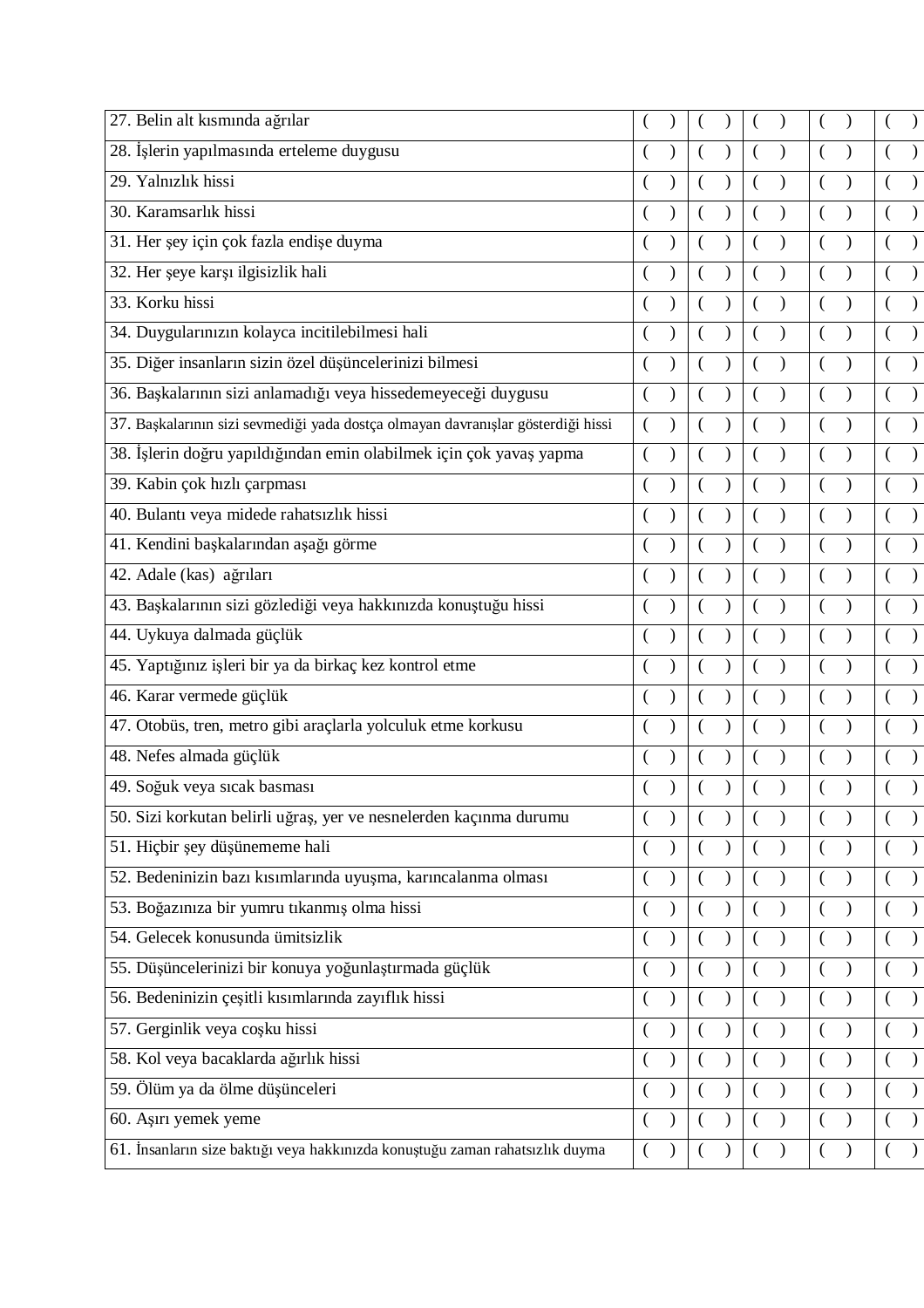| | | | | | |
|---|---|---|---|---|---|
| 27. Belin alt kısmında ağrılar | ( ) | ( ) | ( ) | ( ) | ( ) |
| 28. İşlerin yapılmasında erteleme duygusu | ( ) | ( ) | ( ) | ( ) | ( ) |
| 29. Yalnızlık hissi | ( ) | ( ) | ( ) | ( ) | ( ) |
| 30. Karamsarlık hissi | ( ) | ( ) | ( ) | ( ) | ( ) |
| 31. Her şey için çok fazla endişe duyma | ( ) | ( ) | ( ) | ( ) | ( ) |
| 32. Her şeye karşı ilgisizlik hali | ( ) | ( ) | ( ) | ( ) | ( ) |
| 33. Korku hissi | ( ) | ( ) | ( ) | ( ) | ( ) |
| 34. Duygularınızın kolayca incitilebilmesi hali | ( ) | ( ) | ( ) | ( ) | ( ) |
| 35. Diğer insanların sizin özel düşüncelerinizi bilmesi | ( ) | ( ) | ( ) | ( ) | ( ) |
| 36. Başkalarının sizi anlamadığı veya hissedemeyeceği duygusu | ( ) | ( ) | ( ) | ( ) | ( ) |
| 37. Başkalarının sizi sevmediği yada dostça olmayan davranışlar gösterdiği hissi | ( ) | ( ) | ( ) | ( ) | ( ) |
| 38. İşlerin doğru yapıldığından emin olabilmek için çok yavaş yapma | ( ) | ( ) | ( ) | ( ) | ( ) |
| 39. Kabin çok hızlı çarpması | ( ) | ( ) | ( ) | ( ) | ( ) |
| 40. Bulantı veya midede rahatsızlık hissi | ( ) | ( ) | ( ) | ( ) | ( ) |
| 41. Kendini başkalarından aşağı görme | ( ) | ( ) | ( ) | ( ) | ( ) |
| 42. Adale (kas) ağrıları | ( ) | ( ) | ( ) | ( ) | ( ) |
| 43. Başkalarının sizi gözlediği veya hakkınızda konuştuğu hissi | ( ) | ( ) | ( ) | ( ) | ( ) |
| 44. Uykuya dalmada güçlük | ( ) | ( ) | ( ) | ( ) | ( ) |
| 45. Yaptığınız işleri bir ya da birkaç kez kontrol etme | ( ) | ( ) | ( ) | ( ) | ( ) |
| 46. Karar vermede güçlük | ( ) | ( ) | ( ) | ( ) | ( ) |
| 47. Otobüs, tren, metro gibi araçlarla yolculuk etme korkusu | ( ) | ( ) | ( ) | ( ) | ( ) |
| 48. Nefes almada güçlük | ( ) | ( ) | ( ) | ( ) | ( ) |
| 49. Soğuk veya sıcak basması | ( ) | ( ) | ( ) | ( ) | ( ) |
| 50. Sizi korkutan belirli uğraş, yer ve nesnelerden kaçınma durumu | ( ) | ( ) | ( ) | ( ) | ( ) |
| 51. Hiçbir şey düşünememe hali | ( ) | ( ) | ( ) | ( ) | ( ) |
| 52. Bedeninizin bazı kısımlarında uyuşma, karıncalanma olması | ( ) | ( ) | ( ) | ( ) | ( ) |
| 53. Boğazınıza bir yumru tıkanmış olma hissi | ( ) | ( ) | ( ) | ( ) | ( ) |
| 54. Gelecek konusunda ümitsizlik | ( ) | ( ) | ( ) | ( ) | ( ) |
| 55. Düşüncelerinizi bir konuya yoğunlaştırmada güçlük | ( ) | ( ) | ( ) | ( ) | ( ) |
| 56. Bedeninizin çeşitli kısımlarında zayıflık hissi | ( ) | ( ) | ( ) | ( ) | ( ) |
| 57. Gerginlik veya coşku hissi | ( ) | ( ) | ( ) | ( ) | ( ) |
| 58. Kol veya bacaklarda ağırlık hissi | ( ) | ( ) | ( ) | ( ) | ( ) |
| 59. Ölüm ya da ölme düşünceleri | ( ) | ( ) | ( ) | ( ) | ( ) |
| 60. Aşırı yemek yeme | ( ) | ( ) | ( ) | ( ) | ( ) |
| 61. İnsanların size baktığı veya hakkınızda konuştuğu zaman rahatsızlık duyma | ( ) | ( ) | ( ) | ( ) | ( ) |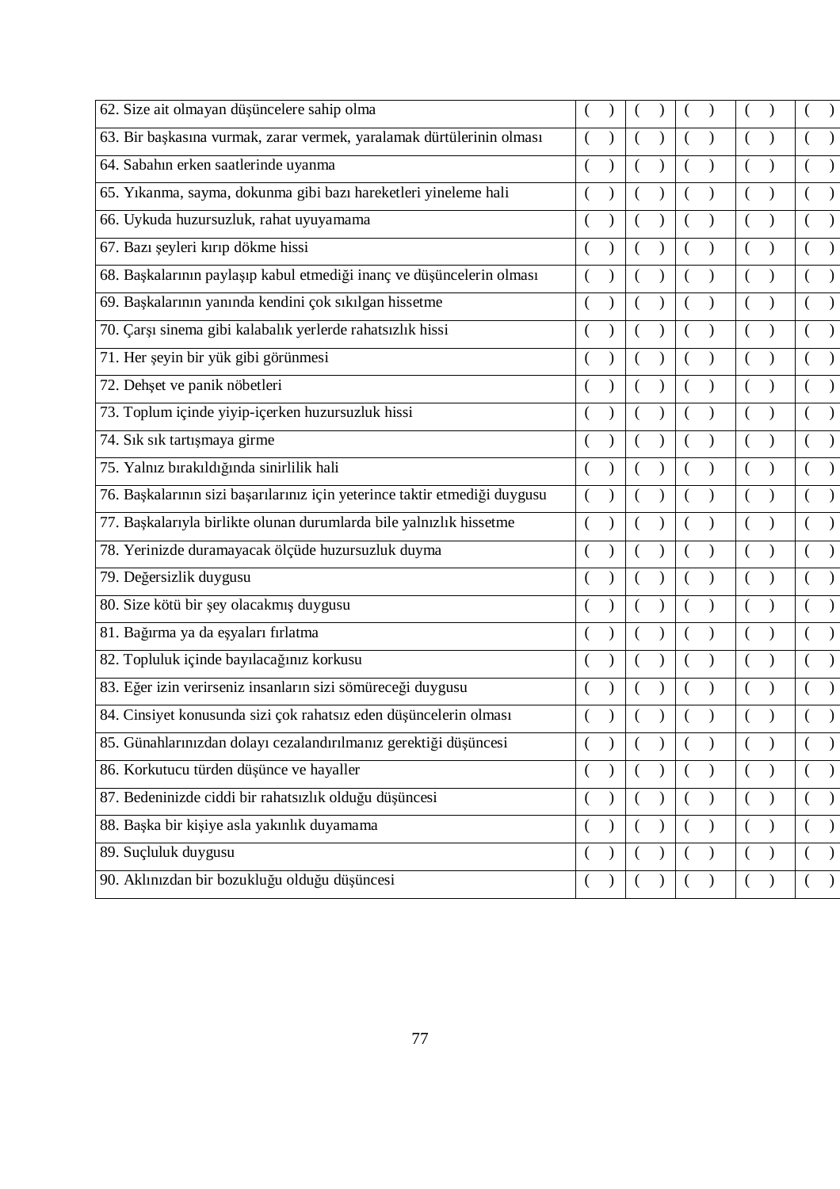| | | | | | |
|---|---|---|---|---|---|
| 62. Size ait olmayan düşüncelere sahip olma | ( ) | ( ) | ( ) | ( ) | ( ) |
| 63. Bir başkasına vurmak, zarar vermek, yaralamak dürtülerinin olması | ( ) | ( ) | ( ) | ( ) | ( ) |
| 64. Sabahın erken saatlerinde uyanma | ( ) | ( ) | ( ) | ( ) | ( ) |
| 65. Yıkanma, sayma, dokunma gibi bazı hareketleri yineleme hali | ( ) | ( ) | ( ) | ( ) | ( ) |
| 66. Uykuda huzursuzluk, rahat uyuyamama | ( ) | ( ) | ( ) | ( ) | ( ) |
| 67. Bazı şeyleri kırıp dökme hissi | ( ) | ( ) | ( ) | ( ) | ( ) |
| 68. Başkalarının paylaşıp kabul etmediği inanç ve düşüncelerin olması | ( ) | ( ) | ( ) | ( ) | ( ) |
| 69. Başkalarının yanında kendini çok sıkılgan hissetme | ( ) | ( ) | ( ) | ( ) | ( ) |
| 70. Çarşı sinema gibi kalabalık yerlerde rahatsızlık hissi | ( ) | ( ) | ( ) | ( ) | ( ) |
| 71. Her şeyin bir yük gibi görünmesi | ( ) | ( ) | ( ) | ( ) | ( ) |
| 72. Dehşet ve panik nöbetleri | ( ) | ( ) | ( ) | ( ) | ( ) |
| 73. Toplum içinde yiyip-içerken huzursuzluk hissi | ( ) | ( ) | ( ) | ( ) | ( ) |
| 74. Sık sık tartışmaya girme | ( ) | ( ) | ( ) | ( ) | ( ) |
| 75. Yalnız bırakıldığında sinirlilik hali | ( ) | ( ) | ( ) | ( ) | ( ) |
| 76. Başkalarının sizi başarılarınız için yeterince taktir etmediği duygusu | ( ) | ( ) | ( ) | ( ) | ( ) |
| 77. Başkalarıyla birlikte olunan durumlarda bile yalnızlık hissetme | ( ) | ( ) | ( ) | ( ) | ( ) |
| 78. Yerinizde duramayacak ölçüde huzursuzluk duyma | ( ) | ( ) | ( ) | ( ) | ( ) |
| 79. Değersizlik duygusu | ( ) | ( ) | ( ) | ( ) | ( ) |
| 80. Size kötü bir şey olacakmış duygusu | ( ) | ( ) | ( ) | ( ) | ( ) |
| 81. Bağırma ya da eşyaları fırlatma | ( ) | ( ) | ( ) | ( ) | ( ) |
| 82. Topluluk içinde bayılacağınız korkusu | ( ) | ( ) | ( ) | ( ) | ( ) |
| 83. Eğer izin verirseniz insanların sizi sömüreceği duygusu | ( ) | ( ) | ( ) | ( ) | ( ) |
| 84. Cinsiyet konusunda sizi çok rahatsız eden düşüncelerin olması | ( ) | ( ) | ( ) | ( ) | ( ) |
| 85. Günahlarınızdan dolayı cezalandırılmanız gerektiği düşüncesi | ( ) | ( ) | ( ) | ( ) | ( ) |
| 86. Korkutucu türden düşünce ve hayaller | ( ) | ( ) | ( ) | ( ) | ( ) |
| 87. Bedeninizde ciddi bir rahatsızlık olduğu düşüncesi | ( ) | ( ) | ( ) | ( ) | ( ) |
| 88. Başka bir kişiye asla yakınlık duyamama | ( ) | ( ) | ( ) | ( ) | ( ) |
| 89. Suçluluk duygusu | ( ) | ( ) | ( ) | ( ) | ( ) |
| 90. Aklınızdan bir bozukluğu olduğu düşüncesi | ( ) | ( ) | ( ) | ( ) | ( ) |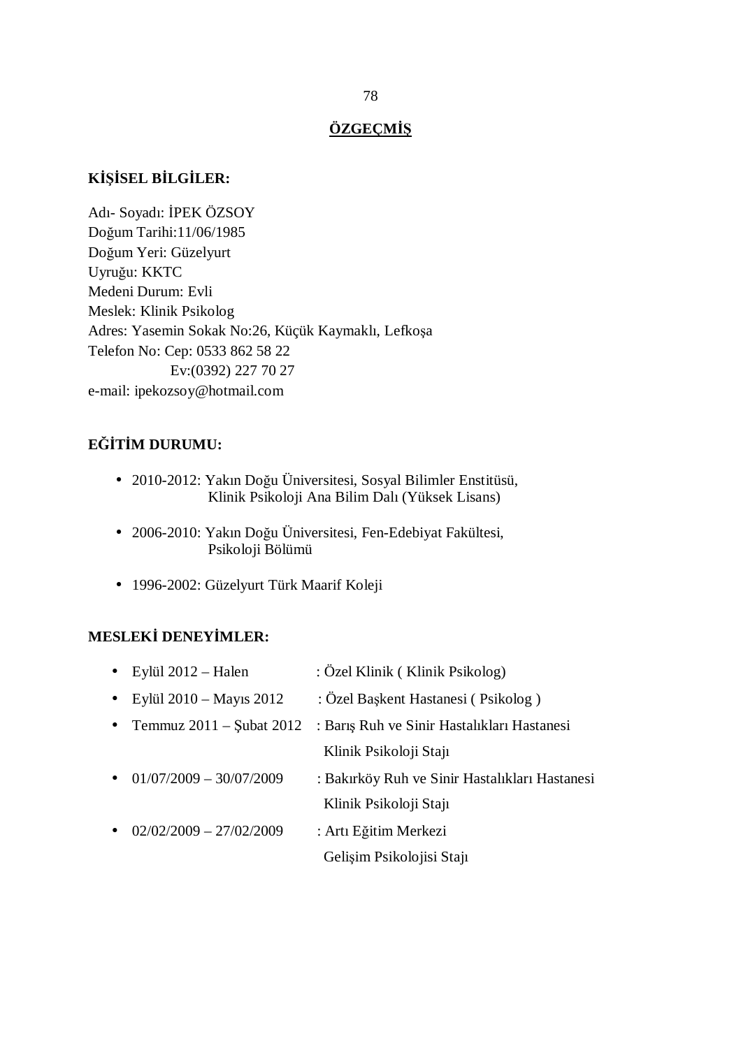# ÖZGEÇMİŞ

**KİŞİSEL BİLGİLER:**

Adı- Soyadı: İPEK ÖZSOY
Doğum Tarihi:11/06/1985
Doğum Yeri: Güzelyurt
Uyruğu: KKTC
Medeni Durum: Evli
Meslek: Klinik Psikolog
Adres: Yasemin Sokak No:26, Küçük Kaymaklı, Lefkoşa
Telefon No: Cep: 0533 862 58 22
Ev:(0392) 227 70 27
e-mail: ipekozsoy@hotmail.com

**EĞİTİM DURUMU:**

- 2010-2012: Yakın Doğu Üniversitesi, Sosyal Bilimler Enstitüsü, Klinik Psikoloji Ana Bilim Dalı (Yüksek Lisans)
- 2006-2010: Yakın Doğu Üniversitesi, Fen-Edebiyat Fakültesi, Psikoloji Bölümü
- 1996-2002: Güzelyurt Türk Maarif Koleji

**MESLEKİ DENEYİMLER:**

- Eylül 2012 – Halen : Özel Klinik ( Klinik Psikolog)
- Eylül 2010 – Mayıs 2012 : Özel Başkent Hastanesi ( Psikolog )
- Temmuz 2011 – Şubat 2012 : Barış Ruh ve Sinir Hastalıkları Hastanesi Klinik Psikoloji Stajı
- 01/07/2009 – 30/07/2009 : Bakırköy Ruh ve Sinir Hastalıkları Hastanesi Klinik Psikoloji Stajı
- 02/02/2009 – 27/02/2009 : Artı Eğitim Merkezi Gelişim Psikolojisi Stajı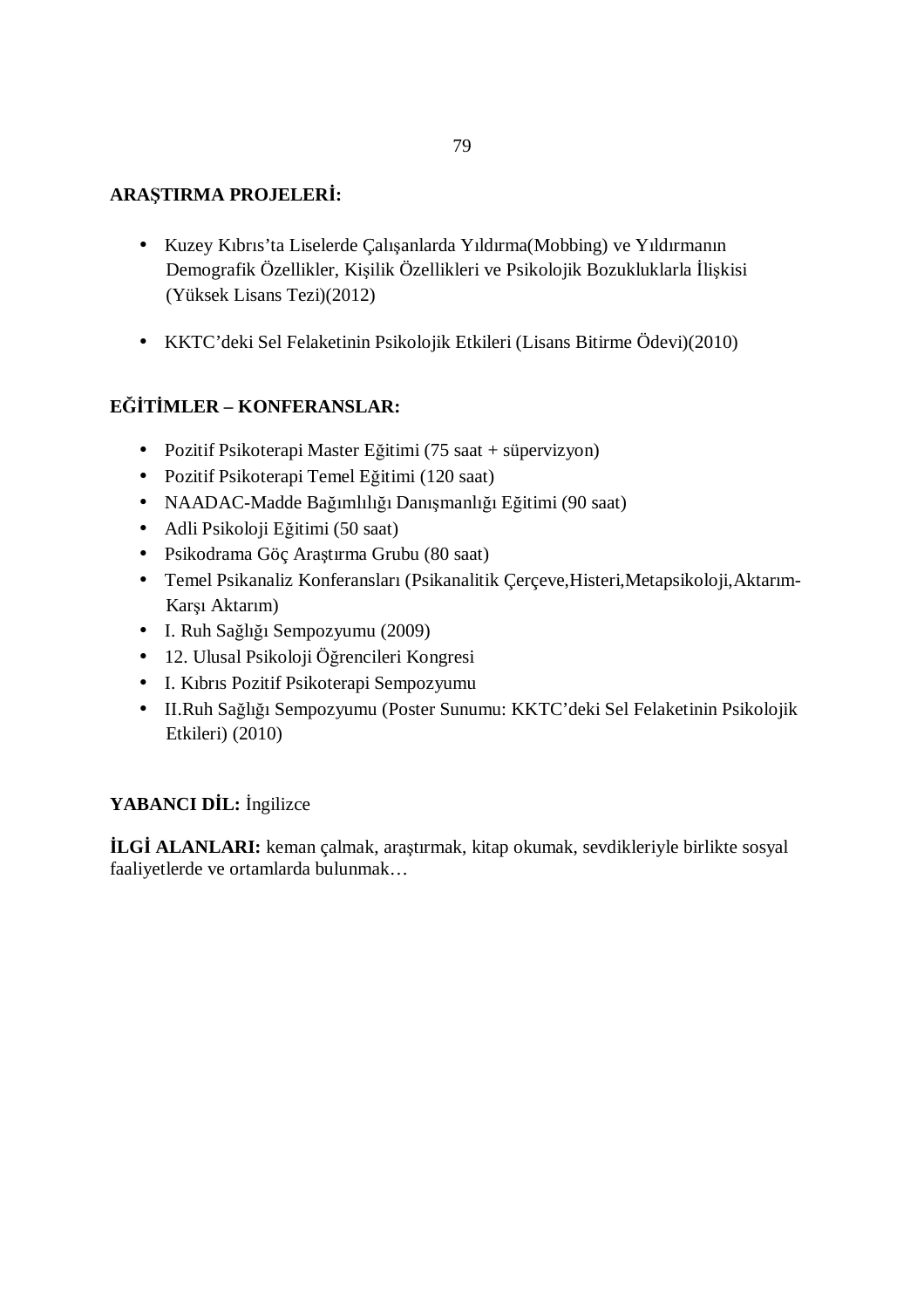**ARAŞTIRMA PROJELERİ:**

- Kuzey Kıbrıs'ta Liselerde Çalışanlarda Yıldırma(Mobbing) ve Yıldırmanın Demografik Özellikler, Kişilik Özellikleri ve Psikolojik Bozukluklarla İlişkisi (Yüksek Lisans Tezi)(2012)

- KKTC'deki Sel Felaketinin Psikolojik Etkileri (Lisans Bitirme Ödevi)(2010)

**EĞİTİMLER – KONFERANSLAR:**

- Pozitif Psikoterapi Master Eğitimi (75 saat + süpervizyon)
- Pozitif Psikoterapi Temel Eğitimi (120 saat)
- NAADAC-Madde Bağımlılığı Danışmanlığı Eğitimi (90 saat)
- Adli Psikoloji Eğitimi (50 saat)
- Psikodrama Göç Araştırma Grubu (80 saat)
- Temel Psikanaliz Konferansları (Psikanalitik Çerçeve,Histeri,Metapsikoloji,Aktarım-Karşı Aktarım)
- I. Ruh Sağlığı Sempozyumu (2009)
- 12. Ulusal Psikoloji Öğrencileri Kongresi
- I. Kıbrıs Pozitif Psikoterapi Sempozyumu
- II.Ruh Sağlığı Sempozyumu (Poster Sunumu: KKTC'deki Sel Felaketinin Psikolojik Etkileri) (2010)

**YABANCI DİL:** İngilizce

**İLGİ ALANLARI:** keman çalmak, araştırmak, kitap okumak, sevdikleriyle birlikte sosyal faaliyetlerde ve ortamlarda bulunmak…